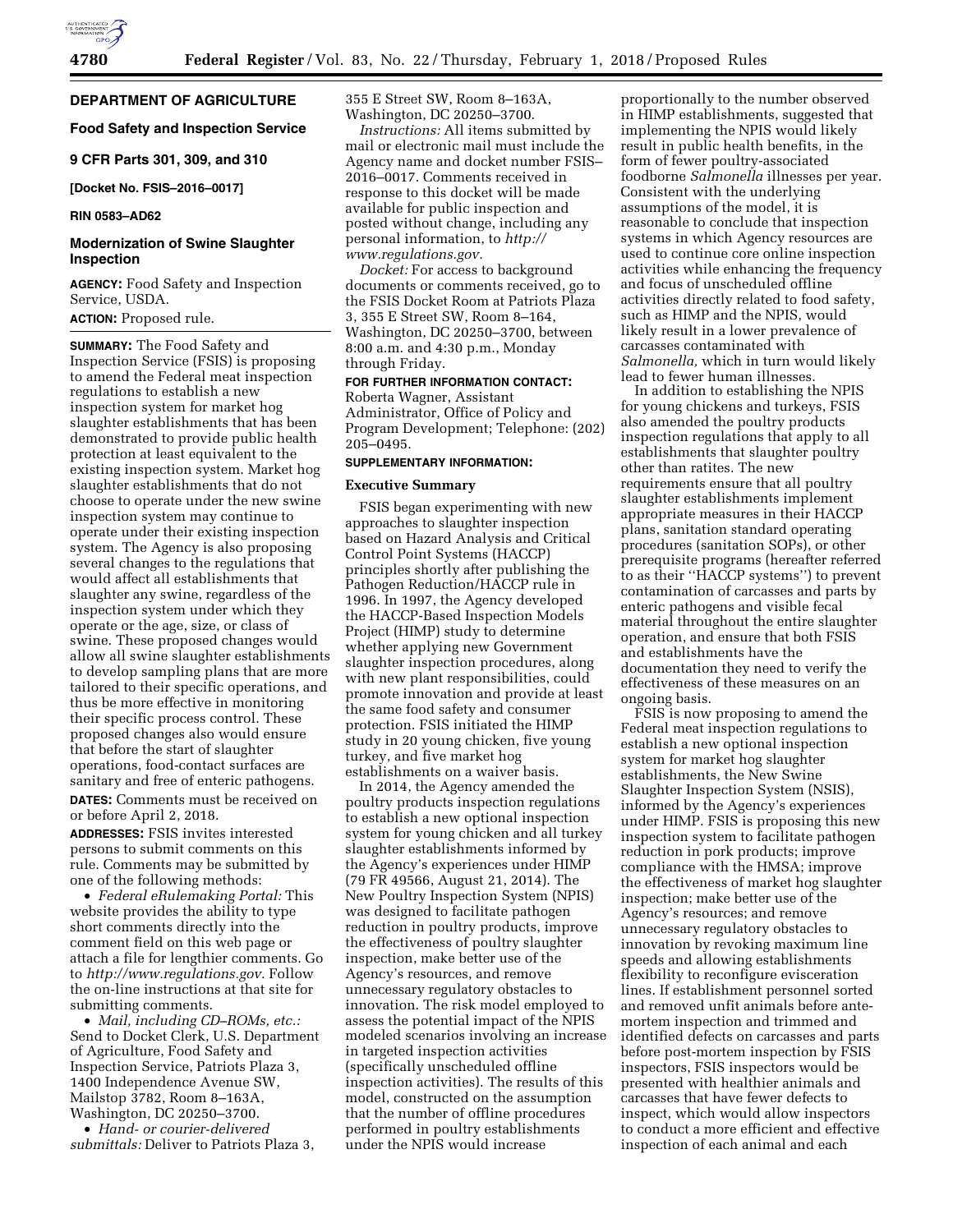## DEPARTMENT OF AGRICULTURE

### Food Safety and Inspection Service

### 9 CFR Parts 301, 309, and 310

**[Docket No. FSIS–2016–0017]**

**RIN 0583–AD62**

### Modernization of Swine Slaughter Inspection

**AGENCY:** Food Safety and Inspection Service, USDA.

**ACTION:** Proposed rule.

**SUMMARY:** The Food Safety and Inspection Service (FSIS) is proposing to amend the Federal meat inspection regulations to establish a new inspection system for market hog slaughter establishments that has been demonstrated to provide public health protection at least equivalent to the existing inspection system. Market hog slaughter establishments that do not choose to operate under the new swine inspection system may continue to operate under their existing inspection system. The Agency is also proposing several changes to the regulations that would affect all establishments that slaughter any swine, regardless of the inspection system under which they operate or the age, size, or class of swine. These proposed changes would allow all swine slaughter establishments to develop sampling plans that are more tailored to their specific operations, and thus be more effective in monitoring their specific process control. These proposed changes also would ensure that before the start of slaughter operations, food-contact surfaces are sanitary and free of enteric pathogens.

**DATES:** Comments must be received on or before April 2, 2018.

**ADDRESSES:** FSIS invites interested persons to submit comments on this rule. Comments may be submitted by one of the following methods:

- *Federal eRulemaking Portal:* This website provides the ability to type short comments directly into the comment field on this web page or attach a file for lengthier comments. Go to *http://www.regulations.gov.* Follow the on-line instructions at that site for submitting comments.
- *Mail, including CD–ROMs, etc.:* Send to Docket Clerk, U.S. Department of Agriculture, Food Safety and Inspection Service, Patriots Plaza 3, 1400 Independence Avenue SW, Mailstop 3782, Room 8–163A, Washington, DC 20250–3700.
- *Hand- or courier-delivered submittals:* Deliver to Patriots Plaza 3, 355 E Street SW, Room 8–163A, Washington, DC 20250–3700.

*Instructions:* All items submitted by mail or electronic mail must include the Agency name and docket number FSIS–2016–0017. Comments received in response to this docket will be made available for public inspection and posted without change, including any personal information, to *http://www.regulations.gov.*

*Docket:* For access to background documents or comments received, go to the FSIS Docket Room at Patriots Plaza 3, 355 E Street SW, Room 8–164, Washington, DC 20250–3700, between 8:00 a.m. and 4:30 p.m., Monday through Friday.

**FOR FURTHER INFORMATION CONTACT:** Roberta Wagner, Assistant Administrator, Office of Policy and Program Development; Telephone: (202) 205–0495.

**SUPPLEMENTARY INFORMATION:**

### Executive Summary

FSIS began experimenting with new approaches to slaughter inspection based on Hazard Analysis and Critical Control Point Systems (HACCP) principles shortly after publishing the Pathogen Reduction/HACCP rule in 1996. In 1997, the Agency developed the HACCP-Based Inspection Models Project (HIMP) study to determine whether applying new Government slaughter inspection procedures, along with new plant responsibilities, could promote innovation and provide at least the same food safety and consumer protection. FSIS initiated the HIMP study in 20 young chicken, five young turkey, and five market hog establishments on a waiver basis.

In 2014, the Agency amended the poultry products inspection regulations to establish a new optional inspection system for young chicken and all turkey slaughter establishments informed by the Agency's experiences under HIMP (79 FR 49566, August 21, 2014). The New Poultry Inspection System (NPIS) was designed to facilitate pathogen reduction in poultry products, improve the effectiveness of poultry slaughter inspection, make better use of the Agency's resources, and remove unnecessary regulatory obstacles to innovation. The risk model employed to assess the potential impact of the NPIS modeled scenarios involving an increase in targeted inspection activities (specifically unscheduled offline inspection activities). The results of this model, constructed on the assumption that the number of offline procedures performed in poultry establishments under the NPIS would increase proportionally to the number observed in HIMP establishments, suggested that implementing the NPIS would likely result in public health benefits, in the form of fewer poultry-associated foodborne *Salmonella* illnesses per year. Consistent with the underlying assumptions of the model, it is reasonable to conclude that inspection systems in which Agency resources are used to continue core online inspection activities while enhancing the frequency and focus of unscheduled offline activities directly related to food safety, such as HIMP and the NPIS, would likely result in a lower prevalence of carcasses contaminated with *Salmonella,* which in turn would likely lead to fewer human illnesses.

In addition to establishing the NPIS for young chickens and turkeys, FSIS also amended the poultry products inspection regulations that apply to all establishments that slaughter poultry other than ratites. The new requirements ensure that all poultry slaughter establishments implement appropriate measures in their HACCP plans, sanitation standard operating procedures (sanitation SOPs), or other prerequisite programs (hereafter referred to as their ''HACCP systems'') to prevent contamination of carcasses and parts by enteric pathogens and visible fecal material throughout the entire slaughter operation, and ensure that both FSIS and establishments have the documentation they need to verify the effectiveness of these measures on an ongoing basis.

FSIS is now proposing to amend the Federal meat inspection regulations to establish a new optional inspection system for market hog slaughter establishments, the New Swine Slaughter Inspection System (NSIS), informed by the Agency's experiences under HIMP. FSIS is proposing this new inspection system to facilitate pathogen reduction in pork products; improve compliance with the HMSA; improve the effectiveness of market hog slaughter inspection; make better use of the Agency's resources; and remove unnecessary regulatory obstacles to innovation by revoking maximum line speeds and allowing establishments flexibility to reconfigure evisceration lines. If establishment personnel sorted and removed unfit animals before ante-mortem inspection and trimmed and identified defects on carcasses and parts before post-mortem inspection by FSIS inspectors, FSIS inspectors would be presented with healthier animals and carcasses that have fewer defects to inspect, which would allow inspectors to conduct a more efficient and effective inspection of each animal and each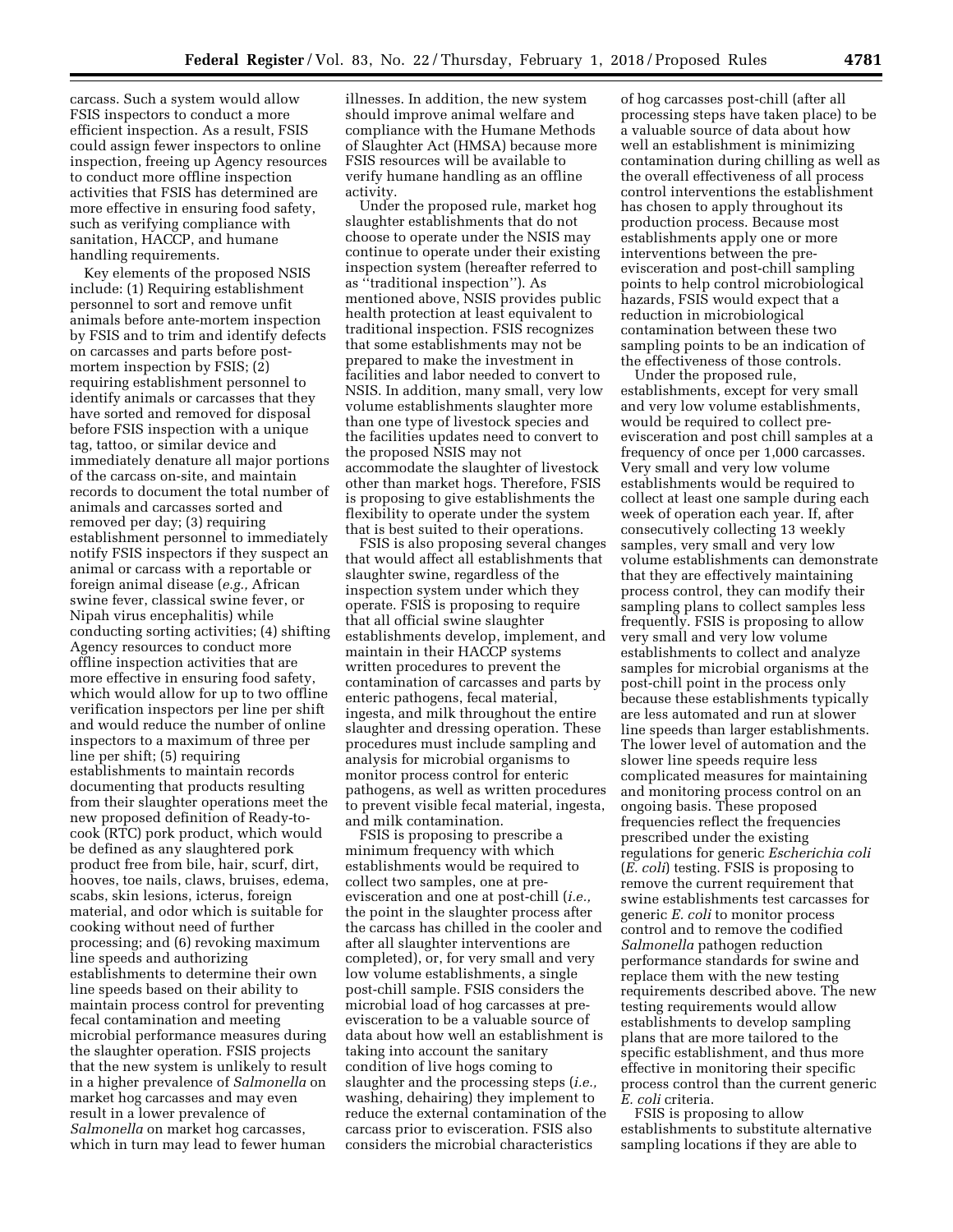carcass. Such a system would allow FSIS inspectors to conduct a more efficient inspection. As a result, FSIS could assign fewer inspectors to online inspection, freeing up Agency resources to conduct more offline inspection activities that FSIS has determined are more effective in ensuring food safety, such as verifying compliance with sanitation, HACCP, and humane handling requirements.

Key elements of the proposed NSIS include: (1) Requiring establishment personnel to sort and remove unfit animals before ante-mortem inspection by FSIS and to trim and identify defects on carcasses and parts before post-mortem inspection by FSIS; (2) requiring establishment personnel to identify animals or carcasses that they have sorted and removed for disposal before FSIS inspection with a unique tag, tattoo, or similar device and immediately denature all major portions of the carcass on-site, and maintain records to document the total number of animals and carcasses sorted and removed per day; (3) requiring establishment personnel to immediately notify FSIS inspectors if they suspect an animal or carcass with a reportable or foreign animal disease (*e.g.,* African swine fever, classical swine fever, or Nipah virus encephalitis) while conducting sorting activities; (4) shifting Agency resources to conduct more offline inspection activities that are more effective in ensuring food safety, which would allow for up to two offline verification inspectors per line per shift and would reduce the number of online inspectors to a maximum of three per line per shift; (5) requiring establishments to maintain records documenting that products resulting from their slaughter operations meet the new proposed definition of Ready-to-cook (RTC) pork product, which would be defined as any slaughtered pork product free from bile, hair, scurf, dirt, hooves, toe nails, claws, bruises, edema, scabs, skin lesions, icterus, foreign material, and odor which is suitable for cooking without need of further processing; and (6) revoking maximum line speeds and authorizing establishments to determine their own line speeds based on their ability to maintain process control for preventing fecal contamination and meeting microbial performance measures during the slaughter operation. FSIS projects that the new system is unlikely to result in a higher prevalence of *Salmonella* on market hog carcasses and may even result in a lower prevalence of *Salmonella* on market hog carcasses, which in turn may lead to fewer human illnesses. In addition, the new system should improve animal welfare and compliance with the Humane Methods of Slaughter Act (HMSA) because more FSIS resources will be available to verify humane handling as an offline activity.

Under the proposed rule, market hog slaughter establishments that do not choose to operate under the NSIS may continue to operate under their existing inspection system (hereafter referred to as "traditional inspection"). As mentioned above, NSIS provides public health protection at least equivalent to traditional inspection. FSIS recognizes that some establishments may not be prepared to make the investment in facilities and labor needed to convert to NSIS. In addition, many small, very low volume establishments slaughter more than one type of livestock species and the facilities updates need to convert to the proposed NSIS may not accommodate the slaughter of livestock other than market hogs. Therefore, FSIS is proposing to give establishments the flexibility to operate under the system that is best suited to their operations.

FSIS is also proposing several changes that would affect all establishments that slaughter swine, regardless of the inspection system under which they operate. FSIS is proposing to require that all official swine slaughter establishments develop, implement, and maintain in their HACCP systems written procedures to prevent the contamination of carcasses and parts by enteric pathogens, fecal material, ingesta, and milk throughout the entire slaughter and dressing operation. These procedures must include sampling and analysis for microbial organisms to monitor process control for enteric pathogens, as well as written procedures to prevent visible fecal material, ingesta, and milk contamination.

FSIS is proposing to prescribe a minimum frequency with which establishments would be required to collect two samples, one at pre-evisceration and one at post-chill (*i.e.,* the point in the slaughter process after the carcass has chilled in the cooler and after all slaughter interventions are completed), or, for very small and very low volume establishments, a single post-chill sample. FSIS considers the microbial load of hog carcasses at pre-evisceration to be a valuable source of data about how well an establishment is taking into account the sanitary condition of live hogs coming to slaughter and the processing steps (*i.e.,* washing, dehairing) they implement to reduce the external contamination of the carcass prior to evisceration. FSIS also considers the microbial characteristics of hog carcasses post-chill (after all processing steps have taken place) to be a valuable source of data about how well an establishment is minimizing contamination during chilling as well as the overall effectiveness of all process control interventions the establishment has chosen to apply throughout its production process. Because most establishments apply one or more interventions between the pre-evisceration and post-chill sampling points to help control microbiological hazards, FSIS would expect that a reduction in microbiological contamination between these two sampling points to be an indication of the effectiveness of those controls.

Under the proposed rule, establishments, except for very small and very low volume establishments, would be required to collect pre-evisceration and post chill samples at a frequency of once per 1,000 carcasses. Very small and very low volume establishments would be required to collect at least one sample during each week of operation each year. If, after consecutively collecting 13 weekly samples, very small and very low volume establishments can demonstrate that they are effectively maintaining process control, they can modify their sampling plans to collect samples less frequently. FSIS is proposing to allow very small and very low volume establishments to collect and analyze samples for microbial organisms at the post-chill point in the process only because these establishments typically are less automated and run at slower line speeds than larger establishments. The lower level of automation and the slower line speeds require less complicated measures for maintaining and monitoring process control on an ongoing basis. These proposed frequencies reflect the frequencies prescribed under the existing regulations for generic *Escherichia coli* (*E. coli*) testing. FSIS is proposing to remove the current requirement that swine establishments test carcasses for generic *E. coli* to monitor process control and to remove the codified *Salmonella* pathogen reduction performance standards for swine and replace them with the new testing requirements described above. The new testing requirements would allow establishments to develop sampling plans that are more tailored to the specific establishment, and thus more effective in monitoring their specific process control than the current generic *E. coli* criteria.

FSIS is proposing to allow establishments to substitute alternative sampling locations if they are able to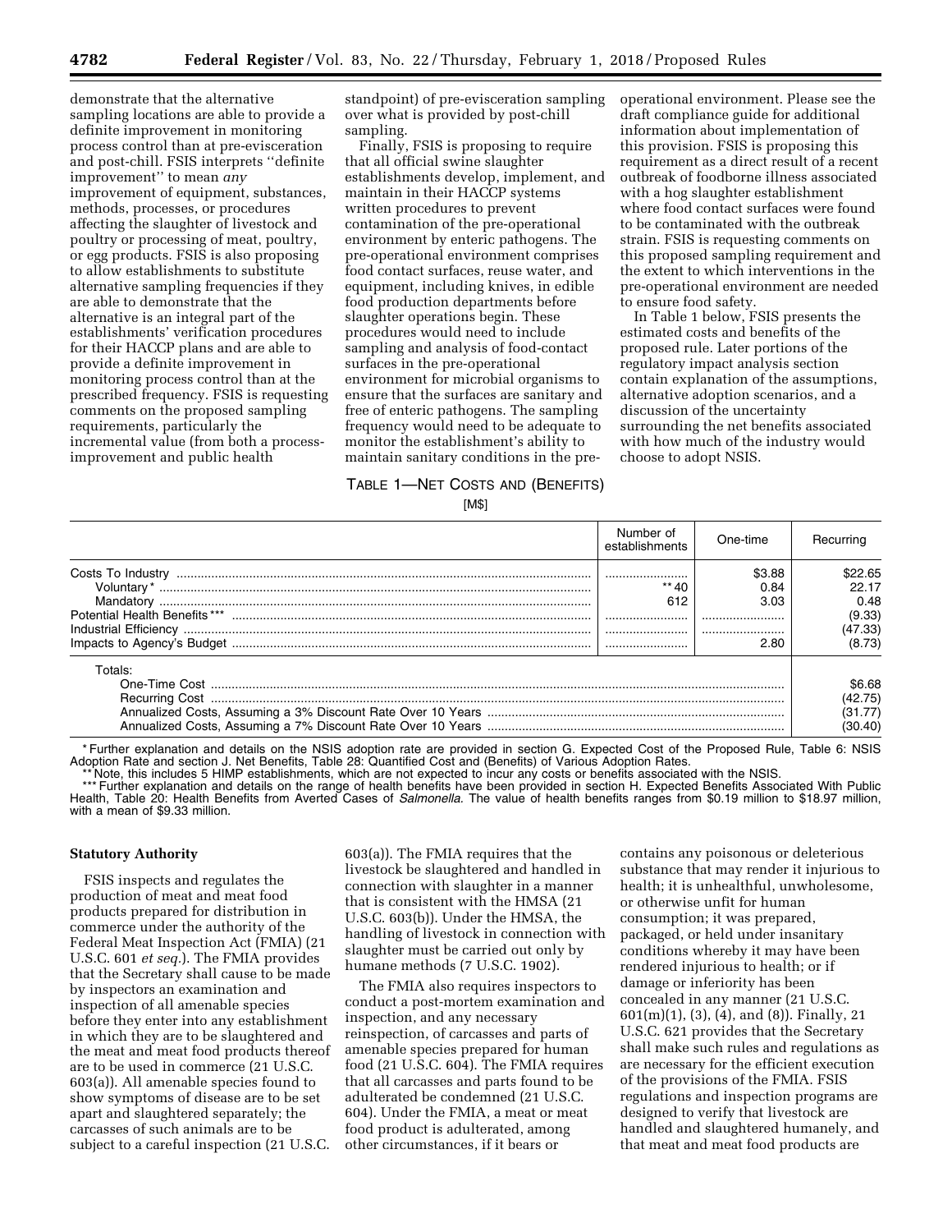demonstrate that the alternative sampling locations are able to provide a definite improvement in monitoring process control than at pre-evisceration and post-chill. FSIS interprets ''definite improvement'' to mean *any* improvement of equipment, substances, methods, processes, or procedures affecting the slaughter of livestock and poultry or processing of meat, poultry, or egg products. FSIS is also proposing to allow establishments to substitute alternative sampling frequencies if they are able to demonstrate that the alternative is an integral part of the establishments' verification procedures for their HACCP plans and are able to provide a definite improvement in monitoring process control than at the prescribed frequency. FSIS is requesting comments on the proposed sampling requirements, particularly the incremental value (from both a process-improvement and public health standpoint) of pre-evisceration sampling over what is provided by post-chill sampling.

Finally, FSIS is proposing to require that all official swine slaughter establishments develop, implement, and maintain in their HACCP systems written procedures to prevent contamination of the pre-operational environment by enteric pathogens. The pre-operational environment comprises food contact surfaces, reuse water, and equipment, including knives, in edible food production departments before slaughter operations begin. These procedures would need to include sampling and analysis of food-contact surfaces in the pre-operational environment for microbial organisms to ensure that the surfaces are sanitary and free of enteric pathogens. The sampling frequency would need to be adequate to monitor the establishment's ability to maintain sanitary conditions in the pre-operational environment. Please see the draft compliance guide for additional information about implementation of this provision. FSIS is proposing this requirement as a direct result of a recent outbreak of foodborne illness associated with a hog slaughter establishment where food contact surfaces were found to be contaminated with the outbreak strain. FSIS is requesting comments on this proposed sampling requirement and the extent to which interventions in the pre-operational environment are needed to ensure food safety.

In Table 1 below, FSIS presents the estimated costs and benefits of the proposed rule. Later portions of the regulatory impact analysis section contain explanation of the assumptions, alternative adoption scenarios, and a discussion of the uncertainty surrounding the net benefits associated with how much of the industry would choose to adopt NSIS.

TABLE 1—NET COSTS AND (BENEFITS)

[M$]

| | Number of establishments | One-time | Recurring |
|---|---|---|---|
| Costs To Industry | | $3.88 | $22.65 |
| Voluntary* | ** 40 | 0.84 | 22.17 |
| Mandatory | 612 | 3.03 | 0.48 |
| Potential Health Benefits*** | | | (9.33) |
| Industrial Efficiency | | | (47.33) |
| Impacts to Agency's Budget | | 2.80 | (8.73) |
| **Totals:** | | | |
| One-Time Cost | | | $6.68 |
| Recurring Cost | | | (42.75) |
| Annualized Costs, Assuming a 3% Discount Rate Over 10 Years | | | (31.77) |
| Annualized Costs, Assuming a 7% Discount Rate Over 10 Years | | | (30.40) |

* Further explanation and details on the NSIS adoption rate are provided in section G. Expected Cost of the Proposed Rule, Table 6: NSIS Adoption Rate and section J. Net Benefits, Table 28: Quantified Cost and (Benefits) of Various Adoption Rates.

** Note, this includes 5 HIMP establishments, which are not expected to incur any costs or benefits associated with the NSIS.

*** Further explanation and details on the range of health benefits have been provided in section H. Expected Benefits Associated With Public Health, Table 20: Health Benefits from Averted Cases of *Salmonella*. The value of health benefits ranges from $0.19 million to $18.97 million, with a mean of $9.33 million.

## Statutory Authority

FSIS inspects and regulates the production of meat and meat food products prepared for distribution in commerce under the authority of the Federal Meat Inspection Act (FMIA) (21 U.S.C. 601 *et seq.*). The FMIA provides that the Secretary shall cause to be made by inspectors an examination and inspection of all amenable species before they enter into any establishment in which they are to be slaughtered and the meat and meat food products thereof are to be used in commerce (21 U.S.C. 603(a)). All amenable species found to show symptoms of disease are to be set apart and slaughtered separately; the carcasses of such animals are to be subject to a careful inspection (21 U.S.C. 603(a)). The FMIA requires that the livestock be slaughtered and handled in connection with slaughter in a manner that is consistent with the HMSA (21 U.S.C. 603(b)). Under the HMSA, the handling of livestock in connection with slaughter must be carried out only by humane methods (7 U.S.C. 1902).

The FMIA also requires inspectors to conduct a post-mortem examination and inspection, and any necessary reinspection, of carcasses and parts of amenable species prepared for human food (21 U.S.C. 604). The FMIA requires that all carcasses and parts found to be adulterated be condemned (21 U.S.C. 604). Under the FMIA, a meat or meat food product is adulterated, among other circumstances, if it bears or contains any poisonous or deleterious substance that may render it injurious to health; it is unhealthful, unwholesome, or otherwise unfit for human consumption; it was prepared, packaged, or held under insanitary conditions whereby it may have been rendered injurious to health; or if damage or inferiority has been concealed in any manner (21 U.S.C. 601(m)(1), (3), (4), and (8)). Finally, 21 U.S.C. 621 provides that the Secretary shall make such rules and regulations as are necessary for the efficient execution of the provisions of the FMIA. FSIS regulations and inspection programs are designed to verify that livestock are handled and slaughtered humanely, and that meat and meat food products are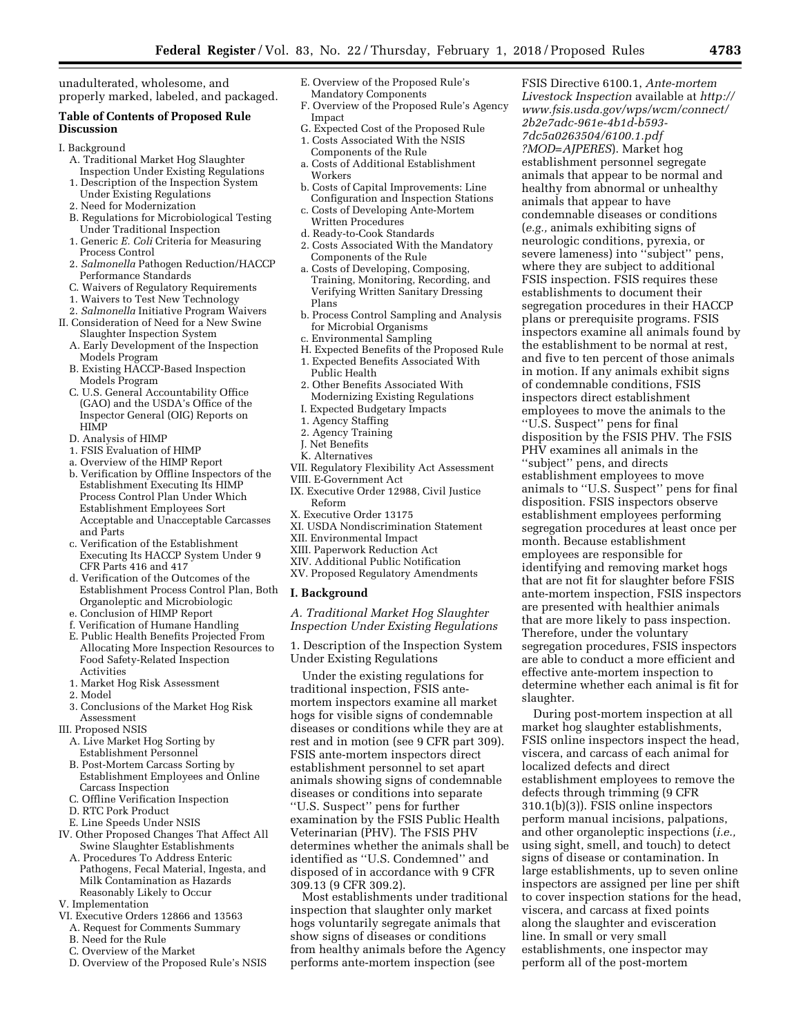unadulterated, wholesome, and properly marked, labeled, and packaged.

### Table of Contents of Proposed Rule Discussion

I. Background
- A. Traditional Market Hog Slaughter Inspection Under Existing Regulations
  - 1. Description of the Inspection System Under Existing Regulations
  - 2. Need for Modernization
- B. Regulations for Microbiological Testing Under Traditional Inspection
  - 1. Generic *E. Coli* Criteria for Measuring Process Control
  - 2. *Salmonella* Pathogen Reduction/HACCP Performance Standards
- C. Waivers of Regulatory Requirements
  - 1. Waivers to Test New Technology
  - 2. *Salmonella* Initiative Program Waivers

II. Consideration of Need for a New Swine Slaughter Inspection System
- A. Early Development of the Inspection Models Program
- B. Existing HACCP-Based Inspection Models Program
- C. U.S. General Accountability Office (GAO) and the USDA's Office of the Inspector General (OIG) Reports on HIMP
- D. Analysis of HIMP
  - 1. FSIS Evaluation of HIMP
  - a. Overview of the HIMP Report
  - b. Verification by Offline Inspectors of the Establishment Executing Its HIMP Process Control Plan Under Which Establishment Employees Sort Acceptable and Unacceptable Carcasses and Parts
  - c. Verification of the Establishment Executing Its HACCP System Under 9 CFR Parts 416 and 417
  - d. Verification of the Outcomes of the Establishment Process Control Plan, Both Organoleptic and Microbiologic
  - e. Conclusion of HIMP Report
  - f. Verification of Humane Handling
- E. Public Health Benefits Projected From Allocating More Inspection Resources to Food Safety-Related Inspection Activities
  - 1. Market Hog Risk Assessment
  - 2. Model
  - 3. Conclusions of the Market Hog Risk Assessment

III. Proposed NSIS
- A. Live Market Hog Sorting by Establishment Personnel
- B. Post-Mortem Carcass Sorting by Establishment Employees and Online Carcass Inspection
- C. Offline Verification Inspection
- D. RTC Pork Product
- E. Line Speeds Under NSIS

IV. Other Proposed Changes That Affect All Swine Slaughter Establishments
- A. Procedures To Address Enteric Pathogens, Fecal Material, Ingesta, and Milk Contamination as Hazards Reasonably Likely to Occur

V. Implementation

VI. Executive Orders 12866 and 13563
- A. Request for Comments Summary
- B. Need for the Rule
- C. Overview of the Market
- D. Overview of the Proposed Rule's NSIS
- E. Overview of the Proposed Rule's Mandatory Components
- F. Overview of the Proposed Rule's Agency Impact
- G. Expected Cost of the Proposed Rule
  - 1. Costs Associated With the NSIS Components of the Rule
  - a. Costs of Additional Establishment Workers
  - b. Costs of Capital Improvements: Line Configuration and Inspection Stations
  - c. Costs of Developing Ante-Mortem Written Procedures
  - d. Ready-to-Cook Standards
  - 2. Costs Associated With the Mandatory Components of the Rule
  - a. Costs of Developing, Composing, Training, Monitoring, Recording, and Verifying Written Sanitary Dressing Plans
  - b. Process Control Sampling and Analysis for Microbial Organisms
  - c. Environmental Sampling
- H. Expected Benefits of the Proposed Rule
  - 1. Expected Benefits Associated With Public Health
  - 2. Other Benefits Associated With Modernizing Existing Regulations
- I. Expected Budgetary Impacts
  - 1. Agency Staffing
  - 2. Agency Training
- J. Net Benefits
- K. Alternatives

VII. Regulatory Flexibility Act Assessment

VIII. E-Government Act

IX. Executive Order 12988, Civil Justice Reform

X. Executive Order 13175

XI. USDA Nondiscrimination Statement

XII. Environmental Impact

XIII. Paperwork Reduction Act

XIV. Additional Public Notification

XV. Proposed Regulatory Amendments

## I. Background

### *A. Traditional Market Hog Slaughter Inspection Under Existing Regulations*

1. Description of the Inspection System Under Existing Regulations

Under the existing regulations for traditional inspection, FSIS ante-mortem inspectors examine all market hogs for visible signs of condemnable diseases or conditions while they are at rest and in motion (see 9 CFR part 309). FSIS ante-mortem inspectors direct establishment personnel to set apart animals showing signs of condemnable diseases or conditions into separate ''U.S. Suspect'' pens for further examination by the FSIS Public Health Veterinarian (PHV). The FSIS PHV determines whether the animals shall be identified as ''U.S. Condemned'' and disposed of in accordance with 9 CFR 309.13 (9 CFR 309.2).

Most establishments under traditional inspection that slaughter only market hogs voluntarily segregate animals that show signs of diseases or conditions from healthy animals before the Agency performs ante-mortem inspection (see FSIS Directive 6100.1, *Ante-mortem Livestock Inspection* available at *http://www.fsis.usda.gov/wps/wcm/connect/2b2e7adc-961e-4b1d-b593-7dc5a0263504/6100.1.pdf?MOD=AJPERES*). Market hog establishment personnel segregate animals that appear to be normal and healthy from abnormal or unhealthy animals that appear to have condemnable diseases or conditions (*e.g.,* animals exhibiting signs of neurologic conditions, pyrexia, or severe lameness) into ''subject'' pens, where they are subject to additional FSIS inspection. FSIS requires these establishments to document their segregation procedures in their HACCP plans or prerequisite programs. FSIS inspectors examine all animals found by the establishment to be normal at rest, and five to ten percent of those animals in motion. If any animals exhibit signs of condemnable conditions, FSIS inspectors direct establishment employees to move the animals to the ''U.S. Suspect'' pens for final disposition by the FSIS PHV. The FSIS PHV examines all animals in the ''subject'' pens, and directs establishment employees to move animals to ''U.S. Suspect'' pens for final disposition. FSIS inspectors observe establishment employees performing segregation procedures at least once per month. Because establishment employees are responsible for identifying and removing market hogs that are not fit for slaughter before FSIS ante-mortem inspection, FSIS inspectors are presented with healthier animals that are more likely to pass inspection. Therefore, under the voluntary segregation procedures, FSIS inspectors are able to conduct a more efficient and effective ante-mortem inspection to determine whether each animal is fit for slaughter.

During post-mortem inspection at all market hog slaughter establishments, FSIS online inspectors inspect the head, viscera, and carcass of each animal for localized defects and direct establishment employees to remove the defects through trimming (9 CFR 310.1(b)(3)). FSIS online inspectors perform manual incisions, palpations, and other organoleptic inspections (*i.e.,* using sight, smell, and touch) to detect signs of disease or contamination. In large establishments, up to seven online inspectors are assigned per line per shift to cover inspection stations for the head, viscera, and carcass at fixed points along the slaughter and evisceration line. In small or very small establishments, one inspector may perform all of the post-mortem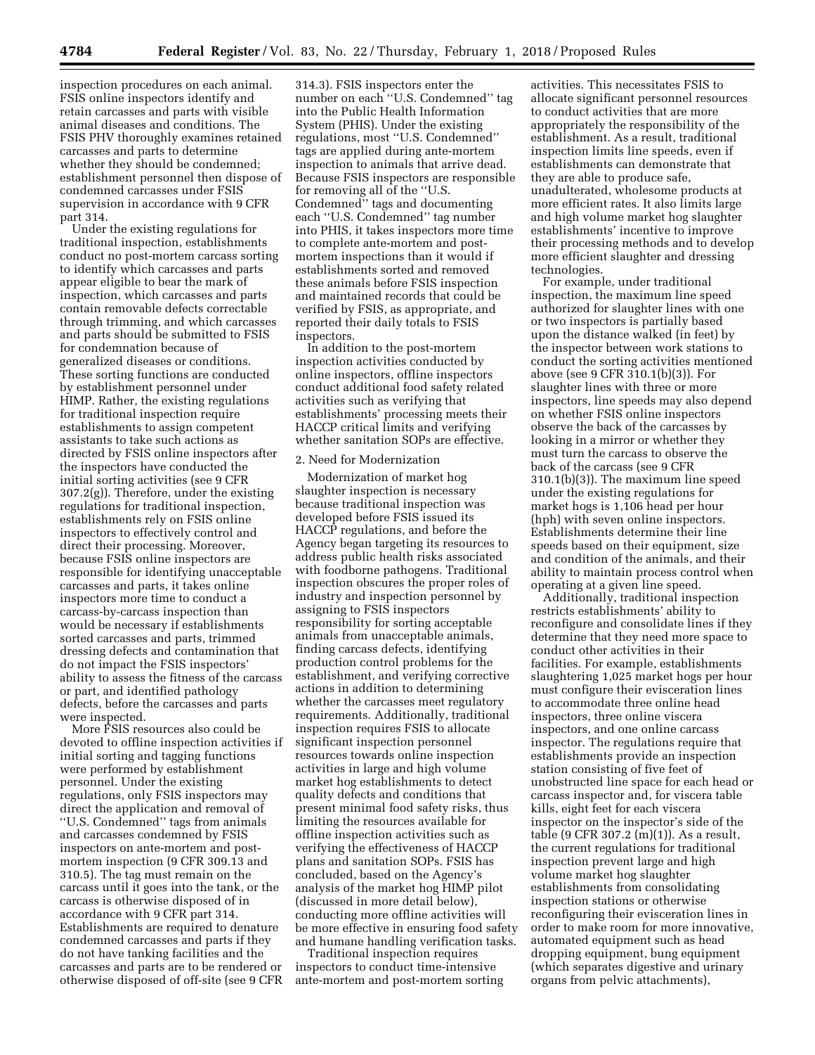inspection procedures on each animal. FSIS online inspectors identify and retain carcasses and parts with visible animal diseases and conditions. The FSIS PHV thoroughly examines retained carcasses and parts to determine whether they should be condemned; establishment personnel then dispose of condemned carcasses under FSIS supervision in accordance with 9 CFR part 314.

Under the existing regulations for traditional inspection, establishments conduct no post-mortem carcass sorting to identify which carcasses and parts appear eligible to bear the mark of inspection, which carcasses and parts contain removable defects correctable through trimming, and which carcasses and parts should be submitted to FSIS for condemnation because of generalized diseases or conditions. These sorting functions are conducted by establishment personnel under HIMP. Rather, the existing regulations for traditional inspection require establishments to assign competent assistants to take such actions as directed by FSIS online inspectors after the inspectors have conducted the initial sorting activities (see 9 CFR 307.2(g)). Therefore, under the existing regulations for traditional inspection, establishments rely on FSIS online inspectors to effectively control and direct their processing. Moreover, because FSIS online inspectors are responsible for identifying unacceptable carcasses and parts, it takes online inspectors more time to conduct a carcass-by-carcass inspection than would be necessary if establishments sorted carcasses and parts, trimmed dressing defects and contamination that do not impact the FSIS inspectors' ability to assess the fitness of the carcass or part, and identified pathology defects, before the carcasses and parts were inspected.

More FSIS resources also could be devoted to offline inspection activities if initial sorting and tagging functions were performed by establishment personnel. Under the existing regulations, only FSIS inspectors may direct the application and removal of "U.S. Condemned" tags from animals and carcasses condemned by FSIS inspectors on ante-mortem and post-mortem inspection (9 CFR 309.13 and 310.5). The tag must remain on the carcass until it goes into the tank, or the carcass is otherwise disposed of in accordance with 9 CFR part 314. Establishments are required to denature condemned carcasses and parts if they do not have tanking facilities and the carcasses and parts are to be rendered or otherwise disposed of off-site (see 9 CFR 314.3). FSIS inspectors enter the number on each "U.S. Condemned" tag into the Public Health Information System (PHIS). Under the existing regulations, most "U.S. Condemned" tags are applied during ante-mortem inspection to animals that arrive dead. Because FSIS inspectors are responsible for removing all of the "U.S. Condemned" tags and documenting each "U.S. Condemned" tag number into PHIS, it takes inspectors more time to complete ante-mortem and post-mortem inspections than it would if establishments sorted and removed these animals before FSIS inspection and maintained records that could be verified by FSIS, as appropriate, and reported their daily totals to FSIS inspectors.

In addition to the post-mortem inspection activities conducted by online inspectors, offline inspectors conduct additional food safety related activities such as verifying that establishments' processing meets their HACCP critical limits and verifying whether sanitation SOPs are effective.

2. Need for Modernization

Modernization of market hog slaughter inspection is necessary because traditional inspection was developed before FSIS issued its HACCP regulations, and before the Agency began targeting its resources to address public health risks associated with foodborne pathogens. Traditional inspection obscures the proper roles of industry and inspection personnel by assigning to FSIS inspectors responsibility for sorting acceptable animals from unacceptable animals, finding carcass defects, identifying production control problems for the establishment, and verifying corrective actions in addition to determining whether the carcasses meet regulatory requirements. Additionally, traditional inspection requires FSIS to allocate significant inspection personnel resources towards online inspection activities in large and high volume market hog establishments to detect quality defects and conditions that present minimal food safety risks, thus limiting the resources available for offline inspection activities such as verifying the effectiveness of HACCP plans and sanitation SOPs. FSIS has concluded, based on the Agency's analysis of the market hog HIMP pilot (discussed in more detail below), conducting more offline activities will be more effective in ensuring food safety and humane handling verification tasks.

Traditional inspection requires inspectors to conduct time-intensive ante-mortem and post-mortem sorting activities. This necessitates FSIS to allocate significant personnel resources to conduct activities that are more appropriately the responsibility of the establishment. As a result, traditional inspection limits line speeds, even if establishments can demonstrate that they are able to produce safe, unadulterated, wholesome products at more efficient rates. It also limits large and high volume market hog slaughter establishments' incentive to improve their processing methods and to develop more efficient slaughter and dressing technologies.

For example, under traditional inspection, the maximum line speed authorized for slaughter lines with one or two inspectors is partially based upon the distance walked (in feet) by the inspector between work stations to conduct the sorting activities mentioned above (see 9 CFR 310.1(b)(3)). For slaughter lines with three or more inspectors, line speeds may also depend on whether FSIS online inspectors observe the back of the carcasses by looking in a mirror or whether they must turn the carcass to observe the back of the carcass (see 9 CFR 310.1(b)(3)). The maximum line speed under the existing regulations for market hogs is 1,106 head per hour (hph) with seven online inspectors. Establishments determine their line speeds based on their equipment, size and condition of the animals, and their ability to maintain process control when operating at a given line speed.

Additionally, traditional inspection restricts establishments' ability to reconfigure and consolidate lines if they determine that they need more space to conduct other activities in their facilities. For example, establishments slaughtering 1,025 market hogs per hour must configure their evisceration lines to accommodate three online head inspectors, three online viscera inspectors, and one online carcass inspector. The regulations require that establishments provide an inspection station consisting of five feet of unobstructed line space for each head or carcass inspector and, for viscera table kills, eight feet for each viscera inspector on the inspector's side of the table (9 CFR 307.2 (m)(1)). As a result, the current regulations for traditional inspection prevent large and high volume market hog slaughter establishments from consolidating inspection stations or otherwise reconfiguring their evisceration lines in order to make room for more innovative, automated equipment such as head dropping equipment, bung equipment (which separates digestive and urinary organs from pelvic attachments),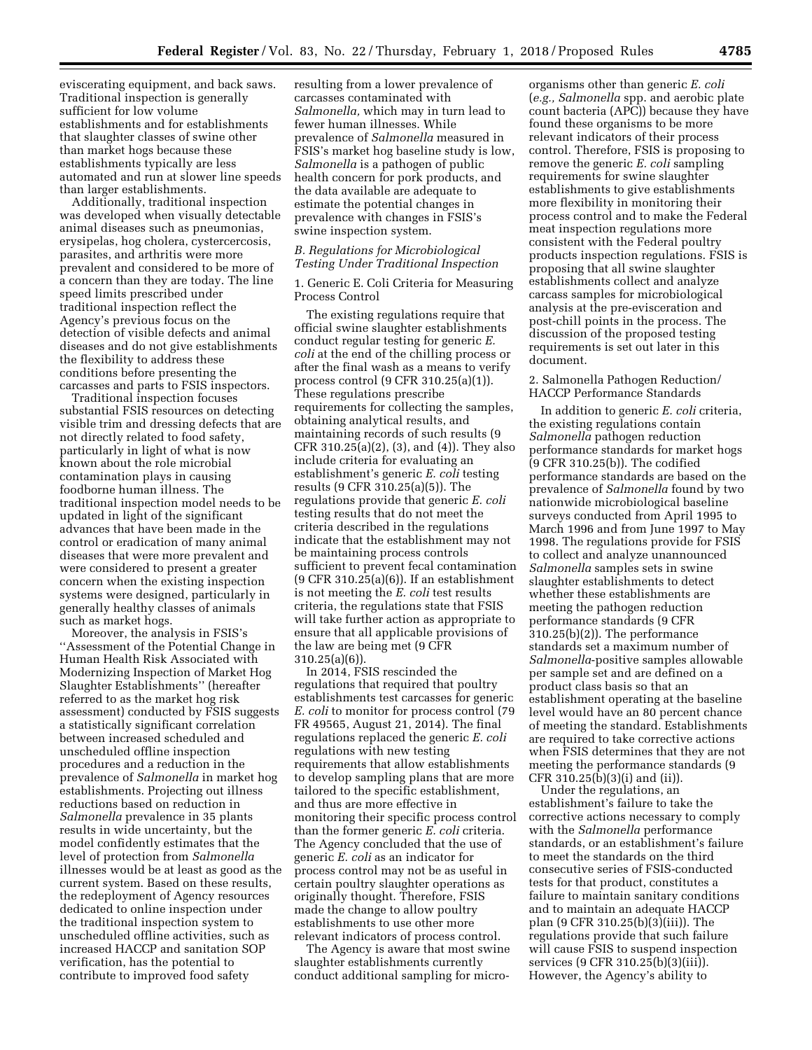eviscerating equipment, and back saws. Traditional inspection is generally sufficient for low volume establishments and for establishments that slaughter classes of swine other than market hogs because these establishments typically are less automated and run at slower line speeds than larger establishments.

Additionally, traditional inspection was developed when visually detectable animal diseases such as pneumonias, erysipelas, hog cholera, cystercercosis, parasites, and arthritis were more prevalent and considered to be more of a concern than they are today. The line speed limits prescribed under traditional inspection reflect the Agency's previous focus on the detection of visible defects and animal diseases and do not give establishments the flexibility to address these conditions before presenting the carcasses and parts to FSIS inspectors.

Traditional inspection focuses substantial FSIS resources on detecting visible trim and dressing defects that are not directly related to food safety, particularly in light of what is now known about the role microbial contamination plays in causing foodborne human illness. The traditional inspection model needs to be updated in light of the significant advances that have been made in the control or eradication of many animal diseases that were more prevalent and were considered to present a greater concern when the existing inspection systems were designed, particularly in generally healthy classes of animals such as market hogs.

Moreover, the analysis in FSIS's ''Assessment of the Potential Change in Human Health Risk Associated with Modernizing Inspection of Market Hog Slaughter Establishments'' (hereafter referred to as the market hog risk assessment) conducted by FSIS suggests a statistically significant correlation between increased scheduled and unscheduled offline inspection procedures and a reduction in the prevalence of *Salmonella* in market hog establishments. Projecting out illness reductions based on reduction in *Salmonella* prevalence in 35 plants results in wide uncertainty, but the model confidently estimates that the level of protection from *Salmonella* illnesses would be at least as good as the current system. Based on these results, the redeployment of Agency resources dedicated to online inspection under the traditional inspection system to unscheduled offline activities, such as increased HACCP and sanitation SOP verification, has the potential to contribute to improved food safety resulting from a lower prevalence of carcasses contaminated with *Salmonella,* which may in turn lead to fewer human illnesses. While prevalence of *Salmonella* measured in FSIS's market hog baseline study is low, *Salmonella* is a pathogen of public health concern for pork products, and the data available are adequate to estimate the potential changes in prevalence with changes in FSIS's swine inspection system.

### *B. Regulations for Microbiological Testing Under Traditional Inspection*

#### 1. Generic E. Coli Criteria for Measuring Process Control

The existing regulations require that official swine slaughter establishments conduct regular testing for generic *E. coli* at the end of the chilling process or after the final wash as a means to verify process control (9 CFR 310.25(a)(1)). These regulations prescribe requirements for collecting the samples, obtaining analytical results, and maintaining records of such results (9 CFR 310.25(a)(2), (3), and (4)). They also include criteria for evaluating an establishment's generic *E. coli* testing results (9 CFR 310.25(a)(5)). The regulations provide that generic *E. coli* testing results that do not meet the criteria described in the regulations indicate that the establishment may not be maintaining process controls sufficient to prevent fecal contamination (9 CFR 310.25(a)(6)). If an establishment is not meeting the *E. coli* test results criteria, the regulations state that FSIS will take further action as appropriate to ensure that all applicable provisions of the law are being met (9 CFR 310.25(a)(6)).

In 2014, FSIS rescinded the regulations that required that poultry establishments test carcasses for generic *E. coli* to monitor for process control (79 FR 49565, August 21, 2014). The final regulations replaced the generic *E. coli* regulations with new testing requirements that allow establishments to develop sampling plans that are more tailored to the specific establishment, and thus are more effective in monitoring their specific process control than the former generic *E. coli* criteria. The Agency concluded that the use of generic *E. coli* as an indicator for process control may not be as useful in certain poultry slaughter operations as originally thought. Therefore, FSIS made the change to allow poultry establishments to use other more relevant indicators of process control.

The Agency is aware that most swine slaughter establishments currently conduct additional sampling for microorganisms other than generic *E. coli* (*e.g., Salmonella* spp. and aerobic plate count bacteria (APC)) because they have found these organisms to be more relevant indicators of their process control. Therefore, FSIS is proposing to remove the generic *E. coli* sampling requirements for swine slaughter establishments to give establishments more flexibility in monitoring their process control and to make the Federal meat inspection regulations more consistent with the Federal poultry products inspection regulations. FSIS is proposing that all swine slaughter establishments collect and analyze carcass samples for microbiological analysis at the pre-evisceration and post-chill points in the process. The discussion of the proposed testing requirements is set out later in this document.

#### 2. Salmonella Pathogen Reduction/HACCP Performance Standards

In addition to generic *E. coli* criteria, the existing regulations contain *Salmonella* pathogen reduction performance standards for market hogs (9 CFR 310.25(b)). The codified performance standards are based on the prevalence of *Salmonella* found by two nationwide microbiological baseline surveys conducted from April 1995 to March 1996 and from June 1997 to May 1998. The regulations provide for FSIS to collect and analyze unannounced *Salmonella* samples sets in swine slaughter establishments to detect whether these establishments are meeting the pathogen reduction performance standards (9 CFR 310.25(b)(2)). The performance standards set a maximum number of *Salmonella*-positive samples allowable per sample set and are defined on a product class basis so that an establishment operating at the baseline level would have an 80 percent chance of meeting the standard. Establishments are required to take corrective actions when FSIS determines that they are not meeting the performance standards (9 CFR 310.25(b)(3)(i) and (ii)).

Under the regulations, an establishment's failure to take the corrective actions necessary to comply with the *Salmonella* performance standards, or an establishment's failure to meet the standards on the third consecutive series of FSIS-conducted tests for that product, constitutes a failure to maintain sanitary conditions and to maintain an adequate HACCP plan (9 CFR 310.25(b)(3)(iii)). The regulations provide that such failure will cause FSIS to suspend inspection services (9 CFR 310.25(b)(3)(iii)). However, the Agency's ability to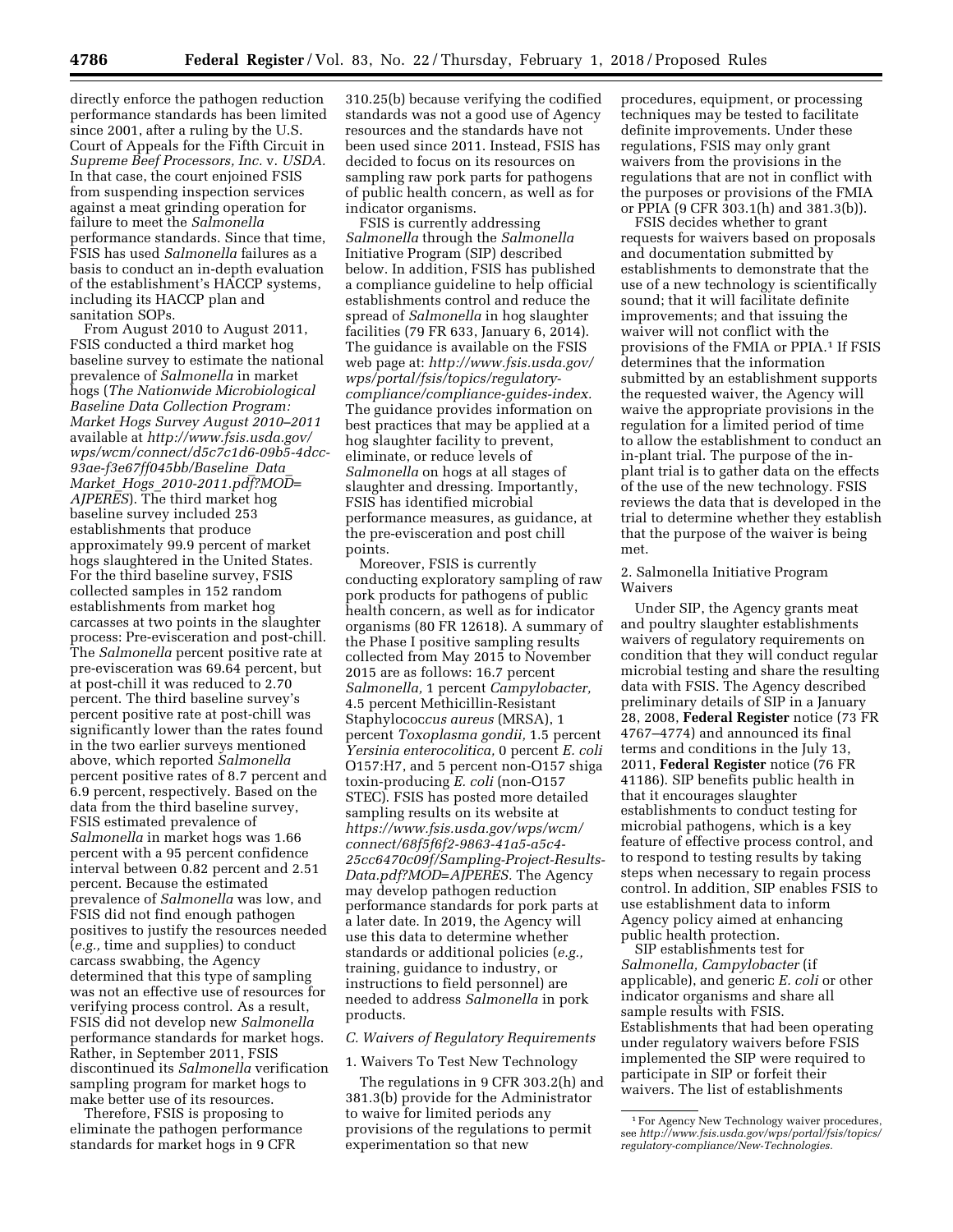directly enforce the pathogen reduction performance standards has been limited since 2001, after a ruling by the U.S. Court of Appeals for the Fifth Circuit in *Supreme Beef Processors, Inc.* v. *USDA.* In that case, the court enjoined FSIS from suspending inspection services against a meat grinding operation for failure to meet the *Salmonella* performance standards. Since that time, FSIS has used *Salmonella* failures as a basis to conduct an in-depth evaluation of the establishment's HACCP systems, including its HACCP plan and sanitation SOPs.

From August 2010 to August 2011, FSIS conducted a third market hog baseline survey to estimate the national prevalence of *Salmonella* in market hogs (*The Nationwide Microbiological Baseline Data Collection Program: Market Hogs Survey August 2010–2011* available at *http://www.fsis.usda.gov/wps/wcm/connect/d5c7c1d6-09b5-4dcc-93ae-f3e67ff045bb/Baseline_Data_Market_Hogs_2010-2011.pdf?MOD=AJPERES*). The third market hog baseline survey included 253 establishments that produce approximately 99.9 percent of market hogs slaughtered in the United States. For the third baseline survey, FSIS collected samples in 152 random establishments from market hog carcasses at two points in the slaughter process: Pre-evisceration and post-chill. The *Salmonella* percent positive rate at pre-evisceration was 69.64 percent, but at post-chill it was reduced to 2.70 percent. The third baseline survey's percent positive rate at post-chill was significantly lower than the rates found in the two earlier surveys mentioned above, which reported *Salmonella* percent positive rates of 8.7 percent and 6.9 percent, respectively. Based on the data from the third baseline survey, FSIS estimated prevalence of *Salmonella* in market hogs was 1.66 percent with a 95 percent confidence interval between 0.82 percent and 2.51 percent. Because the estimated prevalence of *Salmonella* was low, and FSIS did not find enough pathogen positives to justify the resources needed (*e.g.,* time and supplies) to conduct carcass swabbing, the Agency determined that this type of sampling was not an effective use of resources for verifying process control. As a result, FSIS did not develop new *Salmonella* performance standards for market hogs. Rather, in September 2011, FSIS discontinued its *Salmonella* verification sampling program for market hogs to make better use of its resources.

Therefore, FSIS is proposing to eliminate the pathogen performance standards for market hogs in 9 CFR 310.25(b) because verifying the codified standards was not a good use of Agency resources and the standards have not been used since 2011. Instead, FSIS has decided to focus on its resources on sampling raw pork parts for pathogens of public health concern, as well as for indicator organisms.

FSIS is currently addressing *Salmonella* through the *Salmonella* Initiative Program (SIP) described below. In addition, FSIS has published a compliance guideline to help official establishments control and reduce the spread of *Salmonella* in hog slaughter facilities (79 FR 633, January 6, 2014). The guidance is available on the FSIS web page at: *http://www.fsis.usda.gov/wps/portal/fsis/topics/regulatory-compliance/compliance-guides-index.* The guidance provides information on best practices that may be applied at a hog slaughter facility to prevent, eliminate, or reduce levels of *Salmonella* on hogs at all stages of slaughter and dressing. Importantly, FSIS has identified microbial performance measures, as guidance, at the pre-evisceration and post chill points.

Moreover, FSIS is currently conducting exploratory sampling of raw pork products for pathogens of public health concern, as well as for indicator organisms (80 FR 12618). A summary of the Phase I positive sampling results collected from May 2015 to November 2015 are as follows: 16.7 percent *Salmonella,* 1 percent *Campylobacter,* 4.5 percent Methicillin-Resistant Staphylococ*cus aureus* (MRSA), 1 percent *Toxoplasma gondii,* 1.5 percent *Yersinia enterocolitica,* 0 percent *E. coli* O157:H7, and 5 percent non-O157 shiga toxin-producing *E. coli* (non-O157 STEC). FSIS has posted more detailed sampling results on its website at *https://www.fsis.usda.gov/wps/wcm/connect/68f5f6f2-9863-41a5-a5c4-25cc6470c09f/Sampling-Project-Results-Data.pdf?MOD=AJPERES.* The Agency may develop pathogen reduction performance standards for pork parts at a later date. In 2019, the Agency will use this data to determine whether standards or additional policies (*e.g.,* training, guidance to industry, or instructions to field personnel) are needed to address *Salmonella* in pork products.

### *C. Waivers of Regulatory Requirements*

#### 1. Waivers To Test New Technology

The regulations in 9 CFR 303.2(h) and 381.3(b) provide for the Administrator to waive for limited periods any provisions of the regulations to permit experimentation so that new procedures, equipment, or processing techniques may be tested to facilitate definite improvements. Under these regulations, FSIS may only grant waivers from the provisions in the regulations that are not in conflict with the purposes or provisions of the FMIA or PPIA (9 CFR 303.1(h) and 381.3(b)).

FSIS decides whether to grant requests for waivers based on proposals and documentation submitted by establishments to demonstrate that the use of a new technology is scientifically sound; that it will facilitate definite improvements; and that issuing the waiver will not conflict with the provisions of the FMIA or PPIA.[1] If FSIS determines that the information submitted by an establishment supports the requested waiver, the Agency will waive the appropriate provisions in the regulation for a limited period of time to allow the establishment to conduct an in-plant trial. The purpose of the in-plant trial is to gather data on the effects of the use of the new technology. FSIS reviews the data that is developed in the trial to determine whether they establish that the purpose of the waiver is being met.

#### 2. Salmonella Initiative Program Waivers

Under SIP, the Agency grants meat and poultry slaughter establishments waivers of regulatory requirements on condition that they will conduct regular microbial testing and share the resulting data with FSIS. The Agency described preliminary details of SIP in a January 28, 2008, **Federal Register** notice (73 FR 4767–4774) and announced its final terms and conditions in the July 13, 2011, **Federal Register** notice (76 FR 41186). SIP benefits public health in that it encourages slaughter establishments to conduct testing for microbial pathogens, which is a key feature of effective process control, and to respond to testing results by taking steps when necessary to regain process control. In addition, SIP enables FSIS to use establishment data to inform Agency policy aimed at enhancing public health protection.

SIP establishments test for *Salmonella, Campylobacter* (if applicable), and generic *E. coli* or other indicator organisms and share all sample results with FSIS. Establishments that had been operating under regulatory waivers before FSIS implemented the SIP were required to participate in SIP or forfeit their waivers. The list of establishments

[1] For Agency New Technology waiver procedures, see *http://www.fsis.usda.gov/wps/portal/fsis/topics/regulatory-compliance/New-Technologies.*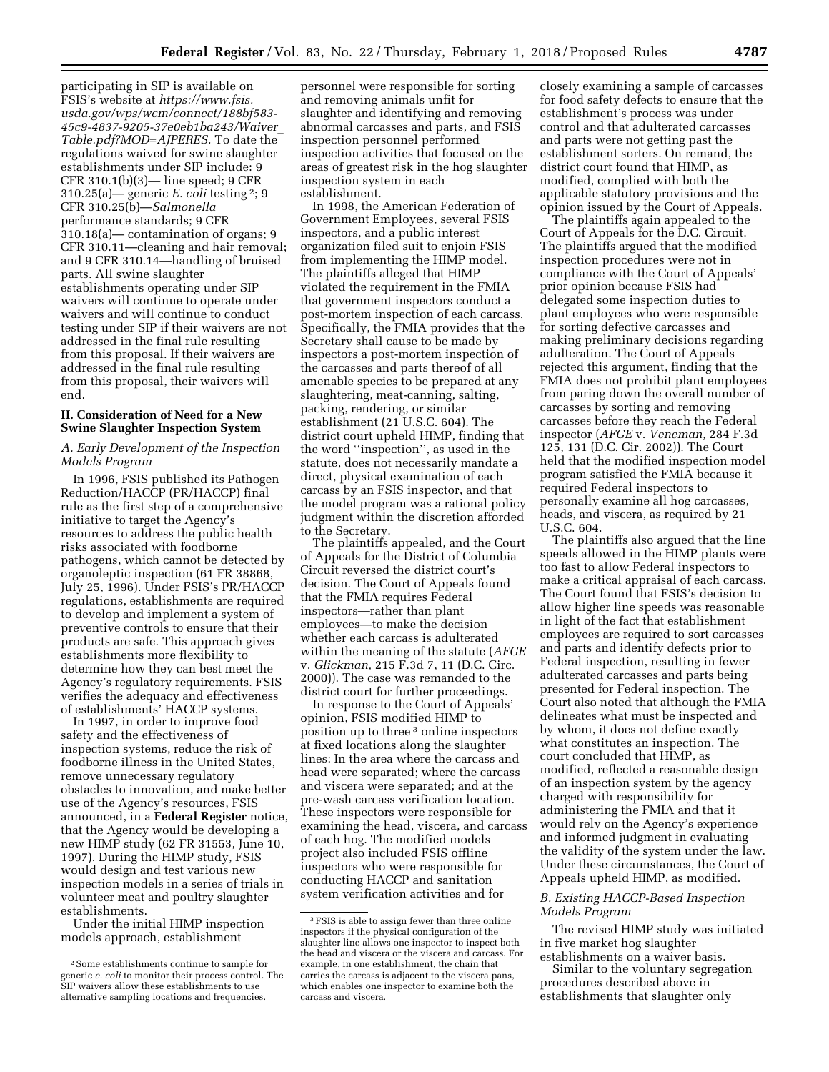participating in SIP is available on FSIS's website at *https://www.fsis.usda.gov/wps/wcm/connect/188bf583-45c9-4837-9205-37e0eb1ba243/Waiver_Table.pdf?MOD=AJPERES.* To date the regulations waived for swine slaughter establishments under SIP include: 9 CFR 310.1(b)(3)— line speed; 9 CFR 310.25(a)— generic *E. coli* testing [2]; 9 CFR 310.25(b)—*Salmonella* performance standards; 9 CFR 310.18(a)— contamination of organs; 9 CFR 310.11—cleaning and hair removal; and 9 CFR 310.14—handling of bruised parts. All swine slaughter establishments operating under SIP waivers will continue to operate under waivers and will continue to conduct testing under SIP if their waivers are not addressed in the final rule resulting from this proposal. If their waivers are addressed in the final rule resulting from this proposal, their waivers will end.

## II. Consideration of Need for a New Swine Slaughter Inspection System

### *A. Early Development of the Inspection Models Program*

In 1996, FSIS published its Pathogen Reduction/HACCP (PR/HACCP) final rule as the first step of a comprehensive initiative to target the Agency's resources to address the public health risks associated with foodborne pathogens, which cannot be detected by organoleptic inspection (61 FR 38868, July 25, 1996). Under FSIS's PR/HACCP regulations, establishments are required to develop and implement a system of preventive controls to ensure that their products are safe. This approach gives establishments more flexibility to determine how they can best meet the Agency's regulatory requirements. FSIS verifies the adequacy and effectiveness of establishments' HACCP systems.

In 1997, in order to improve food safety and the effectiveness of inspection systems, reduce the risk of foodborne illness in the United States, remove unnecessary regulatory obstacles to innovation, and make better use of the Agency's resources, FSIS announced, in a **Federal Register** notice, that the Agency would be developing a new HIMP study (62 FR 31553, June 10, 1997). During the HIMP study, FSIS would design and test various new inspection models in a series of trials in volunteer meat and poultry slaughter establishments.

Under the initial HIMP inspection models approach, establishment personnel were responsible for sorting and removing animals unfit for slaughter and identifying and removing abnormal carcasses and parts, and FSIS inspection personnel performed inspection activities that focused on the areas of greatest risk in the hog slaughter inspection system in each establishment.

In 1998, the American Federation of Government Employees, several FSIS inspectors, and a public interest organization filed suit to enjoin FSIS from implementing the HIMP model. The plaintiffs alleged that HIMP violated the requirement in the FMIA that government inspectors conduct a post-mortem inspection of each carcass. Specifically, the FMIA provides that the Secretary shall cause to be made by inspectors a post-mortem inspection of the carcasses and parts thereof of all amenable species to be prepared at any slaughtering, meat-canning, salting, packing, rendering, or similar establishment (21 U.S.C. 604). The district court upheld HIMP, finding that the word ''inspection'', as used in the statute, does not necessarily mandate a direct, physical examination of each carcass by an FSIS inspector, and that the model program was a rational policy judgment within the discretion afforded to the Secretary.

The plaintiffs appealed, and the Court of Appeals for the District of Columbia Circuit reversed the district court's decision. The Court of Appeals found that the FMIA requires Federal inspectors—rather than plant employees—to make the decision whether each carcass is adulterated within the meaning of the statute (*AFGE* v. *Glickman,* 215 F.3d 7, 11 (D.C. Circ. 2000)). The case was remanded to the district court for further proceedings.

In response to the Court of Appeals' opinion, FSIS modified HIMP to position up to three [3] online inspectors at fixed locations along the slaughter lines: In the area where the carcass and head were separated; where the carcass and viscera were separated; and at the pre-wash carcass verification location. These inspectors were responsible for examining the head, viscera, and carcass of each hog. The modified models project also included FSIS offline inspectors who were responsible for conducting HACCP and sanitation system verification activities and for closely examining a sample of carcasses for food safety defects to ensure that the establishment's process was under control and that adulterated carcasses and parts were not getting past the establishment sorters. On remand, the district court found that HIMP, as modified, complied with both the applicable statutory provisions and the opinion issued by the Court of Appeals.

The plaintiffs again appealed to the Court of Appeals for the D.C. Circuit. The plaintiffs argued that the modified inspection procedures were not in compliance with the Court of Appeals' prior opinion because FSIS had delegated some inspection duties to plant employees who were responsible for sorting defective carcasses and making preliminary decisions regarding adulteration. The Court of Appeals rejected this argument, finding that the FMIA does not prohibit plant employees from paring down the overall number of carcasses by sorting and removing carcasses before they reach the Federal inspector (*AFGE* v. *Veneman,* 284 F.3d 125, 131 (D.C. Cir. 2002)). The Court held that the modified inspection model program satisfied the FMIA because it required Federal inspectors to personally examine all hog carcasses, heads, and viscera, as required by 21 U.S.C. 604.

The plaintiffs also argued that the line speeds allowed in the HIMP plants were too fast to allow Federal inspectors to make a critical appraisal of each carcass. The Court found that FSIS's decision to allow higher line speeds was reasonable in light of the fact that establishment employees are required to sort carcasses and parts and identify defects prior to Federal inspection, resulting in fewer adulterated carcasses and parts being presented for Federal inspection. The Court also noted that although the FMIA delineates what must be inspected and by whom, it does not define exactly what constitutes an inspection. The court concluded that HIMP, as modified, reflected a reasonable design of an inspection system by the agency charged with responsibility for administering the FMIA and that it would rely on the Agency's experience and informed judgment in evaluating the validity of the system under the law. Under these circumstances, the Court of Appeals upheld HIMP, as modified.

### *B. Existing HACCP-Based Inspection Models Program*

The revised HIMP study was initiated in five market hog slaughter establishments on a waiver basis.

Similar to the voluntary segregation procedures described above in establishments that slaughter only

[2] Some establishments continue to sample for generic *e. coli* to monitor their process control. The SIP waivers allow these establishments to use alternative sampling locations and frequencies.

[3] FSIS is able to assign fewer than three online inspectors if the physical configuration of the slaughter line allows one inspector to inspect both the head and viscera or the viscera and carcass. For example, in one establishment, the chain that carries the carcass is adjacent to the viscera pans, which enables one inspector to examine both the carcass and viscera.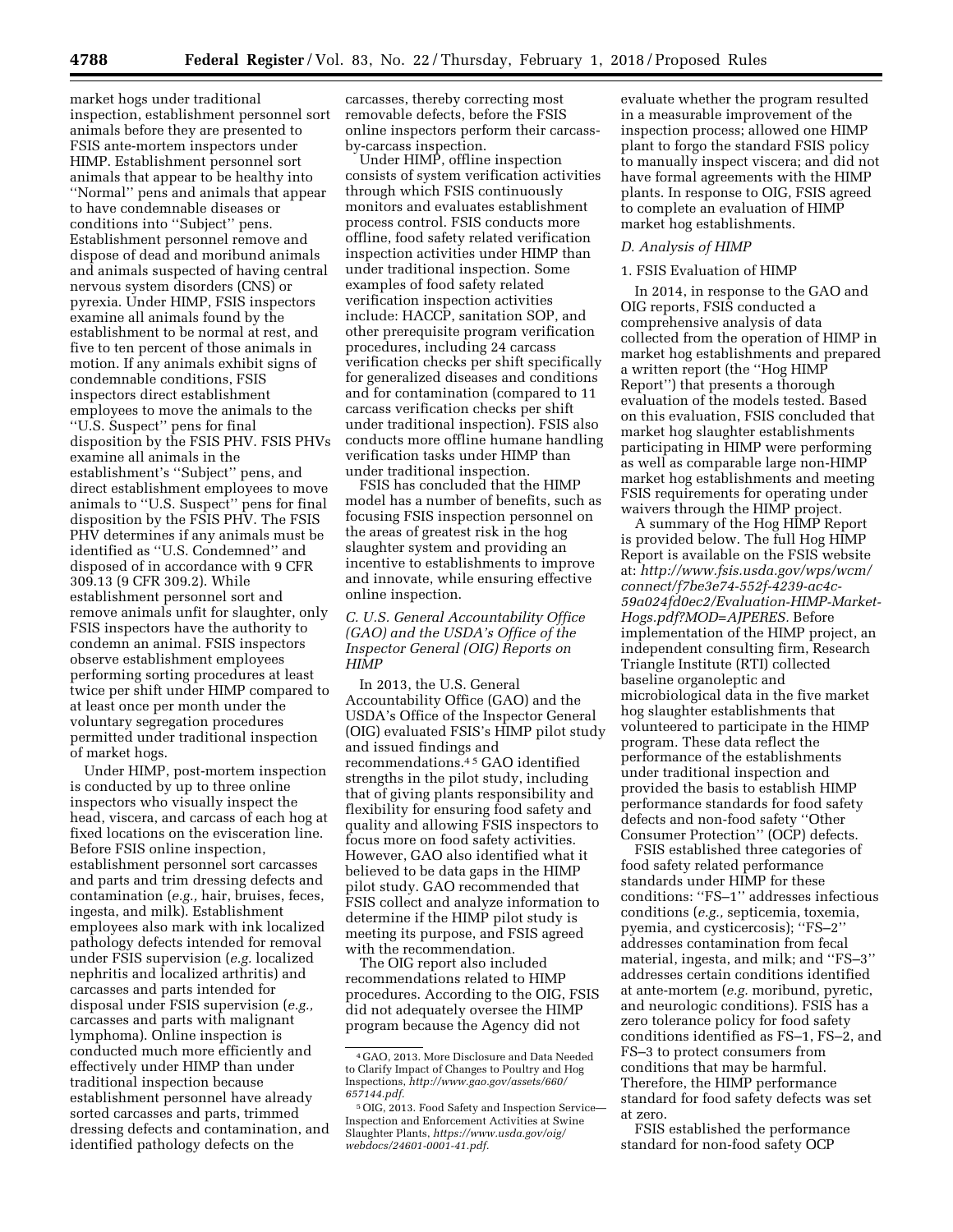market hogs under traditional inspection, establishment personnel sort animals before they are presented to FSIS ante-mortem inspectors under HIMP. Establishment personnel sort animals that appear to be healthy into "Normal" pens and animals that appear to have condemnable diseases or conditions into "Subject" pens. Establishment personnel remove and dispose of dead and moribund animals and animals suspected of having central nervous system disorders (CNS) or pyrexia. Under HIMP, FSIS inspectors examine all animals found by the establishment to be normal at rest, and five to ten percent of those animals in motion. If any animals exhibit signs of condemnable conditions, FSIS inspectors direct establishment employees to move the animals to the "U.S. Suspect" pens for final disposition by the FSIS PHV. FSIS PHVs examine all animals in the establishment's "Subject" pens, and direct establishment employees to move animals to "U.S. Suspect" pens for final disposition by the FSIS PHV. The FSIS PHV determines if any animals must be identified as "U.S. Condemned" and disposed of in accordance with 9 CFR 309.13 (9 CFR 309.2). While establishment personnel sort and remove animals unfit for slaughter, only FSIS inspectors have the authority to condemn an animal. FSIS inspectors observe establishment employees performing sorting procedures at least twice per shift under HIMP compared to at least once per month under the voluntary segregation procedures permitted under traditional inspection of market hogs.

Under HIMP, post-mortem inspection is conducted by up to three online inspectors who visually inspect the head, viscera, and carcass of each hog at fixed locations on the evisceration line. Before FSIS online inspection, establishment personnel sort carcasses and parts and trim dressing defects and contamination (*e.g.,* hair, bruises, feces, ingesta, and milk). Establishment employees also mark with ink localized pathology defects intended for removal under FSIS supervision (*e.g.* localized nephritis and localized arthritis) and carcasses and parts intended for disposal under FSIS supervision (*e.g.,* carcasses and parts with malignant lymphoma). Online inspection is conducted much more efficiently and effectively under HIMP than under traditional inspection because establishment personnel have already sorted carcasses and parts, trimmed dressing defects and contamination, and identified pathology defects on the carcasses, thereby correcting most removable defects, before the FSIS online inspectors perform their carcass-by-carcass inspection.

Under HIMP, offline inspection consists of system verification activities through which FSIS continuously monitors and evaluates establishment process control. FSIS conducts more offline, food safety related verification inspection activities under HIMP than under traditional inspection. Some examples of food safety related verification inspection activities include: HACCP, sanitation SOP, and other prerequisite program verification procedures, including 24 carcass verification checks per shift specifically for generalized diseases and conditions and for contamination (compared to 11 carcass verification checks per shift under traditional inspection). FSIS also conducts more offline humane handling verification tasks under HIMP than under traditional inspection.

FSIS has concluded that the HIMP model has a number of benefits, such as focusing FSIS inspection personnel on the areas of greatest risk in the hog slaughter system and providing an incentive to establishments to improve and innovate, while ensuring effective online inspection.

### *C. U.S. General Accountability Office (GAO) and the USDA's Office of the Inspector General (OIG) Reports on HIMP*

In 2013, the U.S. General Accountability Office (GAO) and the USDA's Office of the Inspector General (OIG) evaluated FSIS's HIMP pilot study and issued findings and recommendations.[4] [5] GAO identified strengths in the pilot study, including that of giving plants responsibility and flexibility for ensuring food safety and quality and allowing FSIS inspectors to focus more on food safety activities. However, GAO also identified what it believed to be data gaps in the HIMP pilot study. GAO recommended that FSIS collect and analyze information to determine if the HIMP pilot study is meeting its purpose, and FSIS agreed with the recommendation.

The OIG report also included recommendations related to HIMP procedures. According to the OIG, FSIS did not adequately oversee the HIMP program because the Agency did not evaluate whether the program resulted in a measurable improvement of the inspection process; allowed one HIMP plant to forgo the standard FSIS policy to manually inspect viscera; and did not have formal agreements with the HIMP plants. In response to OIG, FSIS agreed to complete an evaluation of HIMP market hog establishments.

### *D. Analysis of HIMP*

1. FSIS Evaluation of HIMP

In 2014, in response to the GAO and OIG reports, FSIS conducted a comprehensive analysis of data collected from the operation of HIMP in market hog establishments and prepared a written report (the "Hog HIMP Report") that presents a thorough evaluation of the models tested. Based on this evaluation, FSIS concluded that market hog slaughter establishments participating in HIMP were performing as well as comparable large non-HIMP market hog establishments and meeting FSIS requirements for operating under waivers through the HIMP project.

A summary of the Hog HIMP Report is provided below. The full Hog HIMP Report is available on the FSIS website at: *http://www.fsis.usda.gov/wps/wcm/connect/f7be3e74-552f-4239-ac4c-59a024fd0ec2/Evaluation-HIMP-Market-Hogs.pdf?MOD=AJPERES.* Before implementation of the HIMP project, an independent consulting firm, Research Triangle Institute (RTI) collected baseline organoleptic and microbiological data in the five market hog slaughter establishments that volunteered to participate in the HIMP program. These data reflect the performance of the establishments under traditional inspection and provided the basis to establish HIMP performance standards for food safety defects and non-food safety "Other Consumer Protection" (OCP) defects.

FSIS established three categories of food safety related performance standards under HIMP for these conditions: "FS–1" addresses infectious conditions (*e.g.,* septicemia, toxemia, pyemia, and cysticercosis); "FS–2" addresses contamination from fecal material, ingesta, and milk; and "FS–3" addresses certain conditions identified at ante-mortem (*e.g.* moribund, pyretic, and neurologic conditions). FSIS has a zero tolerance policy for food safety conditions identified as FS–1, FS–2, and FS–3 to protect consumers from conditions that may be harmful. Therefore, the HIMP performance standard for food safety defects was set at zero.

FSIS established the performance standard for non-food safety OCP

---

[4] GAO, 2013. More Disclosure and Data Needed to Clarify Impact of Changes to Poultry and Hog Inspections, *http://www.gao.gov/assets/660/657144.pdf.*

[5] OIG, 2013. Food Safety and Inspection Service—Inspection and Enforcement Activities at Swine Slaughter Plants, *https://www.usda.gov/oig/webdocs/24601-0001-41.pdf.*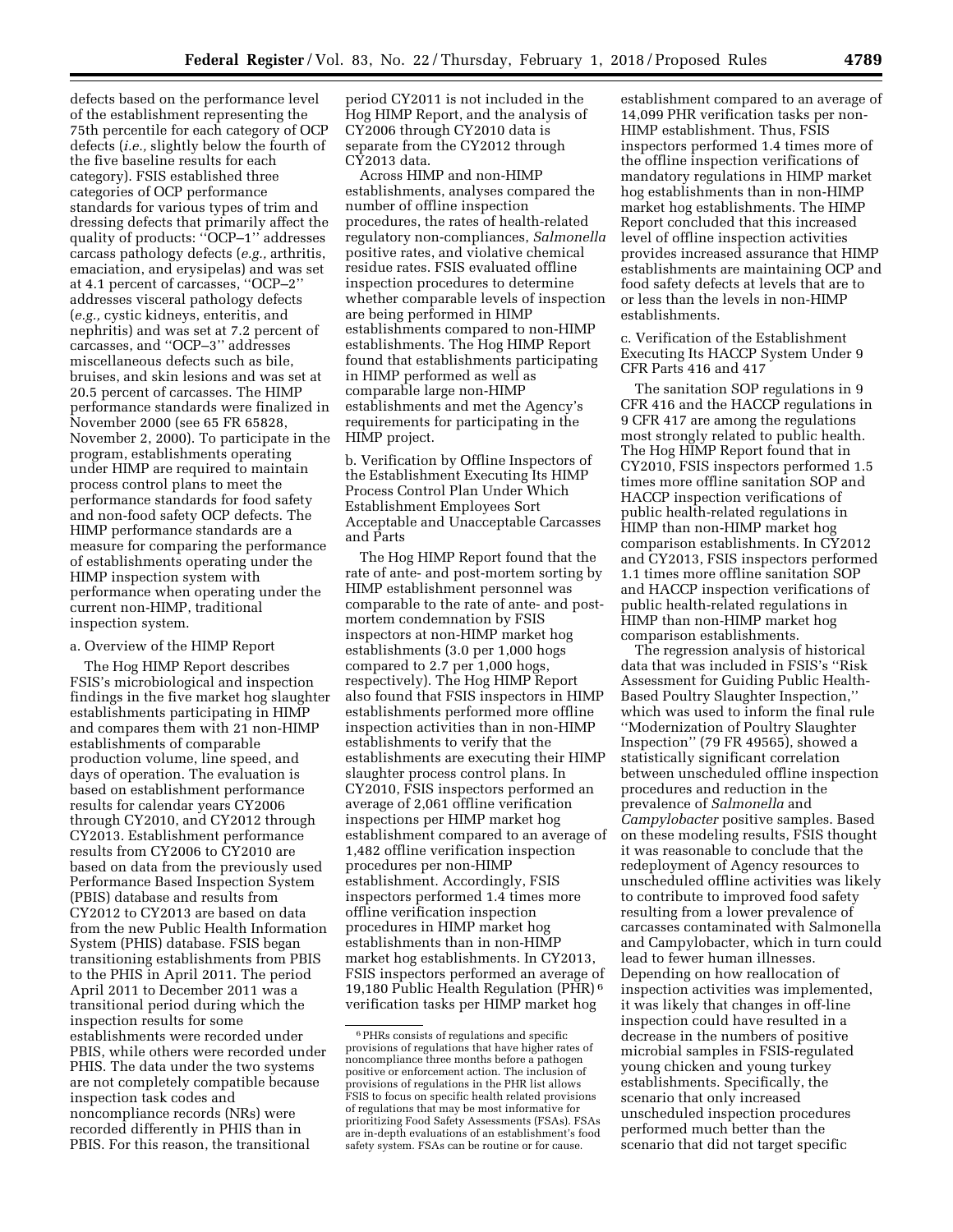defects based on the performance level of the establishment representing the 75th percentile for each category of OCP defects (*i.e.,* slightly below the fourth of the five baseline results for each category). FSIS established three categories of OCP performance standards for various types of trim and dressing defects that primarily affect the quality of products: ''OCP–1'' addresses carcass pathology defects (*e.g.,* arthritis, emaciation, and erysipelas) and was set at 4.1 percent of carcasses, ''OCP–2'' addresses visceral pathology defects (*e.g.,* cystic kidneys, enteritis, and nephritis) and was set at 7.2 percent of carcasses, and ''OCP–3'' addresses miscellaneous defects such as bile, bruises, and skin lesions and was set at 20.5 percent of carcasses. The HIMP performance standards were finalized in November 2000 (see 65 FR 65828, November 2, 2000). To participate in the program, establishments operating under HIMP are required to maintain process control plans to meet the performance standards for food safety and non-food safety OCP defects. The HIMP performance standards are a measure for comparing the performance of establishments operating under the HIMP inspection system with performance when operating under the current non-HIMP, traditional inspection system.

a. Overview of the HIMP Report

The Hog HIMP Report describes FSIS's microbiological and inspection findings in the five market hog slaughter establishments participating in HIMP and compares them with 21 non-HIMP establishments of comparable production volume, line speed, and days of operation. The evaluation is based on establishment performance results for calendar years CY2006 through CY2010, and CY2012 through CY2013. Establishment performance results from CY2006 to CY2010 are based on data from the previously used Performance Based Inspection System (PBIS) database and results from CY2012 to CY2013 are based on data from the new Public Health Information System (PHIS) database. FSIS began transitioning establishments from PBIS to the PHIS in April 2011. The period April 2011 to December 2011 was a transitional period during which the inspection results for some establishments were recorded under PBIS, while others were recorded under PHIS. The data under the two systems are not completely compatible because inspection task codes and noncompliance records (NRs) were recorded differently in PHIS than in PBIS. For this reason, the transitional period CY2011 is not included in the Hog HIMP Report, and the analysis of CY2006 through CY2010 data is separate from the CY2012 through CY2013 data.

Across HIMP and non-HIMP establishments, analyses compared the number of offline inspection procedures, the rates of health-related regulatory non-compliances, *Salmonella* positive rates, and violative chemical residue rates. FSIS evaluated offline inspection procedures to determine whether comparable levels of inspection are being performed in HIMP establishments compared to non-HIMP establishments. The Hog HIMP Report found that establishments participating in HIMP performed as well as comparable large non-HIMP establishments and met the Agency's requirements for participating in the HIMP project.

b. Verification by Offline Inspectors of the Establishment Executing Its HIMP Process Control Plan Under Which Establishment Employees Sort Acceptable and Unacceptable Carcasses and Parts

The Hog HIMP Report found that the rate of ante- and post-mortem sorting by HIMP establishment personnel was comparable to the rate of ante- and post-mortem condemnation by FSIS inspectors at non-HIMP market hog establishments (3.0 per 1,000 hogs compared to 2.7 per 1,000 hogs, respectively). The Hog HIMP Report also found that FSIS inspectors in HIMP establishments performed more offline inspection activities than in non-HIMP establishments to verify that the establishments are executing their HIMP slaughter process control plans. In CY2010, FSIS inspectors performed an average of 2,061 offline verification inspections per HIMP market hog establishment compared to an average of 1,482 offline verification inspection procedures per non-HIMP establishment. Accordingly, FSIS inspectors performed 1.4 times more offline verification inspection procedures in HIMP market hog establishments than in non-HIMP market hog establishments. In CY2013, FSIS inspectors performed an average of 19,180 Public Health Regulation (PHR)[6] verification tasks per HIMP market hog establishment compared to an average of 14,099 PHR verification tasks per non-HIMP establishment. Thus, FSIS inspectors performed 1.4 times more of the offline inspection verifications of mandatory regulations in HIMP market hog establishments than in non-HIMP market hog establishments. The HIMP Report concluded that this increased level of offline inspection activities provides increased assurance that HIMP establishments are maintaining OCP and food safety defects at levels that are to or less than the levels in non-HIMP establishments.

c. Verification of the Establishment Executing Its HACCP System Under 9 CFR Parts 416 and 417

The sanitation SOP regulations in 9 CFR 416 and the HACCP regulations in 9 CFR 417 are among the regulations most strongly related to public health. The Hog HIMP Report found that in CY2010, FSIS inspectors performed 1.5 times more offline sanitation SOP and HACCP inspection verifications of public health-related regulations in HIMP than non-HIMP market hog comparison establishments. In CY2012 and CY2013, FSIS inspectors performed 1.1 times more offline sanitation SOP and HACCP inspection verifications of public health-related regulations in HIMP than non-HIMP market hog comparison establishments.

The regression analysis of historical data that was included in FSIS's ''Risk Assessment for Guiding Public Health-Based Poultry Slaughter Inspection,'' which was used to inform the final rule ''Modernization of Poultry Slaughter Inspection'' (79 FR 49565), showed a statistically significant correlation between unscheduled offline inspection procedures and reduction in the prevalence of *Salmonella* and *Campylobacter* positive samples. Based on these modeling results, FSIS thought it was reasonable to conclude that the redeployment of Agency resources to unscheduled offline activities was likely to contribute to improved food safety resulting from a lower prevalence of carcasses contaminated with Salmonella and Campylobacter, which in turn could lead to fewer human illnesses. Depending on how reallocation of inspection activities was implemented, it was likely that changes in off-line inspection could have resulted in a decrease in the numbers of positive microbial samples in FSIS-regulated young chicken and young turkey establishments. Specifically, the scenario that only increased unscheduled inspection procedures performed much better than the scenario that did not target specific

[6] PHRs consists of regulations and specific provisions of regulations that have higher rates of noncompliance three months before a pathogen positive or enforcement action. The inclusion of provisions of regulations in the PHR list allows FSIS to focus on specific health related provisions of regulations that may be most informative for prioritizing Food Safety Assessments (FSAs). FSAs are in-depth evaluations of an establishment's food safety system. FSAs can be routine or for cause.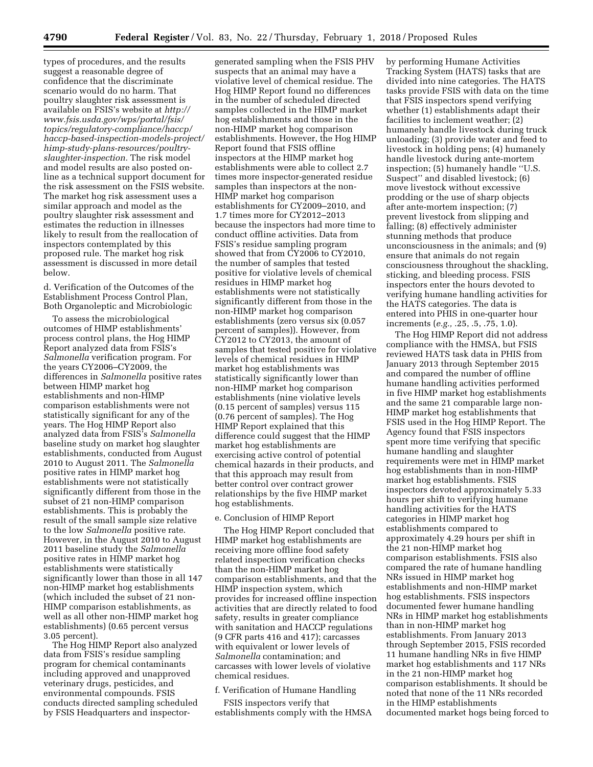types of procedures, and the results suggest a reasonable degree of confidence that the discriminate scenario would do no harm. That poultry slaughter risk assessment is available on FSIS's website at *http://www.fsis.usda.gov/wps/portal/fsis/topics/regulatory-compliance/haccp/haccp-based-inspection-models-project/himp-study-plans-resources/poultry-slaughter-inspection.* The risk model and model results are also posted online as a technical support document for the risk assessment on the FSIS website. The market hog risk assessment uses a similar approach and model as the poultry slaughter risk assessment and estimates the reduction in illnesses likely to result from the reallocation of inspectors contemplated by this proposed rule. The market hog risk assessment is discussed in more detail below.

d. Verification of the Outcomes of the Establishment Process Control Plan, Both Organoleptic and Microbiologic

To assess the microbiological outcomes of HIMP establishments' process control plans, the Hog HIMP Report analyzed data from FSIS's *Salmonella* verification program. For the years CY2006–CY2009, the differences in *Salmonella* positive rates between HIMP market hog establishments and non-HIMP comparison establishments were not statistically significant for any of the years. The Hog HIMP Report also analyzed data from FSIS's *Salmonella* baseline study on market hog slaughter establishments, conducted from August 2010 to August 2011. The *Salmonella* positive rates in HIMP market hog establishments were not statistically significantly different from those in the subset of 21 non-HIMP comparison establishments. This is probably the result of the small sample size relative to the low *Salmonella* positive rate. However, in the August 2010 to August 2011 baseline study the *Salmonella* positive rates in HIMP market hog establishments were statistically significantly lower than those in all 147 non-HIMP market hog establishments (which included the subset of 21 non-HIMP comparison establishments, as well as all other non-HIMP market hog establishments) (0.65 percent versus 3.05 percent).

The Hog HIMP Report also analyzed data from FSIS's residue sampling program for chemical contaminants including approved and unapproved veterinary drugs, pesticides, and environmental compounds. FSIS conducts directed sampling scheduled by FSIS Headquarters and inspector-generated sampling when the FSIS PHV suspects that an animal may have a violative level of chemical residue. The Hog HIMP Report found no differences in the number of scheduled directed samples collected in the HIMP market hog establishments and those in the non-HIMP market hog comparison establishments. However, the Hog HIMP Report found that FSIS offline inspectors at the HIMP market hog establishments were able to collect 2.7 times more inspector-generated residue samples than inspectors at the non-HIMP market hog comparison establishments for CY2009–2010, and 1.7 times more for CY2012–2013 because the inspectors had more time to conduct offline activities. Data from FSIS's residue sampling program showed that from CY2006 to CY2010, the number of samples that tested positive for violative levels of chemical residues in HIMP market hog establishments were not statistically significantly different from those in the non-HIMP market hog comparison establishments (zero versus six (0.057 percent of samples)). However, from CY2012 to CY2013, the amount of samples that tested positive for violative levels of chemical residues in HIMP market hog establishments was statistically significantly lower than non-HIMP market hog comparison establishments (nine violative levels (0.15 percent of samples) versus 115 (0.76 percent of samples). The Hog HIMP Report explained that this difference could suggest that the HIMP market hog establishments are exercising active control of potential chemical hazards in their products, and that this approach may result from better control over contract grower relationships by the five HIMP market hog establishments.

e. Conclusion of HIMP Report

The Hog HIMP Report concluded that HIMP market hog establishments are receiving more offline food safety related inspection verification checks than the non-HIMP market hog comparison establishments, and that the HIMP inspection system, which provides for increased offline inspection activities that are directly related to food safety, results in greater compliance with sanitation and HACCP regulations (9 CFR parts 416 and 417); carcasses with equivalent or lower levels of *Salmonella* contamination; and carcasses with lower levels of violative chemical residues.

f. Verification of Humane Handling

FSIS inspectors verify that establishments comply with the HMSA by performing Humane Activities Tracking System (HATS) tasks that are divided into nine categories. The HATS tasks provide FSIS with data on the time that FSIS inspectors spend verifying whether (1) establishments adapt their facilities to inclement weather; (2) humanely handle livestock during truck unloading; (3) provide water and feed to livestock in holding pens; (4) humanely handle livestock during ante-mortem inspection; (5) humanely handle "U.S. Suspect" and disabled livestock; (6) move livestock without excessive prodding or the use of sharp objects after ante-mortem inspection; (7) prevent livestock from slipping and falling; (8) effectively administer stunning methods that produce unconsciousness in the animals; and (9) ensure that animals do not regain consciousness throughout the shackling, sticking, and bleeding process. FSIS inspectors enter the hours devoted to verifying humane handling activities for the HATS categories. The data is entered into PHIS in one-quarter hour increments (*e.g.,* .25, .5, .75, 1.0).

The Hog HIMP Report did not address compliance with the HMSA, but FSIS reviewed HATS task data in PHIS from January 2013 through September 2015 and compared the number of offline humane handling activities performed in five HIMP market hog establishments and the same 21 comparable large non-HIMP market hog establishments that FSIS used in the Hog HIMP Report. The Agency found that FSIS inspectors spent more time verifying that specific humane handling and slaughter requirements were met in HIMP market hog establishments than in non-HIMP market hog establishments. FSIS inspectors devoted approximately 5.33 hours per shift to verifying humane handling activities for the HATS categories in HIMP market hog establishments compared to approximately 4.29 hours per shift in the 21 non-HIMP market hog comparison establishments. FSIS also compared the rate of humane handling NRs issued in HIMP market hog establishments and non-HIMP market hog establishments. FSIS inspectors documented fewer humane handling NRs in HIMP market hog establishments than in non-HIMP market hog establishments. From January 2013 through September 2015, FSIS recorded 11 humane handling NRs in five HIMP market hog establishments and 117 NRs in the 21 non-HIMP market hog comparison establishments. It should be noted that none of the 11 NRs recorded in the HIMP establishments documented market hogs being forced to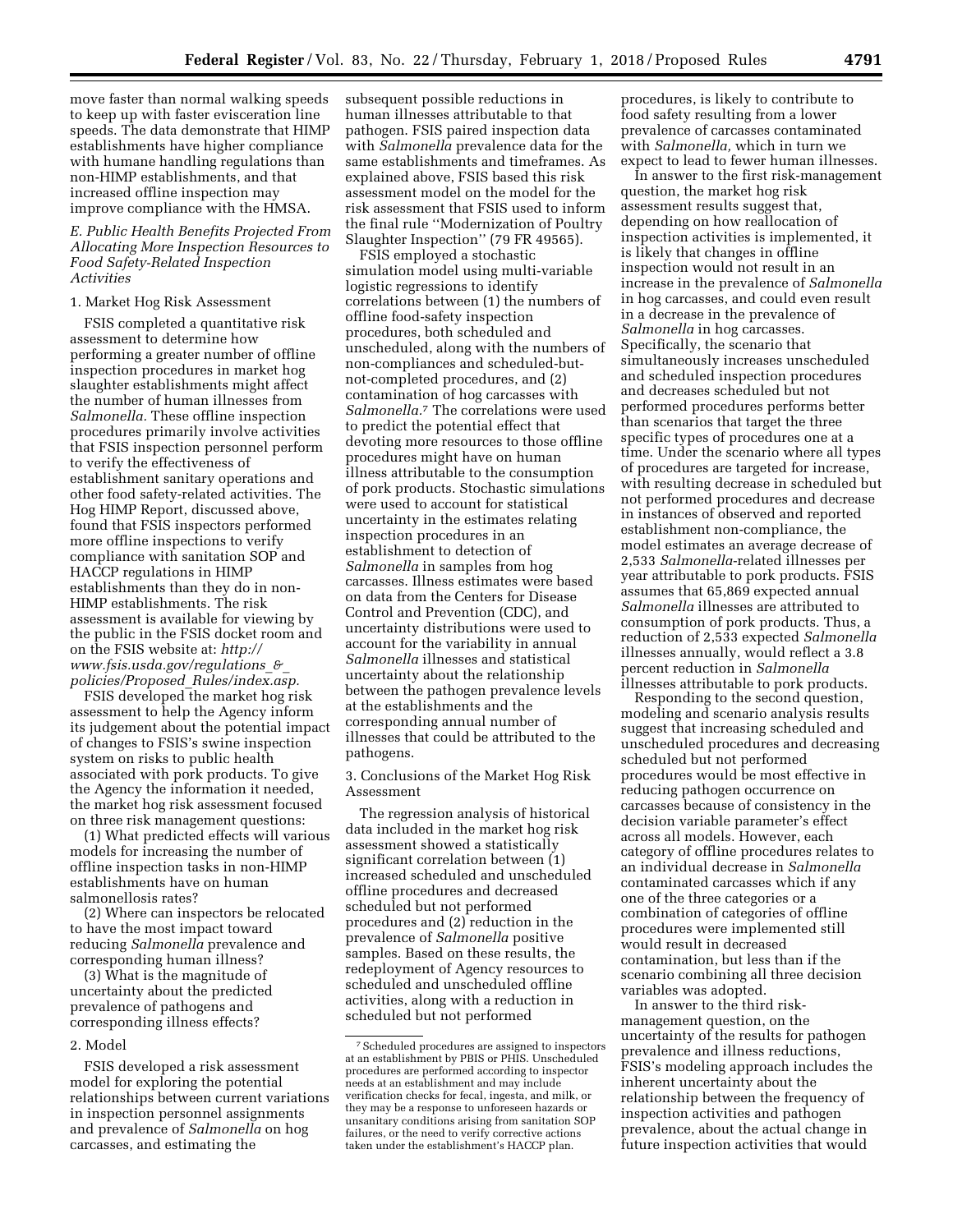move faster than normal walking speeds to keep up with faster evisceration line speeds. The data demonstrate that HIMP establishments have higher compliance with humane handling regulations than non-HIMP establishments, and that increased offline inspection may improve compliance with the HMSA.

### E. Public Health Benefits Projected From Allocating More Inspection Resources to Food Safety-Related Inspection Activities

#### 1. Market Hog Risk Assessment

FSIS completed a quantitative risk assessment to determine how performing a greater number of offline inspection procedures in market hog slaughter establishments might affect the number of human illnesses from *Salmonella.* These offline inspection procedures primarily involve activities that FSIS inspection personnel perform to verify the effectiveness of establishment sanitary operations and other food safety-related activities. The Hog HIMP Report, discussed above, found that FSIS inspectors performed more offline inspections to verify compliance with sanitation SOP and HACCP regulations in HIMP establishments than they do in non-HIMP establishments. The risk assessment is available for viewing by the public in the FSIS docket room and on the FSIS website at: *http://www.fsis.usda.gov/regulations_&_policies/Proposed_Rules/index.asp.*

FSIS developed the market hog risk assessment to help the Agency inform its judgement about the potential impact of changes to FSIS's swine inspection system on risks to public health associated with pork products. To give the Agency the information it needed, the market hog risk assessment focused on three risk management questions:

(1) What predicted effects will various models for increasing the number of offline inspection tasks in non-HIMP establishments have on human salmonellosis rates?

(2) Where can inspectors be relocated to have the most impact toward reducing *Salmonella* prevalence and corresponding human illness?

(3) What is the magnitude of uncertainty about the predicted prevalence of pathogens and corresponding illness effects?

#### 2. Model

FSIS developed a risk assessment model for exploring the potential relationships between current variations in inspection personnel assignments and prevalence of *Salmonella* on hog carcasses, and estimating the subsequent possible reductions in human illnesses attributable to that pathogen. FSIS paired inspection data with *Salmonella* prevalence data for the same establishments and timeframes. As explained above, FSIS based this risk assessment model on the model for the risk assessment that FSIS used to inform the final rule ''Modernization of Poultry Slaughter Inspection'' (79 FR 49565).

FSIS employed a stochastic simulation model using multi-variable logistic regressions to identify correlations between (1) the numbers of offline food-safety inspection procedures, both scheduled and unscheduled, along with the numbers of non-compliances and scheduled-but-not-completed procedures, and (2) contamination of hog carcasses with *Salmonella.*[7] The correlations were used to predict the potential effect that devoting more resources to those offline procedures might have on human illness attributable to the consumption of pork products. Stochastic simulations were used to account for statistical uncertainty in the estimates relating inspection procedures in an establishment to detection of *Salmonella* in samples from hog carcasses. Illness estimates were based on data from the Centers for Disease Control and Prevention (CDC), and uncertainty distributions were used to account for the variability in annual *Salmonella* illnesses and statistical uncertainty about the relationship between the pathogen prevalence levels at the establishments and the corresponding annual number of illnesses that could be attributed to the pathogens.

#### 3. Conclusions of the Market Hog Risk Assessment

The regression analysis of historical data included in the market hog risk assessment showed a statistically significant correlation between (1) increased scheduled and unscheduled offline procedures and decreased scheduled but not performed procedures and (2) reduction in the prevalence of *Salmonella* positive samples. Based on these results, the redeployment of Agency resources to scheduled and unscheduled offline activities, along with a reduction in scheduled but not performed procedures, is likely to contribute to food safety resulting from a lower prevalence of carcasses contaminated with *Salmonella,* which in turn we expect to lead to fewer human illnesses.

In answer to the first risk-management question, the market hog risk assessment results suggest that, depending on how reallocation of inspection activities is implemented, it is likely that changes in offline inspection would not result in an increase in the prevalence of *Salmonella* in hog carcasses, and could even result in a decrease in the prevalence of *Salmonella* in hog carcasses. Specifically, the scenario that simultaneously increases unscheduled and scheduled inspection procedures and decreases scheduled but not performed procedures performs better than scenarios that target the three specific types of procedures one at a time. Under the scenario where all types of procedures are targeted for increase, with resulting decrease in scheduled but not performed procedures and decrease in instances of observed and reported establishment non-compliance, the model estimates an average decrease of 2,533 *Salmonella*-related illnesses per year attributable to pork products. FSIS assumes that 65,869 expected annual *Salmonella* illnesses are attributed to consumption of pork products. Thus, a reduction of 2,533 expected *Salmonella* illnesses annually, would reflect a 3.8 percent reduction in *Salmonella* illnesses attributable to pork products.

Responding to the second question, modeling and scenario analysis results suggest that increasing scheduled and unscheduled procedures and decreasing scheduled but not performed procedures would be most effective in reducing pathogen occurrence on carcasses because of consistency in the decision variable parameter's effect across all models. However, each category of offline procedures relates to an individual decrease in *Salmonella* contaminated carcasses which if any one of the three categories or a combination of categories of offline procedures were implemented still would result in decreased contamination, but less than if the scenario combining all three decision variables was adopted.

In answer to the third risk-management question, on the uncertainty of the results for pathogen prevalence and illness reductions, FSIS's modeling approach includes the inherent uncertainty about the relationship between the frequency of inspection activities and pathogen prevalence, about the actual change in future inspection activities that would

---

[7] Scheduled procedures are assigned to inspectors at an establishment by PBIS or PHIS. Unscheduled procedures are performed according to inspector needs at an establishment and may include verification checks for fecal, ingesta, and milk, or they may be a response to unforeseen hazards or unsanitary conditions arising from sanitation SOP failures, or the need to verify corrective actions taken under the establishment's HACCP plan.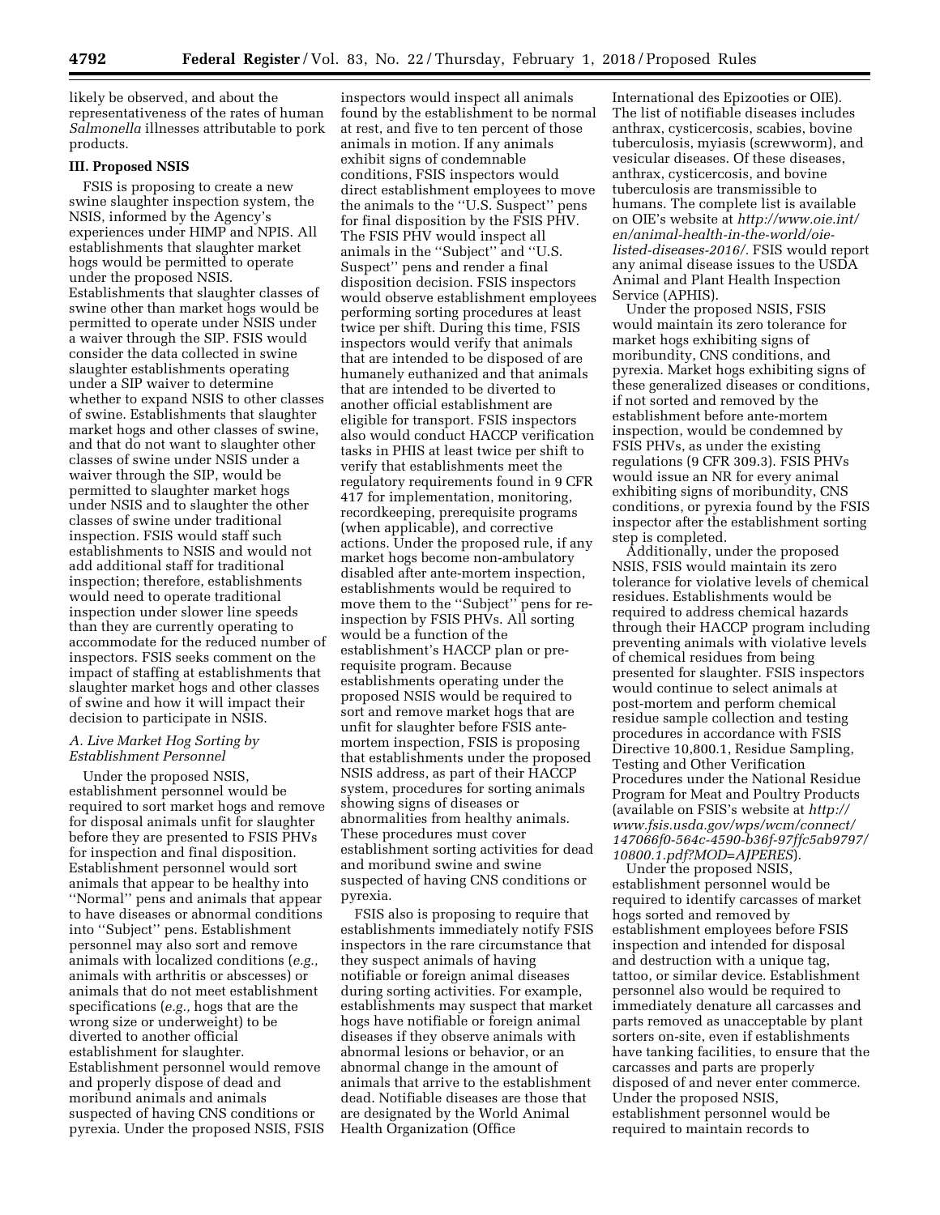likely be observed, and about the representativeness of the rates of human *Salmonella* illnesses attributable to pork products.

### III. Proposed NSIS

FSIS is proposing to create a new swine slaughter inspection system, the NSIS, informed by the Agency's experiences under HIMP and NPIS. All establishments that slaughter market hogs would be permitted to operate under the proposed NSIS. Establishments that slaughter classes of swine other than market hogs would be permitted to operate under NSIS under a waiver through the SIP. FSIS would consider the data collected in swine slaughter establishments operating under a SIP waiver to determine whether to expand NSIS to other classes of swine. Establishments that slaughter market hogs and other classes of swine, and that do not want to slaughter other classes of swine under NSIS under a waiver through the SIP, would be permitted to slaughter market hogs under NSIS and to slaughter the other classes of swine under traditional inspection. FSIS would staff such establishments to NSIS and would not add additional staff for traditional inspection; therefore, establishments would need to operate traditional inspection under slower line speeds than they are currently operating to accommodate for the reduced number of inspectors. FSIS seeks comment on the impact of staffing at establishments that slaughter market hogs and other classes of swine and how it will impact their decision to participate in NSIS.

#### *A. Live Market Hog Sorting by Establishment Personnel*

Under the proposed NSIS, establishment personnel would be required to sort market hogs and remove for disposal animals unfit for slaughter before they are presented to FSIS PHVs for inspection and final disposition. Establishment personnel would sort animals that appear to be healthy into ''Normal'' pens and animals that appear to have diseases or abnormal conditions into ''Subject'' pens. Establishment personnel may also sort and remove animals with localized conditions (*e.g.,* animals with arthritis or abscesses) or animals that do not meet establishment specifications (*e.g.,* hogs that are the wrong size or underweight) to be diverted to another official establishment for slaughter. Establishment personnel would remove and properly dispose of dead and moribund animals and animals suspected of having CNS conditions or pyrexia. Under the proposed NSIS, FSIS inspectors would inspect all animals found by the establishment to be normal at rest, and five to ten percent of those animals in motion. If any animals exhibit signs of condemnable conditions, FSIS inspectors would direct establishment employees to move the animals to the ''U.S. Suspect'' pens for final disposition by the FSIS PHV. The FSIS PHV would inspect all animals in the ''Subject'' and ''U.S. Suspect'' pens and render a final disposition decision. FSIS inspectors would observe establishment employees performing sorting procedures at least twice per shift. During this time, FSIS inspectors would verify that animals that are intended to be disposed of are humanely euthanized and that animals that are intended to be diverted to another official establishment are eligible for transport. FSIS inspectors also would conduct HACCP verification tasks in PHIS at least twice per shift to verify that establishments meet the regulatory requirements found in 9 CFR 417 for implementation, monitoring, recordkeeping, prerequisite programs (when applicable), and corrective actions. Under the proposed rule, if any market hogs become non-ambulatory disabled after ante-mortem inspection, establishments would be required to move them to the ''Subject'' pens for re-inspection by FSIS PHVs. All sorting would be a function of the establishment's HACCP plan or pre-requisite program. Because establishments operating under the proposed NSIS would be required to sort and remove market hogs that are unfit for slaughter before FSIS ante-mortem inspection, FSIS is proposing that establishments under the proposed NSIS address, as part of their HACCP system, procedures for sorting animals showing signs of diseases or abnormalities from healthy animals. These procedures must cover establishment sorting activities for dead and moribund swine and swine suspected of having CNS conditions or pyrexia.

FSIS also is proposing to require that establishments immediately notify FSIS inspectors in the rare circumstance that they suspect animals of having notifiable or foreign animal diseases during sorting activities. For example, establishments may suspect that market hogs have notifiable or foreign animal diseases if they observe animals with abnormal lesions or behavior, or an abnormal change in the amount of animals that arrive to the establishment dead. Notifiable diseases are those that are designated by the World Animal Health Organization (Office International des Epizooties or OIE). The list of notifiable diseases includes anthrax, cysticercosis, scabies, bovine tuberculosis, myiasis (screwworm), and vesicular diseases. Of these diseases, anthrax, cysticercosis, and bovine tuberculosis are transmissible to humans. The complete list is available on OIE's website at *http://www.oie.int/en/animal-health-in-the-world/oie-listed-diseases-2016/.* FSIS would report any animal disease issues to the USDA Animal and Plant Health Inspection Service (APHIS).

Under the proposed NSIS, FSIS would maintain its zero tolerance for market hogs exhibiting signs of moribundity, CNS conditions, and pyrexia. Market hogs exhibiting signs of these generalized diseases or conditions, if not sorted and removed by the establishment before ante-mortem inspection, would be condemned by FSIS PHVs, as under the existing regulations (9 CFR 309.3). FSIS PHVs would issue an NR for every animal exhibiting signs of moribundity, CNS conditions, or pyrexia found by the FSIS inspector after the establishment sorting step is completed.

Additionally, under the proposed NSIS, FSIS would maintain its zero tolerance for violative levels of chemical residues. Establishments would be required to address chemical hazards through their HACCP program including preventing animals with violative levels of chemical residues from being presented for slaughter. FSIS inspectors would continue to select animals at post-mortem and perform chemical residue sample collection and testing procedures in accordance with FSIS Directive 10,800.1, Residue Sampling, Testing and Other Verification Procedures under the National Residue Program for Meat and Poultry Products (available on FSIS's website at *http://www.fsis.usda.gov/wps/wcm/connect/147066f0-564c-4590-b36f-97ffc5ab9797/10800.1.pdf?MOD=AJPERES*).

Under the proposed NSIS, establishment personnel would be required to identify carcasses of market hogs sorted and removed by establishment employees before FSIS inspection and intended for disposal and destruction with a unique tag, tattoo, or similar device. Establishment personnel also would be required to immediately denature all carcasses and parts removed as unacceptable by plant sorters on-site, even if establishments have tanking facilities, to ensure that the carcasses and parts are properly disposed of and never enter commerce. Under the proposed NSIS, establishment personnel would be required to maintain records to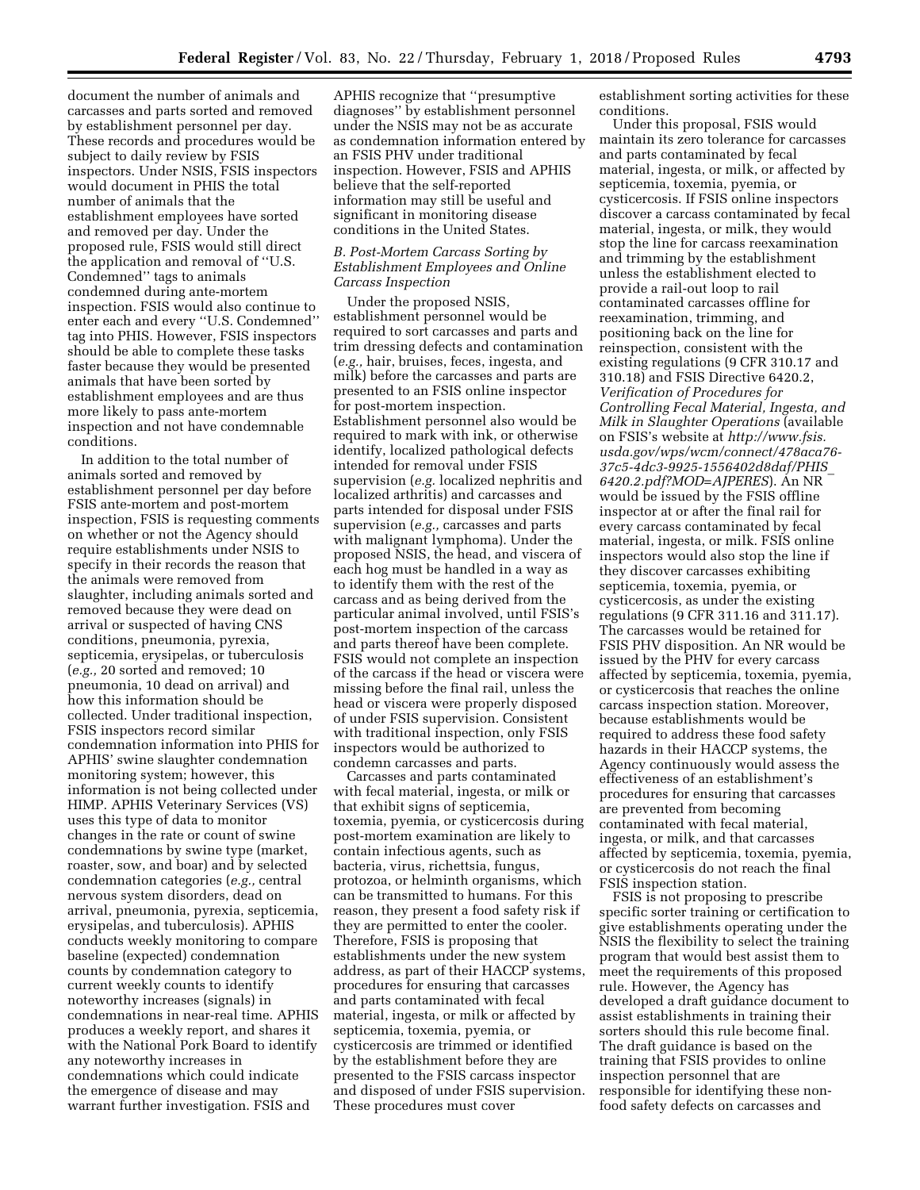document the number of animals and carcasses and parts sorted and removed by establishment personnel per day. These records and procedures would be subject to daily review by FSIS inspectors. Under NSIS, FSIS inspectors would document in PHIS the total number of animals that the establishment employees have sorted and removed per day. Under the proposed rule, FSIS would still direct the application and removal of ''U.S. Condemned'' tags to animals condemned during ante-mortem inspection. FSIS would also continue to enter each and every ''U.S. Condemned'' tag into PHIS. However, FSIS inspectors should be able to complete these tasks faster because they would be presented animals that have been sorted by establishment employees and are thus more likely to pass ante-mortem inspection and not have condemnable conditions.

In addition to the total number of animals sorted and removed by establishment personnel per day before FSIS ante-mortem and post-mortem inspection, FSIS is requesting comments on whether or not the Agency should require establishments under NSIS to specify in their records the reason that the animals were removed from slaughter, including animals sorted and removed because they were dead on arrival or suspected of having CNS conditions, pneumonia, pyrexia, septicemia, erysipelas, or tuberculosis (*e.g.,* 20 sorted and removed; 10 pneumonia, 10 dead on arrival) and how this information should be collected. Under traditional inspection, FSIS inspectors record similar condemnation information into PHIS for APHIS' swine slaughter condemnation monitoring system; however, this information is not being collected under HIMP. APHIS Veterinary Services (VS) uses this type of data to monitor changes in the rate or count of swine condemnations by swine type (market, roaster, sow, and boar) and by selected condemnation categories (*e.g.,* central nervous system disorders, dead on arrival, pneumonia, pyrexia, septicemia, erysipelas, and tuberculosis). APHIS conducts weekly monitoring to compare baseline (expected) condemnation counts by condemnation category to current weekly counts to identify noteworthy increases (signals) in condemnations in near-real time. APHIS produces a weekly report, and shares it with the National Pork Board to identify any noteworthy increases in condemnations which could indicate the emergence of disease and may warrant further investigation. FSIS and APHIS recognize that ''presumptive diagnoses'' by establishment personnel under the NSIS may not be as accurate as condemnation information entered by an FSIS PHV under traditional inspection. However, FSIS and APHIS believe that the self-reported information may still be useful and significant in monitoring disease conditions in the United States.

### *B. Post-Mortem Carcass Sorting by Establishment Employees and Online Carcass Inspection*

Under the proposed NSIS, establishment personnel would be required to sort carcasses and parts and trim dressing defects and contamination (*e.g.,* hair, bruises, feces, ingesta, and milk) before the carcasses and parts are presented to an FSIS online inspector for post-mortem inspection. Establishment personnel also would be required to mark with ink, or otherwise identify, localized pathological defects intended for removal under FSIS supervision (*e.g.* localized nephritis and localized arthritis) and carcasses and parts intended for disposal under FSIS supervision (*e.g.,* carcasses and parts with malignant lymphoma). Under the proposed NSIS, the head, and viscera of each hog must be handled in a way as to identify them with the rest of the carcass and as being derived from the particular animal involved, until FSIS's post-mortem inspection of the carcass and parts thereof have been complete. FSIS would not complete an inspection of the carcass if the head or viscera were missing before the final rail, unless the head or viscera were properly disposed of under FSIS supervision. Consistent with traditional inspection, only FSIS inspectors would be authorized to condemn carcasses and parts.

Carcasses and parts contaminated with fecal material, ingesta, or milk or that exhibit signs of septicemia, toxemia, pyemia, or cysticercosis during post-mortem examination are likely to contain infectious agents, such as bacteria, virus, richettsia, fungus, protozoa, or helminth organisms, which can be transmitted to humans. For this reason, they present a food safety risk if they are permitted to enter the cooler. Therefore, FSIS is proposing that establishments under the new system address, as part of their HACCP systems, procedures for ensuring that carcasses and parts contaminated with fecal material, ingesta, or milk or affected by septicemia, toxemia, pyemia, or cysticercosis are trimmed or identified by the establishment before they are presented to the FSIS carcass inspector and disposed of under FSIS supervision. These procedures must cover establishment sorting activities for these conditions.

Under this proposal, FSIS would maintain its zero tolerance for carcasses and parts contaminated by fecal material, ingesta, or milk, or affected by septicemia, toxemia, pyemia, or cysticercosis. If FSIS online inspectors discover a carcass contaminated by fecal material, ingesta, or milk, they would stop the line for carcass reexamination and trimming by the establishment unless the establishment elected to provide a rail-out loop to rail contaminated carcasses offline for reexamination, trimming, and positioning back on the line for reinspection, consistent with the existing regulations (9 CFR 310.17 and 310.18) and FSIS Directive 6420.2, *Verification of Procedures for Controlling Fecal Material, Ingesta, and Milk in Slaughter Operations* (available on FSIS's website at *http://www.fsis.usda.gov/wps/wcm/connect/478aca76-37c5-4dc3-9925-1556402d8daf/PHIS_6420.2.pdf?MOD=AJPERES*). An NR would be issued by the FSIS offline inspector at or after the final rail for every carcass contaminated by fecal material, ingesta, or milk. FSIS online inspectors would also stop the line if they discover carcasses exhibiting septicemia, toxemia, pyemia, or cysticercosis, as under the existing regulations (9 CFR 311.16 and 311.17). The carcasses would be retained for FSIS PHV disposition. An NR would be issued by the PHV for every carcass affected by septicemia, toxemia, pyemia, or cysticercosis that reaches the online carcass inspection station. Moreover, because establishments would be required to address these food safety hazards in their HACCP systems, the Agency continuously would assess the effectiveness of an establishment's procedures for ensuring that carcasses are prevented from becoming contaminated with fecal material, ingesta, or milk, and that carcasses affected by septicemia, toxemia, pyemia, or cysticercosis do not reach the final FSIS inspection station.

FSIS is not proposing to prescribe specific sorter training or certification to give establishments operating under the NSIS the flexibility to select the training program that would best assist them to meet the requirements of this proposed rule. However, the Agency has developed a draft guidance document to assist establishments in training their sorters should this rule become final. The draft guidance is based on the training that FSIS provides to online inspection personnel that are responsible for identifying these non-food safety defects on carcasses and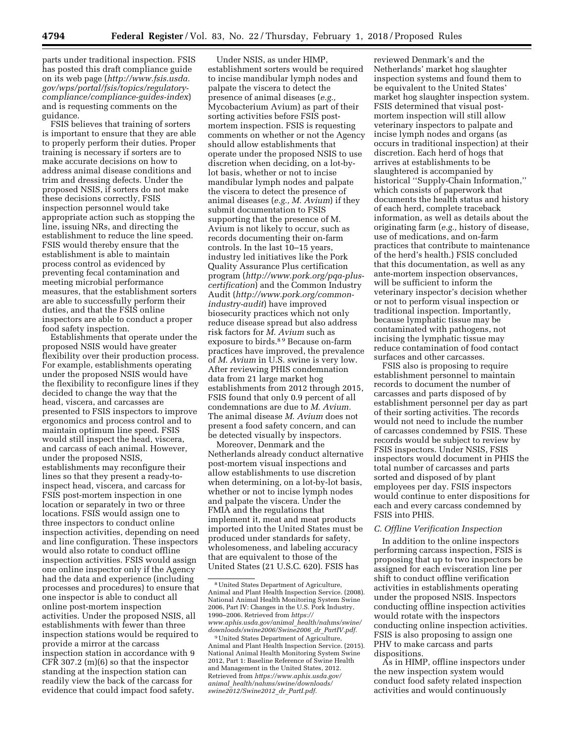parts under traditional inspection. FSIS has posted this draft compliance guide on its web page (*http://www.fsis.usda.gov/wps/portal/fsis/topics/regulatory-compliance/compliance-guides-index*) and is requesting comments on the guidance.

FSIS believes that training of sorters is important to ensure that they are able to properly perform their duties. Proper training is necessary if sorters are to make accurate decisions on how to address animal disease conditions and trim and dressing defects. Under the proposed NSIS, if sorters do not make these decisions correctly, FSIS inspection personnel would take appropriate action such as stopping the line, issuing NRs, and directing the establishment to reduce the line speed. FSIS would thereby ensure that the establishment is able to maintain process control as evidenced by preventing fecal contamination and meeting microbial performance measures, that the establishment sorters are able to successfully perform their duties, and that the FSIS online inspectors are able to conduct a proper food safety inspection.

Establishments that operate under the proposed NSIS would have greater flexibility over their production process. For example, establishments operating under the proposed NSIS would have the flexibility to reconfigure lines if they decided to change the way that the head, viscera, and carcasses are presented to FSIS inspectors to improve ergonomics and process control and to maintain optimum line speed. FSIS would still inspect the head, viscera, and carcass of each animal. However, under the proposed NSIS, establishments may reconfigure their lines so that they present a ready-to-inspect head, viscera, and carcass for FSIS post-mortem inspection in one location or separately in two or three locations. FSIS would assign one to three inspectors to conduct online inspection activities, depending on need and line configuration. These inspectors would also rotate to conduct offline inspection activities. FSIS would assign one online inspector only if the Agency had the data and experience (including processes and procedures) to ensure that one inspector is able to conduct all online post-mortem inspection activities. Under the proposed NSIS, all establishments with fewer than three inspection stations would be required to provide a mirror at the carcass inspection station in accordance with 9 CFR 307.2 (m)(6) so that the inspector standing at the inspection station can readily view the back of the carcass for evidence that could impact food safety.

Under NSIS, as under HIMP, establishment sorters would be required to incise mandibular lymph nodes and palpate the viscera to detect the presence of animal diseases (*e.g.,* Mycobacterium Avium) as part of their sorting activities before FSIS post-mortem inspection. FSIS is requesting comments on whether or not the Agency should allow establishments that operate under the proposed NSIS to use discretion when deciding, on a lot-by-lot basis, whether or not to incise mandibular lymph nodes and palpate the viscera to detect the presence of animal diseases (*e.g., M. Avium*) if they submit documentation to FSIS supporting that the presence of M. Avium is not likely to occur, such as records documenting their on-farm controls. In the last 10–15 years, industry led initiatives like the Pork Quality Assurance Plus certification program (*http://www.pork.org/pqa-plus-certification*) and the Common Industry Audit (*http://www.pork.org/common-industry-audit*) have improved biosecurity practices which not only reduce disease spread but also address risk factors for *M. Avium* such as exposure to birds.[8 9] Because on-farm practices have improved, the prevalence of *M. Avium* in U.S. swine is very low. After reviewing PHIS condemnation data from 21 large market hog establishments from 2012 through 2015, FSIS found that only 0.9 percent of all condemnations are due to *M. Avium.* The animal disease *M. Avium* does not present a food safety concern, and can be detected visually by inspectors.

Moreover, Denmark and the Netherlands already conduct alternative post-mortem visual inspections and allow establishments to use discretion when determining, on a lot-by-lot basis, whether or not to incise lymph nodes and palpate the viscera. Under the FMIA and the regulations that implement it, meat and meat products imported into the United States must be produced under standards for safety, wholesomeness, and labeling accuracy that are equivalent to those of the United States (21 U.S.C. 620). FSIS has reviewed Denmark's and the Netherlands' market hog slaughter inspection systems and found them to be equivalent to the United States' market hog slaughter inspection system. FSIS determined that visual post-mortem inspection will still allow veterinary inspectors to palpate and incise lymph nodes and organs (as occurs in traditional inspection) at their discretion. Each herd of hogs that arrives at establishments to be slaughtered is accompanied by historical ''Supply-Chain Information,'' which consists of paperwork that documents the health status and history of each herd, complete traceback information, as well as details about the originating farm (*e.g.,* history of disease, use of medications, and on-farm practices that contribute to maintenance of the herd's health.) FSIS concluded that this documentation, as well as any ante-mortem inspection observances, will be sufficient to inform the veterinary inspector's decision whether or not to perform visual inspection or traditional inspection. Importantly, because lymphatic tissue may be contaminated with pathogens, not incising the lymphatic tissue may reduce contamination of food contact surfaces and other carcasses.

FSIS also is proposing to require establishment personnel to maintain records to document the number of carcasses and parts disposed of by establishment personnel per day as part of their sorting activities. The records would not need to include the number of carcasses condemned by FSIS. These records would be subject to review by FSIS inspectors. Under NSIS, FSIS inspectors would document in PHIS the total number of carcasses and parts sorted and disposed of by plant employees per day. FSIS inspectors would continue to enter dispositions for each and every carcass condemned by FSIS into PHIS.

### *C. Offline Verification Inspection*

In addition to the online inspectors performing carcass inspection, FSIS is proposing that up to two inspectors be assigned for each evisceration line per shift to conduct offline verification activities in establishments operating under the proposed NSIS. Inspectors conducting offline inspection activities would rotate with the inspectors conducting online inspection activities. FSIS is also proposing to assign one PHV to make carcass and parts dispositions.

As in HIMP, offline inspectors under the new inspection system would conduct food safety related inspection activities and would continuously

---

[8] United States Department of Agriculture, Animal and Plant Health Inspection Service. (2008). National Animal Health Monitoring System Swine 2006, Part IV: Changes in the U.S. Pork Industry, 1990–2006. Retrieved from *https://www.aphis.usda.gov/animal_health/nahms/swine/downloads/swine2006/Swine2006_dr_PartIV.pdf.*

[9] United States Department of Agriculture, Animal and Plant Health Inspection Service. (2015). National Animal Health Monitoring System Swine 2012, Part 1: Baseline Reference of Swine Health and Management in the United States, 2012. Retrieved from *https://www.aphis.usda.gov/animal_health/nahms/swine/downloads/swine2012/Swine2012_dr_PartI.pdf.*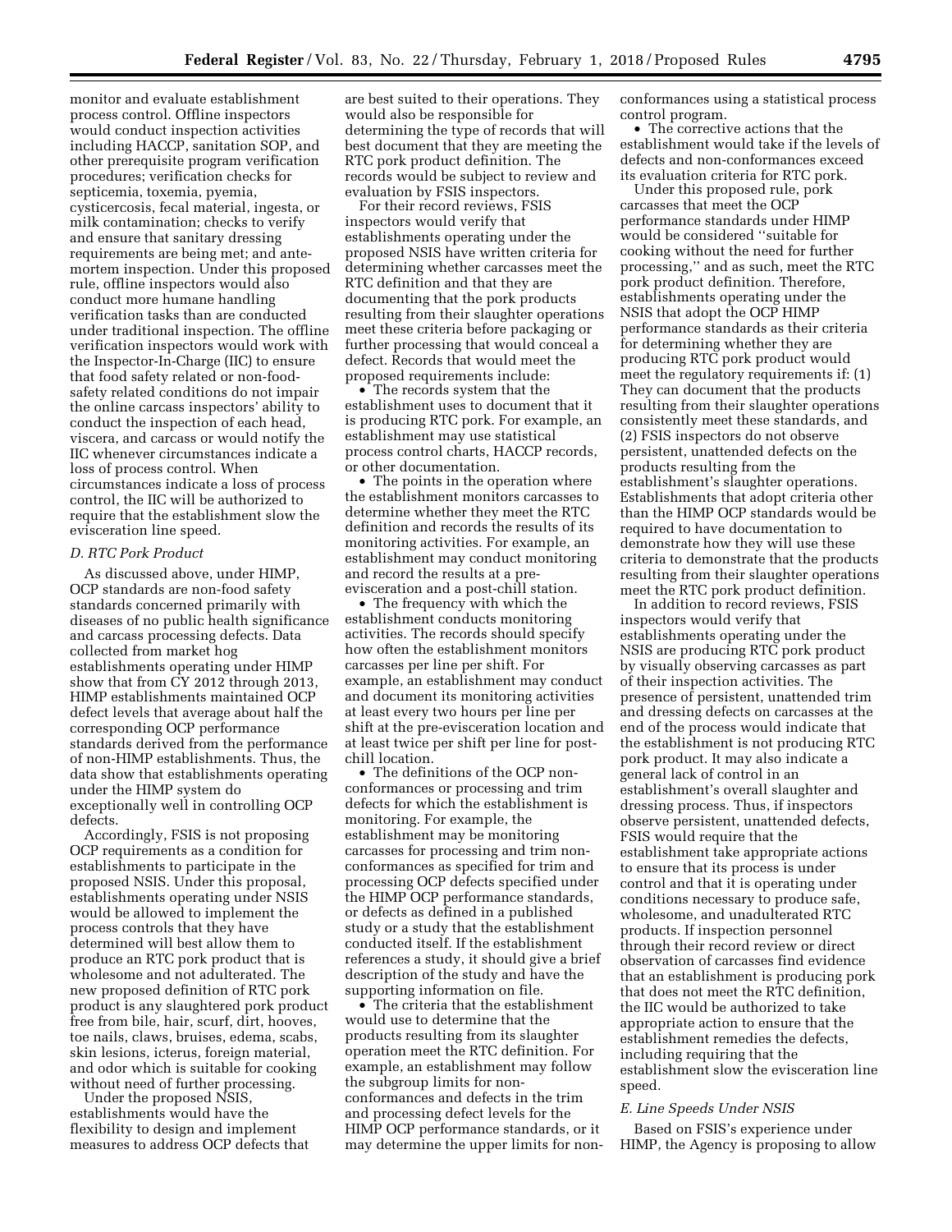monitor and evaluate establishment process control. Offline inspectors would conduct inspection activities including HACCP, sanitation SOP, and other prerequisite program verification procedures; verification checks for septicemia, toxemia, pyemia, cysticercosis, fecal material, ingesta, or milk contamination; checks to verify and ensure that sanitary dressing requirements are being met; and ante-mortem inspection. Under this proposed rule, offline inspectors would also conduct more humane handling verification tasks than are conducted under traditional inspection. The offline verification inspectors would work with the Inspector-In-Charge (IIC) to ensure that food safety related or non-food-safety related conditions do not impair the online carcass inspectors' ability to conduct the inspection of each head, viscera, and carcass or would notify the IIC whenever circumstances indicate a loss of process control. When circumstances indicate a loss of process control, the IIC will be authorized to require that the establishment slow the evisceration line speed.

### *D. RTC Pork Product*

As discussed above, under HIMP, OCP standards are non-food safety standards concerned primarily with diseases of no public health significance and carcass processing defects. Data collected from market hog establishments operating under HIMP show that from CY 2012 through 2013, HIMP establishments maintained OCP defect levels that average about half the corresponding OCP performance standards derived from the performance of non-HIMP establishments. Thus, the data show that establishments operating under the HIMP system do exceptionally well in controlling OCP defects.

Accordingly, FSIS is not proposing OCP requirements as a condition for establishments to participate in the proposed NSIS. Under this proposal, establishments operating under NSIS would be allowed to implement the process controls that they have determined will best allow them to produce an RTC pork product that is wholesome and not adulterated. The new proposed definition of RTC pork product is any slaughtered pork product free from bile, hair, scurf, dirt, hooves, toe nails, claws, bruises, edema, scabs, skin lesions, icterus, foreign material, and odor which is suitable for cooking without need of further processing.

Under the proposed NSIS, establishments would have the flexibility to design and implement measures to address OCP defects that are best suited to their operations. They would also be responsible for determining the type of records that will best document that they are meeting the RTC pork product definition. The records would be subject to review and evaluation by FSIS inspectors.

For their record reviews, FSIS inspectors would verify that establishments operating under the proposed NSIS have written criteria for determining whether carcasses meet the RTC definition and that they are documenting that the pork products resulting from their slaughter operations meet these criteria before packaging or further processing that would conceal a defect. Records that would meet the proposed requirements include:

- The records system that the establishment uses to document that it is producing RTC pork. For example, an establishment may use statistical process control charts, HACCP records, or other documentation.
- The points in the operation where the establishment monitors carcasses to determine whether they meet the RTC definition and records the results of its monitoring activities. For example, an establishment may conduct monitoring and record the results at a pre-evisceration and a post-chill station.
- The frequency with which the establishment conducts monitoring activities. The records should specify how often the establishment monitors carcasses per line per shift. For example, an establishment may conduct and document its monitoring activities at least every two hours per line per shift at the pre-evisceration location and at least twice per shift per line for post-chill location.
- The definitions of the OCP non-conformances or processing and trim defects for which the establishment is monitoring. For example, the establishment may be monitoring carcasses for processing and trim non-conformances as specified for trim and processing OCP defects specified under the HIMP OCP performance standards, or defects as defined in a published study or a study that the establishment conducted itself. If the establishment references a study, it should give a brief description of the study and have the supporting information on file.
- The criteria that the establishment would use to determine that the products resulting from its slaughter operation meet the RTC definition. For example, an establishment may follow the subgroup limits for non-conformances and defects in the trim and processing defect levels for the HIMP OCP performance standards, or it may determine the upper limits for non-conformances using a statistical process control program.
- The corrective actions that the establishment would take if the levels of defects and non-conformances exceed its evaluation criteria for RTC pork.

Under this proposed rule, pork carcasses that meet the OCP performance standards under HIMP would be considered "suitable for cooking without the need for further processing," and as such, meet the RTC pork product definition. Therefore, establishments operating under the NSIS that adopt the OCP HIMP performance standards as their criteria for determining whether they are producing RTC pork product would meet the regulatory requirements if: (1) They can document that the products resulting from their slaughter operations consistently meet these standards, and (2) FSIS inspectors do not observe persistent, unattended defects on the products resulting from the establishment's slaughter operations. Establishments that adopt criteria other than the HIMP OCP standards would be required to have documentation to demonstrate how they will use these criteria to demonstrate that the products resulting from their slaughter operations meet the RTC pork product definition.

In addition to record reviews, FSIS inspectors would verify that establishments operating under the NSIS are producing RTC pork product by visually observing carcasses as part of their inspection activities. The presence of persistent, unattended trim and dressing defects on carcasses at the end of the process would indicate that the establishment is not producing RTC pork product. It may also indicate a general lack of control in an establishment's overall slaughter and dressing process. Thus, if inspectors observe persistent, unattended defects, FSIS would require that the establishment take appropriate actions to ensure that its process is under control and that it is operating under conditions necessary to produce safe, wholesome, and unadulterated RTC products. If inspection personnel through their record review or direct observation of carcasses find evidence that an establishment is producing pork that does not meet the RTC definition, the IIC would be authorized to take appropriate action to ensure that the establishment remedies the defects, including requiring that the establishment slow the evisceration line speed.

### *E. Line Speeds Under NSIS*

Based on FSIS's experience under HIMP, the Agency is proposing to allow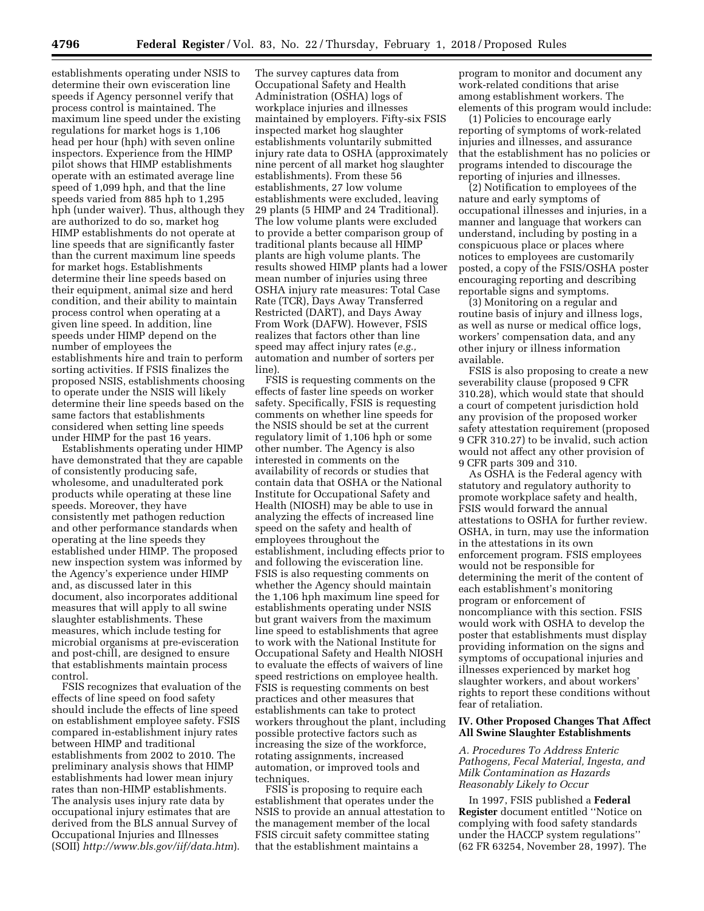establishments operating under NSIS to determine their own evisceration line speeds if Agency personnel verify that process control is maintained. The maximum line speed under the existing regulations for market hogs is 1,106 head per hour (hph) with seven online inspectors. Experience from the HIMP pilot shows that HIMP establishments operate with an estimated average line speed of 1,099 hph, and that the line speeds varied from 885 hph to 1,295 hph (under waiver). Thus, although they are authorized to do so, market hog HIMP establishments do not operate at line speeds that are significantly faster than the current maximum line speeds for market hogs. Establishments determine their line speeds based on their equipment, animal size and herd condition, and their ability to maintain process control when operating at a given line speed. In addition, line speeds under HIMP depend on the number of employees the establishments hire and train to perform sorting activities. If FSIS finalizes the proposed NSIS, establishments choosing to operate under the NSIS will likely determine their line speeds based on the same factors that establishments considered when setting line speeds under HIMP for the past 16 years.

Establishments operating under HIMP have demonstrated that they are capable of consistently producing safe, wholesome, and unadulterated pork products while operating at these line speeds. Moreover, they have consistently met pathogen reduction and other performance standards when operating at the line speeds they established under HIMP. The proposed new inspection system was informed by the Agency's experience under HIMP and, as discussed later in this document, also incorporates additional measures that will apply to all swine slaughter establishments. These measures, which include testing for microbial organisms at pre-evisceration and post-chill, are designed to ensure that establishments maintain process control.

FSIS recognizes that evaluation of the effects of line speed on food safety should include the effects of line speed on establishment employee safety. FSIS compared in-establishment injury rates between HIMP and traditional establishments from 2002 to 2010. The preliminary analysis shows that HIMP establishments had lower mean injury rates than non-HIMP establishments. The analysis uses injury rate data by occupational injury estimates that are derived from the BLS annual Survey of Occupational Injuries and Illnesses (SOII) *http://www.bls.gov/iif/data.htm*). The survey captures data from Occupational Safety and Health Administration (OSHA) logs of workplace injuries and illnesses maintained by employers. Fifty-six FSIS inspected market hog slaughter establishments voluntarily submitted injury rate data to OSHA (approximately nine percent of all market hog slaughter establishments). From these 56 establishments, 27 low volume establishments were excluded, leaving 29 plants (5 HIMP and 24 Traditional). The low volume plants were excluded to provide a better comparison group of traditional plants because all HIMP plants are high volume plants. The results showed HIMP plants had a lower mean number of injuries using three OSHA injury rate measures: Total Case Rate (TCR), Days Away Transferred Restricted (DART), and Days Away From Work (DAFW). However, FSIS realizes that factors other than line speed may affect injury rates (*e.g.,* automation and number of sorters per line).

FSIS is requesting comments on the effects of faster line speeds on worker safety. Specifically, FSIS is requesting comments on whether line speeds for the NSIS should be set at the current regulatory limit of 1,106 hph or some other number. The Agency is also interested in comments on the availability of records or studies that contain data that OSHA or the National Institute for Occupational Safety and Health (NIOSH) may be able to use in analyzing the effects of increased line speed on the safety and health of employees throughout the establishment, including effects prior to and following the evisceration line. FSIS is also requesting comments on whether the Agency should maintain the 1,106 hph maximum line speed for establishments operating under NSIS but grant waivers from the maximum line speed to establishments that agree to work with the National Institute for Occupational Safety and Health NIOSH to evaluate the effects of waivers of line speed restrictions on employee health. FSIS is requesting comments on best practices and other measures that establishments can take to protect workers throughout the plant, including possible protective factors such as increasing the size of the workforce, rotating assignments, increased automation, or improved tools and techniques.

FSIS is proposing to require each establishment that operates under the NSIS to provide an annual attestation to the management member of the local FSIS circuit safety committee stating that the establishment maintains a program to monitor and document any work-related conditions that arise among establishment workers. The elements of this program would include:

(1) Policies to encourage early reporting of symptoms of work-related injuries and illnesses, and assurance that the establishment has no policies or programs intended to discourage the reporting of injuries and illnesses.

(2) Notification to employees of the nature and early symptoms of occupational illnesses and injuries, in a manner and language that workers can understand, including by posting in a conspicuous place or places where notices to employees are customarily posted, a copy of the FSIS/OSHA poster encouraging reporting and describing reportable signs and symptoms.

(3) Monitoring on a regular and routine basis of injury and illness logs, as well as nurse or medical office logs, workers' compensation data, and any other injury or illness information available.

FSIS is also proposing to create a new severability clause (proposed 9 CFR 310.28), which would state that should a court of competent jurisdiction hold any provision of the proposed worker safety attestation requirement (proposed 9 CFR 310.27) to be invalid, such action would not affect any other provision of 9 CFR parts 309 and 310.

As OSHA is the Federal agency with statutory and regulatory authority to promote workplace safety and health, FSIS would forward the annual attestations to OSHA for further review. OSHA, in turn, may use the information in the attestations in its own enforcement program. FSIS employees would not be responsible for determining the merit of the content of each establishment's monitoring program or enforcement of noncompliance with this section. FSIS would work with OSHA to develop the poster that establishments must display providing information on the signs and symptoms of occupational injuries and illnesses experienced by market hog slaughter workers, and about workers' rights to report these conditions without fear of retaliation.

## IV. Other Proposed Changes That Affect All Swine Slaughter Establishments

### *A. Procedures To Address Enteric Pathogens, Fecal Material, Ingesta, and Milk Contamination as Hazards Reasonably Likely to Occur*

In 1997, FSIS published a **Federal Register** document entitled ''Notice on complying with food safety standards under the HACCP system regulations'' (62 FR 63254, November 28, 1997). The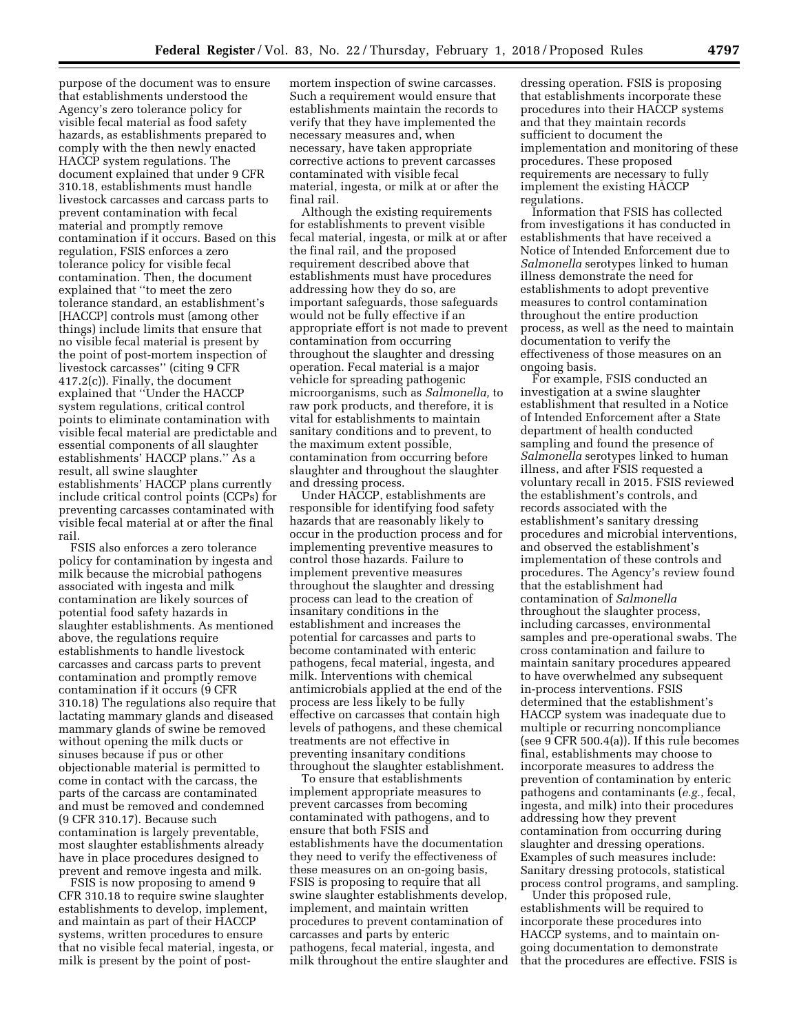purpose of the document was to ensure that establishments understood the Agency's zero tolerance policy for visible fecal material as food safety hazards, as establishments prepared to comply with the then newly enacted HACCP system regulations. The document explained that under 9 CFR 310.18, establishments must handle livestock carcasses and carcass parts to prevent contamination with fecal material and promptly remove contamination if it occurs. Based on this regulation, FSIS enforces a zero tolerance policy for visible fecal contamination. Then, the document explained that ''to meet the zero tolerance standard, an establishment's [HACCP] controls must (among other things) include limits that ensure that no visible fecal material is present by the point of post-mortem inspection of livestock carcasses'' (citing 9 CFR 417.2(c)). Finally, the document explained that ''Under the HACCP system regulations, critical control points to eliminate contamination with visible fecal material are predictable and essential components of all slaughter establishments' HACCP plans.'' As a result, all swine slaughter establishments' HACCP plans currently include critical control points (CCPs) for preventing carcasses contaminated with visible fecal material at or after the final rail.

FSIS also enforces a zero tolerance policy for contamination by ingesta and milk because the microbial pathogens associated with ingesta and milk contamination are likely sources of potential food safety hazards in slaughter establishments. As mentioned above, the regulations require establishments to handle livestock carcasses and carcass parts to prevent contamination and promptly remove contamination if it occurs (9 CFR 310.18) The regulations also require that lactating mammary glands and diseased mammary glands of swine be removed without opening the milk ducts or sinuses because if pus or other objectionable material is permitted to come in contact with the carcass, the parts of the carcass are contaminated and must be removed and condemned (9 CFR 310.17). Because such contamination is largely preventable, most slaughter establishments already have in place procedures designed to prevent and remove ingesta and milk.

FSIS is now proposing to amend 9 CFR 310.18 to require swine slaughter establishments to develop, implement, and maintain as part of their HACCP systems, written procedures to ensure that no visible fecal material, ingesta, or milk is present by the point of post-mortem inspection of swine carcasses. Such a requirement would ensure that establishments maintain the records to verify that they have implemented the necessary measures and, when necessary, have taken appropriate corrective actions to prevent carcasses contaminated with visible fecal material, ingesta, or milk at or after the final rail.

Although the existing requirements for establishments to prevent visible fecal material, ingesta, or milk at or after the final rail, and the proposed requirement described above that establishments must have procedures addressing how they do so, are important safeguards, those safeguards would not be fully effective if an appropriate effort is not made to prevent contamination from occurring throughout the slaughter and dressing operation. Fecal material is a major vehicle for spreading pathogenic microorganisms, such as *Salmonella,* to raw pork products, and therefore, it is vital for establishments to maintain sanitary conditions and to prevent, to the maximum extent possible, contamination from occurring before slaughter and throughout the slaughter and dressing process.

Under HACCP, establishments are responsible for identifying food safety hazards that are reasonably likely to occur in the production process and for implementing preventive measures to control those hazards. Failure to implement preventive measures throughout the slaughter and dressing process can lead to the creation of insanitary conditions in the establishment and increases the potential for carcasses and parts to become contaminated with enteric pathogens, fecal material, ingesta, and milk. Interventions with chemical antimicrobials applied at the end of the process are less likely to be fully effective on carcasses that contain high levels of pathogens, and these chemical treatments are not effective in preventing insanitary conditions throughout the slaughter establishment.

To ensure that establishments implement appropriate measures to prevent carcasses from becoming contaminated with pathogens, and to ensure that both FSIS and establishments have the documentation they need to verify the effectiveness of these measures on an on-going basis, FSIS is proposing to require that all swine slaughter establishments develop, implement, and maintain written procedures to prevent contamination of carcasses and parts by enteric pathogens, fecal material, ingesta, and milk throughout the entire slaughter and dressing operation. FSIS is proposing that establishments incorporate these procedures into their HACCP systems and that they maintain records sufficient to document the implementation and monitoring of these procedures. These proposed requirements are necessary to fully implement the existing HACCP regulations.

Information that FSIS has collected from investigations it has conducted in establishments that have received a Notice of Intended Enforcement due to *Salmonella* serotypes linked to human illness demonstrate the need for establishments to adopt preventive measures to control contamination throughout the entire production process, as well as the need to maintain documentation to verify the effectiveness of those measures on an ongoing basis.

For example, FSIS conducted an investigation at a swine slaughter establishment that resulted in a Notice of Intended Enforcement after a State department of health conducted sampling and found the presence of *Salmonella* serotypes linked to human illness, and after FSIS requested a voluntary recall in 2015. FSIS reviewed the establishment's controls, and records associated with the establishment's sanitary dressing procedures and microbial interventions, and observed the establishment's implementation of these controls and procedures. The Agency's review found that the establishment had contamination of *Salmonella* throughout the slaughter process, including carcasses, environmental samples and pre-operational swabs. The cross contamination and failure to maintain sanitary procedures appeared to have overwhelmed any subsequent in-process interventions. FSIS determined that the establishment's HACCP system was inadequate due to multiple or recurring noncompliance (see 9 CFR 500.4(a)). If this rule becomes final, establishments may choose to incorporate measures to address the prevention of contamination by enteric pathogens and contaminants (*e.g.,* fecal, ingesta, and milk) into their procedures addressing how they prevent contamination from occurring during slaughter and dressing operations. Examples of such measures include: Sanitary dressing protocols, statistical process control programs, and sampling.

Under this proposed rule, establishments will be required to incorporate these procedures into HACCP systems, and to maintain on-going documentation to demonstrate that the procedures are effective. FSIS is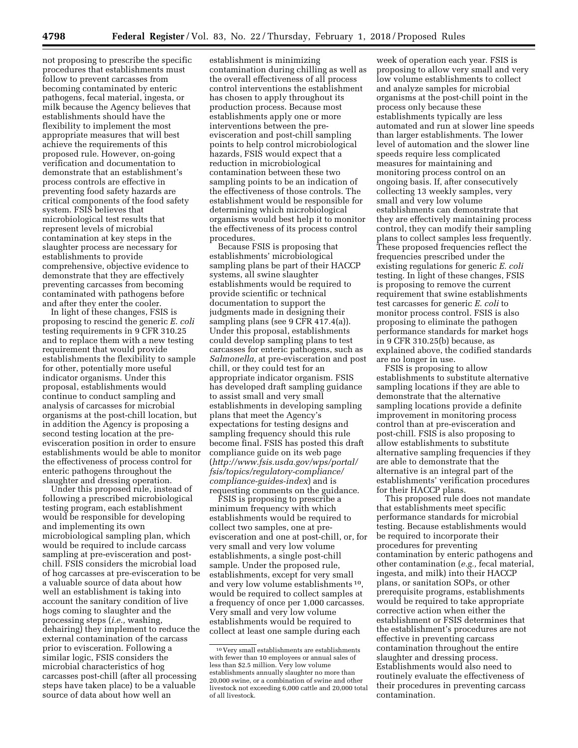not proposing to prescribe the specific procedures that establishments must follow to prevent carcasses from becoming contaminated by enteric pathogens, fecal material, ingesta, or milk because the Agency believes that establishments should have the flexibility to implement the most appropriate measures that will best achieve the requirements of this proposed rule. However, on-going verification and documentation to demonstrate that an establishment's process controls are effective in preventing food safety hazards are critical components of the food safety system. FSIS believes that microbiological test results that represent levels of microbial contamination at key steps in the slaughter process are necessary for establishments to provide comprehensive, objective evidence to demonstrate that they are effectively preventing carcasses from becoming contaminated with pathogens before and after they enter the cooler.

In light of these changes, FSIS is proposing to rescind the generic *E. coli* testing requirements in 9 CFR 310.25 and to replace them with a new testing requirement that would provide establishments the flexibility to sample for other, potentially more useful indicator organisms. Under this proposal, establishments would continue to conduct sampling and analysis of carcasses for microbial organisms at the post-chill location, but in addition the Agency is proposing a second testing location at the pre-evisceration position in order to ensure establishments would be able to monitor the effectiveness of process control for enteric pathogens throughout the slaughter and dressing operation.

Under this proposed rule, instead of following a prescribed microbiological testing program, each establishment would be responsible for developing and implementing its own microbiological sampling plan, which would be required to include carcass sampling at pre-evisceration and post-chill. FSIS considers the microbial load of hog carcasses at pre-evisceration to be a valuable source of data about how well an establishment is taking into account the sanitary condition of live hogs coming to slaughter and the processing steps (*i.e.,* washing, dehairing) they implement to reduce the external contamination of the carcass prior to evisceration. Following a similar logic, FSIS considers the microbial characteristics of hog carcasses post-chill (after all processing steps have taken place) to be a valuable source of data about how well an establishment is minimizing contamination during chilling as well as the overall effectiveness of all process control interventions the establishment has chosen to apply throughout its production process. Because most establishments apply one or more interventions between the pre-evisceration and post-chill sampling points to help control microbiological hazards, FSIS would expect that a reduction in microbiological contamination between these two sampling points to be an indication of the effectiveness of those controls. The establishment would be responsible for determining which microbiological organisms would best help it to monitor the effectiveness of its process control procedures.

Because FSIS is proposing that establishments' microbiological sampling plans be part of their HACCP systems, all swine slaughter establishments would be required to provide scientific or technical documentation to support the judgments made in designing their sampling plans (see 9 CFR 417.4(a)). Under this proposal, establishments could develop sampling plans to test carcasses for enteric pathogens, such as *Salmonella,* at pre-evisceration and post chill, or they could test for an appropriate indicator organism. FSIS has developed draft sampling guidance to assist small and very small establishments in developing sampling plans that meet the Agency's expectations for testing designs and sampling frequency should this rule become final. FSIS has posted this draft compliance guide on its web page (*http://www.fsis.usda.gov/wps/portal/fsis/topics/regulatory-compliance/compliance-guides-index*) and is requesting comments on the guidance.

FSIS is proposing to prescribe a minimum frequency with which establishments would be required to collect two samples, one at pre-evisceration and one at post-chill, or, for very small and very low volume establishments, a single post-chill sample. Under the proposed rule, establishments, except for very small and very low volume establishments [10], would be required to collect samples at a frequency of once per 1,000 carcasses. Very small and very low volume establishments would be required to collect at least one sample during each week of operation each year. FSIS is proposing to allow very small and very low volume establishments to collect and analyze samples for microbial organisms at the post-chill point in the process only because these establishments typically are less automated and run at slower line speeds than larger establishments. The lower level of automation and the slower line speeds require less complicated measures for maintaining and monitoring process control on an ongoing basis. If, after consecutively collecting 13 weekly samples, very small and very low volume establishments can demonstrate that they are effectively maintaining process control, they can modify their sampling plans to collect samples less frequently. These proposed frequencies reflect the frequencies prescribed under the existing regulations for generic *E. coli* testing. In light of these changes, FSIS is proposing to remove the current requirement that swine establishments test carcasses for generic *E. coli* to monitor process control. FSIS is also proposing to eliminate the pathogen performance standards for market hogs in 9 CFR 310.25(b) because, as explained above, the codified standards are no longer in use.

FSIS is proposing to allow establishments to substitute alternative sampling locations if they are able to demonstrate that the alternative sampling locations provide a definite improvement in monitoring process control than at pre-evisceration and post-chill. FSIS is also proposing to allow establishments to substitute alternative sampling frequencies if they are able to demonstrate that the alternative is an integral part of the establishments' verification procedures for their HACCP plans.

This proposed rule does not mandate that establishments meet specific performance standards for microbial testing. Because establishments would be required to incorporate their procedures for preventing contamination by enteric pathogens and other contamination (*e.g.,* fecal material, ingesta, and milk) into their HACCP plans, or sanitation SOPs, or other prerequisite programs, establishments would be required to take appropriate corrective action when either the establishment or FSIS determines that the establishment's procedures are not effective in preventing carcass contamination throughout the entire slaughter and dressing process. Establishments would also need to routinely evaluate the effectiveness of their procedures in preventing carcass contamination.

[10] Very small establishments are establishments with fewer than 10 employees or annual sales of less than $2.5 million. Very low volume establishments annually slaughter no more than 20,000 swine, or a combination of swine and other livestock not exceeding 6,000 cattle and 20,000 total of all livestock.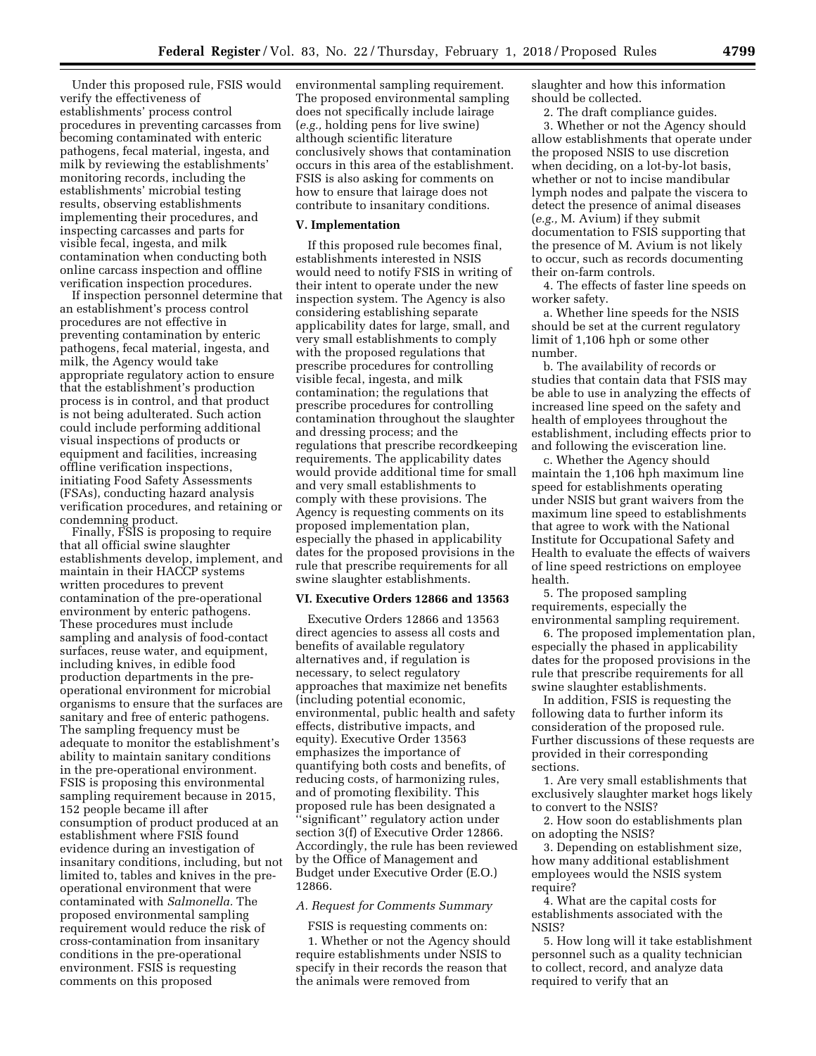Under this proposed rule, FSIS would verify the effectiveness of establishments' process control procedures in preventing carcasses from becoming contaminated with enteric pathogens, fecal material, ingesta, and milk by reviewing the establishments' monitoring records, including the establishments' microbial testing results, observing establishments implementing their procedures, and inspecting carcasses and parts for visible fecal, ingesta, and milk contamination when conducting both online carcass inspection and offline verification inspection procedures.

If inspection personnel determine that an establishment's process control procedures are not effective in preventing contamination by enteric pathogens, fecal material, ingesta, and milk, the Agency would take appropriate regulatory action to ensure that the establishment's production process is in control, and that product is not being adulterated. Such action could include performing additional visual inspections of products or equipment and facilities, increasing offline verification inspections, initiating Food Safety Assessments (FSAs), conducting hazard analysis verification procedures, and retaining or condemning product.

Finally, FSIS is proposing to require that all official swine slaughter establishments develop, implement, and maintain in their HACCP systems written procedures to prevent contamination of the pre-operational environment by enteric pathogens. These procedures must include sampling and analysis of food-contact surfaces, reuse water, and equipment, including knives, in edible food production departments in the pre-operational environment for microbial organisms to ensure that the surfaces are sanitary and free of enteric pathogens. The sampling frequency must be adequate to monitor the establishment's ability to maintain sanitary conditions in the pre-operational environment. FSIS is proposing this environmental sampling requirement because in 2015, 152 people became ill after consumption of product produced at an establishment where FSIS found evidence during an investigation of insanitary conditions, including, but not limited to, tables and knives in the pre-operational environment that were contaminated with *Salmonella.* The proposed environmental sampling requirement would reduce the risk of cross-contamination from insanitary conditions in the pre-operational environment. FSIS is requesting comments on this proposed environmental sampling requirement. The proposed environmental sampling does not specifically include lairage (*e.g.,* holding pens for live swine) although scientific literature conclusively shows that contamination occurs in this area of the establishment. FSIS is also asking for comments on how to ensure that lairage does not contribute to insanitary conditions.

## V. Implementation

If this proposed rule becomes final, establishments interested in NSIS would need to notify FSIS in writing of their intent to operate under the new inspection system. The Agency is also considering establishing separate applicability dates for large, small, and very small establishments to comply with the proposed regulations that prescribe procedures for controlling visible fecal, ingesta, and milk contamination; the regulations that prescribe procedures for controlling contamination throughout the slaughter and dressing process; and the regulations that prescribe recordkeeping requirements. The applicability dates would provide additional time for small and very small establishments to comply with these provisions. The Agency is requesting comments on its proposed implementation plan, especially the phased in applicability dates for the proposed provisions in the rule that prescribe requirements for all swine slaughter establishments.

## VI. Executive Orders 12866 and 13563

Executive Orders 12866 and 13563 direct agencies to assess all costs and benefits of available regulatory alternatives and, if regulation is necessary, to select regulatory approaches that maximize net benefits (including potential economic, environmental, public health and safety effects, distributive impacts, and equity). Executive Order 13563 emphasizes the importance of quantifying both costs and benefits, of reducing costs, of harmonizing rules, and of promoting flexibility. This proposed rule has been designated a ''significant'' regulatory action under section 3(f) of Executive Order 12866. Accordingly, the rule has been reviewed by the Office of Management and Budget under Executive Order (E.O.) 12866.

### *A. Request for Comments Summary*

FSIS is requesting comments on:

1. Whether or not the Agency should require establishments under NSIS to specify in their records the reason that the animals were removed from slaughter and how this information should be collected.
2. The draft compliance guides.
3. Whether or not the Agency should allow establishments that operate under the proposed NSIS to use discretion when deciding, on a lot-by-lot basis, whether or not to incise mandibular lymph nodes and palpate the viscera to detect the presence of animal diseases (*e.g.,* M. Avium) if they submit documentation to FSIS supporting that the presence of M. Avium is not likely to occur, such as records documenting their on-farm controls.
4. The effects of faster line speeds on worker safety.
   a. Whether line speeds for the NSIS should be set at the current regulatory limit of 1,106 hph or some other number.
   b. The availability of records or studies that contain data that FSIS may be able to use in analyzing the effects of increased line speed on the safety and health of employees throughout the establishment, including effects prior to and following the evisceration line.
   c. Whether the Agency should maintain the 1,106 hph maximum line speed for establishments operating under NSIS but grant waivers from the maximum line speed to establishments that agree to work with the National Institute for Occupational Safety and Health to evaluate the effects of waivers of line speed restrictions on employee health.
5. The proposed sampling requirements, especially the environmental sampling requirement.
6. The proposed implementation plan, especially the phased in applicability dates for the proposed provisions in the rule that prescribe requirements for all swine slaughter establishments.

In addition, FSIS is requesting the following data to further inform its consideration of the proposed rule. Further discussions of these requests are provided in their corresponding sections.

1. Are very small establishments that exclusively slaughter market hogs likely to convert to the NSIS?
2. How soon do establishments plan on adopting the NSIS?
3. Depending on establishment size, how many additional establishment employees would the NSIS system require?
4. What are the capital costs for establishments associated with the NSIS?
5. How long will it take establishment personnel such as a quality technician to collect, record, and analyze data required to verify that an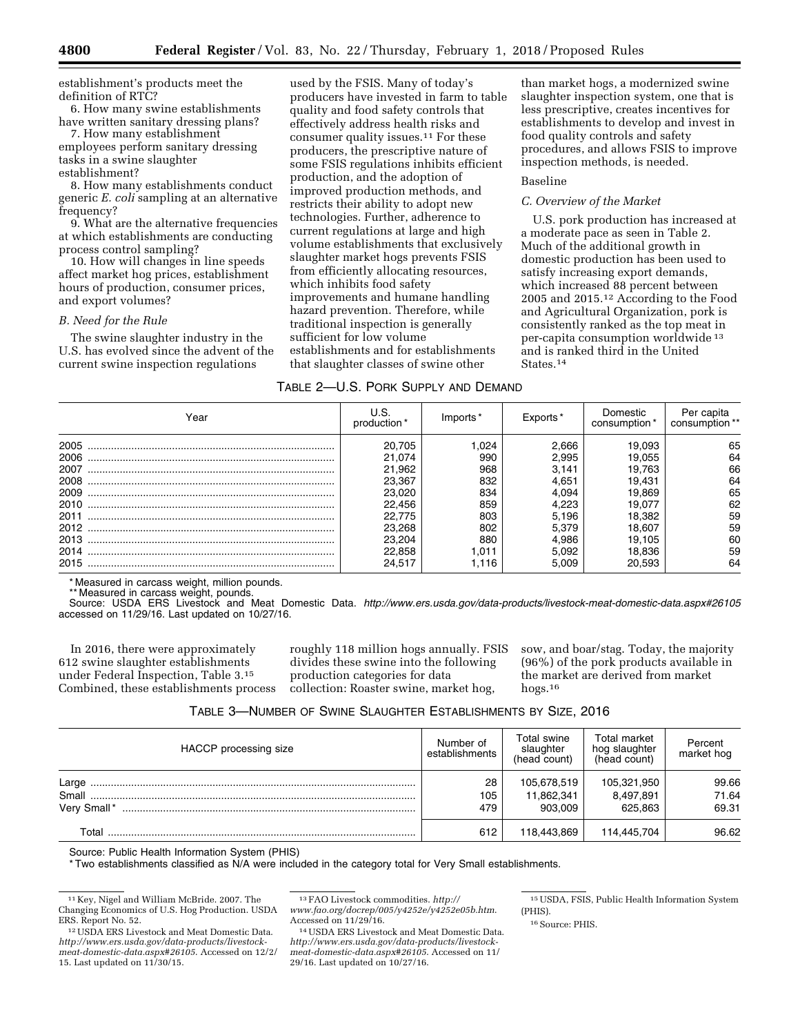establishment's products meet the definition of RTC?

6. How many swine establishments have written sanitary dressing plans?

7. How many establishment employees perform sanitary dressing tasks in a swine slaughter establishment?

8. How many establishments conduct generic *E. coli* sampling at an alternative frequency?

9. What are the alternative frequencies at which establishments are conducting process control sampling?

10. How will changes in line speeds affect market hog prices, establishment hours of production, consumer prices, and export volumes?

*B. Need for the Rule*

The swine slaughter industry in the U.S. has evolved since the advent of the current swine inspection regulations used by the FSIS. Many of today's producers have invested in farm to table quality and food safety controls that effectively address health risks and consumer quality issues.[11] For these producers, the prescriptive nature of some FSIS regulations inhibits efficient production, and the adoption of improved production methods, and restricts their ability to adopt new technologies. Further, adherence to current regulations at large and high volume establishments that exclusively slaughter market hogs prevents FSIS from efficiently allocating resources, which inhibits food safety improvements and humane handling hazard prevention. Therefore, while traditional inspection is generally sufficient for low volume establishments and for establishments that slaughter classes of swine other than market hogs, a modernized swine slaughter inspection system, one that is less prescriptive, creates incentives for establishments to develop and invest in food quality controls and safety procedures, and allows FSIS to improve inspection methods, is needed.

Baseline

*C. Overview of the Market*

U.S. pork production has increased at a moderate pace as seen in Table 2. Much of the additional growth in domestic production has been used to satisfy increasing export demands, which increased 88 percent between 2005 and 2015.[12] According to the Food and Agricultural Organization, pork is consistently ranked as the top meat in per-capita consumption worldwide[13] and is ranked third in the United States.[14]

TABLE 2—U.S. PORK SUPPLY AND DEMAND

| Year | U.S. production* | Imports* | Exports* | Domestic consumption* | Per capita consumption** |
|---|---|---|---|---|---|
| 2005 | 20,705 | 1,024 | 2,666 | 19,093 | 65 |
| 2006 | 21,074 | 990 | 2,995 | 19,055 | 64 |
| 2007 | 21,962 | 968 | 3,141 | 19,763 | 66 |
| 2008 | 23,367 | 832 | 4,651 | 19,431 | 64 |
| 2009 | 23,020 | 834 | 4,094 | 19,869 | 65 |
| 2010 | 22,456 | 859 | 4,223 | 19,077 | 62 |
| 2011 | 22,775 | 803 | 5,196 | 18,382 | 59 |
| 2012 | 23,268 | 802 | 5,379 | 18,607 | 59 |
| 2013 | 23,204 | 880 | 4,986 | 19,105 | 60 |
| 2014 | 22,858 | 1,011 | 5,092 | 18,836 | 59 |
| 2015 | 24,517 | 1,116 | 5,009 | 20,593 | 64 |

\* Measured in carcass weight, million pounds.
\*\* Measured in carcass weight, pounds.
Source: USDA ERS Livestock and Meat Domestic Data. *http://www.ers.usda.gov/data-products/livestock-meat-domestic-data.aspx#26105* accessed on 11/29/16. Last updated on 10/27/16.

In 2016, there were approximately 612 swine slaughter establishments under Federal Inspection, Table 3.[15] Combined, these establishments process roughly 118 million hogs annually. FSIS divides these swine into the following production categories for data collection: Roaster swine, market hog, sow, and boar/stag. Today, the majority (96%) of the pork products available in the market are derived from market hogs.[16]

TABLE 3—NUMBER OF SWINE SLAUGHTER ESTABLISHMENTS BY SIZE, 2016

| HACCP processing size | Number of establishments | Total swine slaughter (head count) | Total market hog slaughter (head count) | Percent market hog |
|---|---|---|---|---|
| Large | 28 | 105,678,519 | 105,321,950 | 99.66 |
| Small | 105 | 11,862,341 | 8,497,891 | 71.64 |
| Very Small* | 479 | 903,009 | 625,863 | 69.31 |
| Total | 612 | 118,443,869 | 114,445,704 | 96.62 |

Source: Public Health Information System (PHIS)
\* Two establishments classified as N/A were included in the category total for Very Small establishments.

[11] Key, Nigel and William McBride. 2007. The Changing Economics of U.S. Hog Production. USDA ERS. Report No. 52.

[12] USDA ERS Livestock and Meat Domestic Data. *http://www.ers.usda.gov/data-products/livestock-meat-domestic-data.aspx#26105.* Accessed on 12/2/15. Last updated on 11/30/15.

[13] FAO Livestock commodities. *http://www.fao.org/docrep/005/y4252e/y4252e05b.htm.* Accessed on 11/29/16.

[14] USDA ERS Livestock and Meat Domestic Data. *http://www.ers.usda.gov/data-products/livestock-meat-domestic-data.aspx#26105.* Accessed on 11/29/16. Last updated on 10/27/16.

[15] USDA, FSIS, Public Health Information System (PHIS).

[16] Source: PHIS.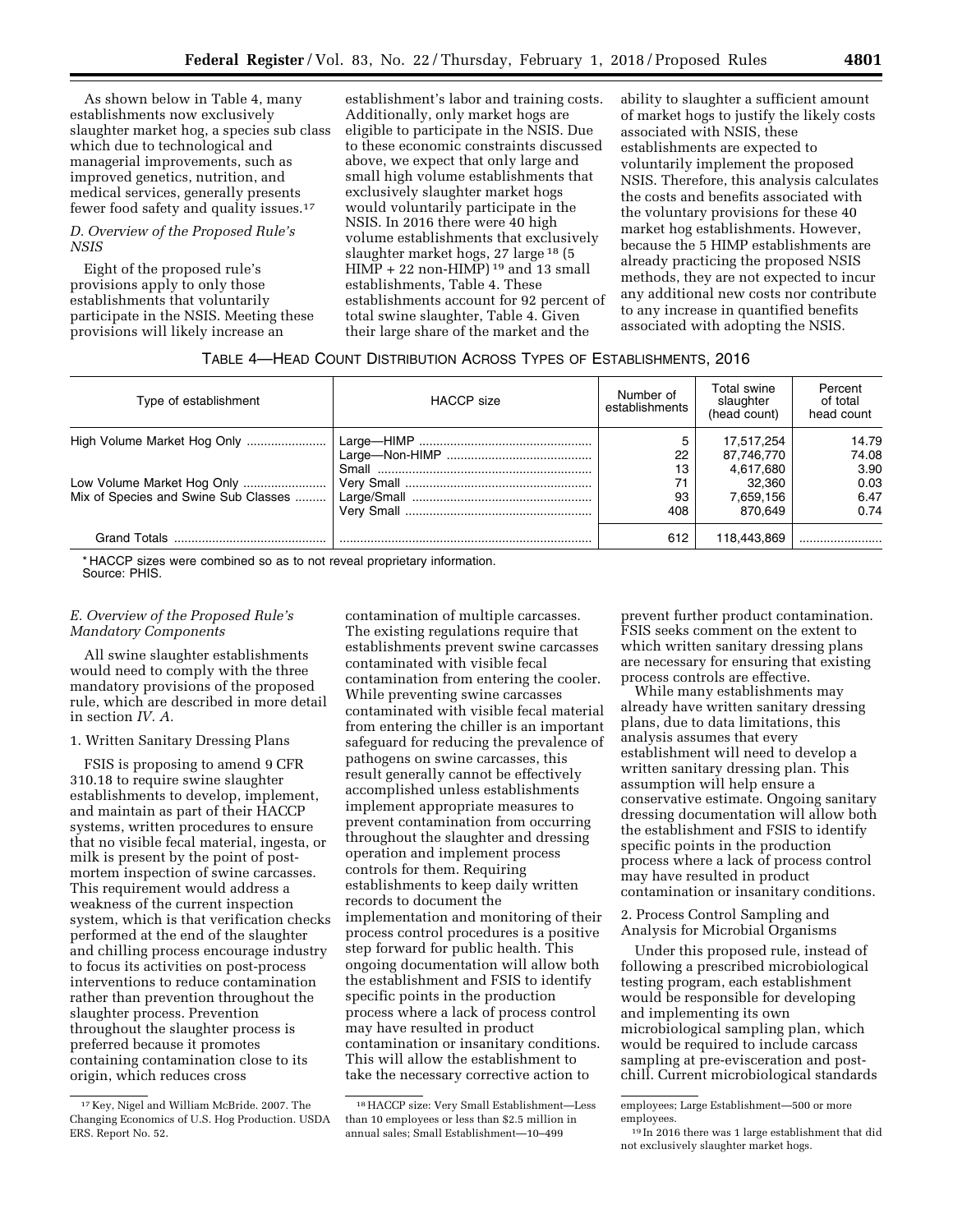As shown below in Table 4, many establishments now exclusively slaughter market hog, a species sub class which due to technological and managerial improvements, such as improved genetics, nutrition, and medical services, generally presents fewer food safety and quality issues.[17]

### D. Overview of the Proposed Rule's NSIS

Eight of the proposed rule's provisions apply to only those establishments that voluntarily participate in the NSIS. Meeting these provisions will likely increase an establishment's labor and training costs. Additionally, only market hogs are eligible to participate in the NSIS. Due to these economic constraints discussed above, we expect that only large and small high volume establishments that exclusively slaughter market hogs would voluntarily participate in the NSIS. In 2016 there were 40 high volume establishments that exclusively slaughter market hogs, 27 large[18] (5 HIMP + 22 non-HIMP)[19] and 13 small establishments, Table 4. These establishments account for 92 percent of total swine slaughter, Table 4. Given their large share of the market and the ability to slaughter a sufficient amount of market hogs to justify the likely costs associated with NSIS, these establishments are expected to voluntarily implement the proposed NSIS. Therefore, this analysis calculates the costs and benefits associated with the voluntary provisions for these 40 market hog establishments. However, because the 5 HIMP establishments are already practicing the proposed NSIS methods, they are not expected to incur any additional new costs nor contribute to any increase in quantified benefits associated with adopting the NSIS.

TABLE 4—HEAD COUNT DISTRIBUTION ACROSS TYPES OF ESTABLISHMENTS, 2016

| Type of establishment | HACCP size | Number of establishments | Total swine slaughter (head count) | Percent of total head count |
|---|---|---|---|---|
| High Volume Market Hog Only | Large—HIMP | 5 | 17,517,254 | 14.79 |
| | Large—Non-HIMP | 22 | 87,746,770 | 74.08 |
| | Small | 13 | 4,617,680 | 3.90 |
| Low Volume Market Hog Only | Very Small | 71 | 32,360 | 0.03 |
| Mix of Species and Swine Sub Classes | Large/Small | 93 | 7,659,156 | 6.47 |
| | Very Small | 408 | 870,649 | 0.74 |
| Grand Totals | | 612 | 118,443,869 | |

* HACCP sizes were combined so as to not reveal proprietary information.
Source: PHIS.

### E. Overview of the Proposed Rule's Mandatory Components

All swine slaughter establishments would need to comply with the three mandatory provisions of the proposed rule, which are described in more detail in section *IV. A.*

1. Written Sanitary Dressing Plans

FSIS is proposing to amend 9 CFR 310.18 to require swine slaughter establishments to develop, implement, and maintain as part of their HACCP systems, written procedures to ensure that no visible fecal material, ingesta, or milk is present by the point of post-mortem inspection of swine carcasses. This requirement would address a weakness of the current inspection system, which is that verification checks performed at the end of the slaughter and chilling process encourage industry to focus its activities on post-process interventions to reduce contamination rather than prevention throughout the slaughter process. Prevention throughout the slaughter process is preferred because it promotes containing contamination close to its origin, which reduces cross contamination of multiple carcasses. The existing regulations require that establishments prevent swine carcasses contaminated with visible fecal contamination from entering the cooler. While preventing swine carcasses contaminated with visible fecal material from entering the chiller is an important safeguard for reducing the prevalence of pathogens on swine carcasses, this result generally cannot be effectively accomplished unless establishments implement appropriate measures to prevent contamination from occurring throughout the slaughter and dressing operation and implement process controls for them. Requiring establishments to keep daily written records to document the implementation and monitoring of their process control procedures is a positive step forward for public health. This ongoing documentation will allow both the establishment and FSIS to identify specific points in the production process where a lack of process control may have resulted in product contamination or insanitary conditions. This will allow the establishment to take the necessary corrective action to prevent further product contamination. FSIS seeks comment on the extent to which written sanitary dressing plans are necessary for ensuring that existing process controls are effective.

While many establishments may already have written sanitary dressing plans, due to data limitations, this analysis assumes that every establishment will need to develop a written sanitary dressing plan. This assumption will help ensure a conservative estimate. Ongoing sanitary dressing documentation will allow both the establishment and FSIS to identify specific points in the production process where a lack of process control may have resulted in product contamination or insanitary conditions.

2. Process Control Sampling and Analysis for Microbial Organisms

Under this proposed rule, instead of following a prescribed microbiological testing program, each establishment would be responsible for developing and implementing its own microbiological sampling plan, which would be required to include carcass sampling at pre-evisceration and post-chill. Current microbiological standards

[17] Key, Nigel and William McBride. 2007. The Changing Economics of U.S. Hog Production. USDA ERS. Report No. 52.

[18] HACCP size: Very Small Establishment—Less than 10 employees or less than $2.5 million in annual sales; Small Establishment—10–499 employees; Large Establishment—500 or more employees.

[19] In 2016 there was 1 large establishment that did not exclusively slaughter market hogs.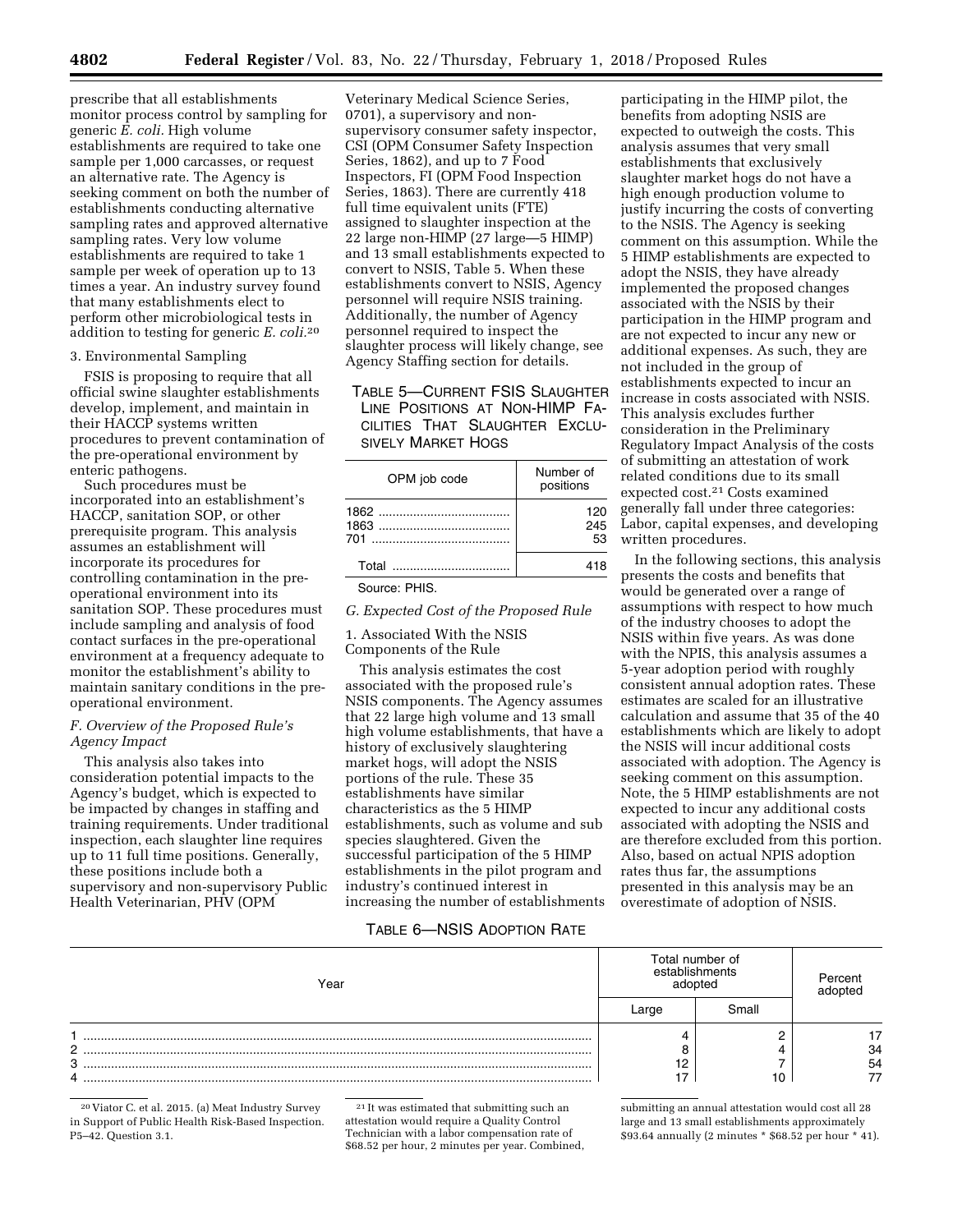prescribe that all establishments monitor process control by sampling for generic *E. coli.* High volume establishments are required to take one sample per 1,000 carcasses, or request an alternative rate. The Agency is seeking comment on both the number of establishments conducting alternative sampling rates and approved alternative sampling rates. Very low volume establishments are required to take 1 sample per week of operation up to 13 times a year. An industry survey found that many establishments elect to perform other microbiological tests in addition to testing for generic *E. coli.*[20]

3. Environmental Sampling

FSIS is proposing to require that all official swine slaughter establishments develop, implement, and maintain in their HACCP systems written procedures to prevent contamination of the pre-operational environment by enteric pathogens.

Such procedures must be incorporated into an establishment's HACCP, sanitation SOP, or other prerequisite program. This analysis assumes an establishment will incorporate its procedures for controlling contamination in the pre-operational environment into its sanitation SOP. These procedures must include sampling and analysis of food contact surfaces in the pre-operational environment at a frequency adequate to monitor the establishment's ability to maintain sanitary conditions in the pre-operational environment.

*F. Overview of the Proposed Rule's Agency Impact*

This analysis also takes into consideration potential impacts to the Agency's budget, which is expected to be impacted by changes in staffing and training requirements. Under traditional inspection, each slaughter line requires up to 11 full time positions. Generally, these positions include both a supervisory and non-supervisory Public Health Veterinarian, PHV (OPM Veterinary Medical Science Series, 0701), a supervisory and non-supervisory consumer safety inspector, CSI (OPM Consumer Safety Inspection Series, 1862), and up to 7 Food Inspectors, FI (OPM Food Inspection Series, 1863). There are currently 418 full time equivalent units (FTE) assigned to slaughter inspection at the 22 large non-HIMP (27 large—5 HIMP) and 13 small establishments expected to convert to NSIS, Table 5. When these establishments convert to NSIS, Agency personnel will require NSIS training. Additionally, the number of Agency personnel required to inspect the slaughter process will likely change, see Agency Staffing section for details.

TABLE 5—CURRENT FSIS SLAUGHTER LINE POSITIONS AT NON-HIMP FACILITIES THAT SLAUGHTER EXCLUSIVELY MARKET HOGS

| OPM job code | Number of positions |
|---|---|
| 1862 | 120 |
| 1863 | 245 |
| 701 | 53 |
| Total | 418 |

Source: PHIS.

*G. Expected Cost of the Proposed Rule*

1. Associated With the NSIS Components of the Rule

This analysis estimates the cost associated with the proposed rule's NSIS components. The Agency assumes that 22 large high volume and 13 small high volume establishments, that have a history of exclusively slaughtering market hogs, will adopt the NSIS portions of the rule. These 35 establishments have similar characteristics as the 5 HIMP establishments, such as volume and sub species slaughtered. Given the successful participation of the 5 HIMP establishments in the pilot program and industry's continued interest in increasing the number of establishments participating in the HIMP pilot, the benefits from adopting NSIS are expected to outweigh the costs. This analysis assumes that very small establishments that exclusively slaughter market hogs do not have a high enough production volume to justify incurring the costs of converting to the NSIS. The Agency is seeking comment on this assumption. While the 5 HIMP establishments are expected to adopt the NSIS, they have already implemented the proposed changes associated with the NSIS by their participation in the HIMP program and are not expected to incur any new or additional expenses. As such, they are not included in the group of establishments expected to incur an increase in costs associated with NSIS. This analysis excludes further consideration in the Preliminary Regulatory Impact Analysis of the costs of submitting an attestation of work related conditions due to its small expected cost.[21] Costs examined generally fall under three categories: Labor, capital expenses, and developing written procedures.

In the following sections, this analysis presents the costs and benefits that would be generated over a range of assumptions with respect to how much of the industry chooses to adopt the NSIS within five years. As was done with the NPIS, this analysis assumes a 5-year adoption period with roughly consistent annual adoption rates. These estimates are scaled for an illustrative calculation and assume that 35 of the 40 establishments which are likely to adopt the NSIS will incur additional costs associated with adoption. The Agency is seeking comment on this assumption. Note, the 5 HIMP establishments are not expected to incur any additional costs associated with adopting the NSIS and are therefore excluded from this portion. Also, based on actual NPIS adoption rates thus far, the assumptions presented in this analysis may be an overestimate of adoption of NSIS.

TABLE 6—NSIS ADOPTION RATE

| Year | Total number of establishments adopted | | Percent adopted |
|---|---|---|---|
| | Large | Small | |
| 1 | 4 | 2 | 17 |
| 2 | 8 | 4 | 34 |
| 3 | 12 | 7 | 54 |
| 4 | 17 | 10 | 77 |

[20] Viator C. et al. 2015. (a) Meat Industry Survey in Support of Public Health Risk-Based Inspection. P5–42. Question 3.1.

[21] It was estimated that submitting such an attestation would require a Quality Control Technician with a labor compensation rate of $68.52 per hour, 2 minutes per year. Combined, submitting an annual attestation would cost all 28 large and 13 small establishments approximately $93.64 annually (2 minutes * $68.52 per hour * 41).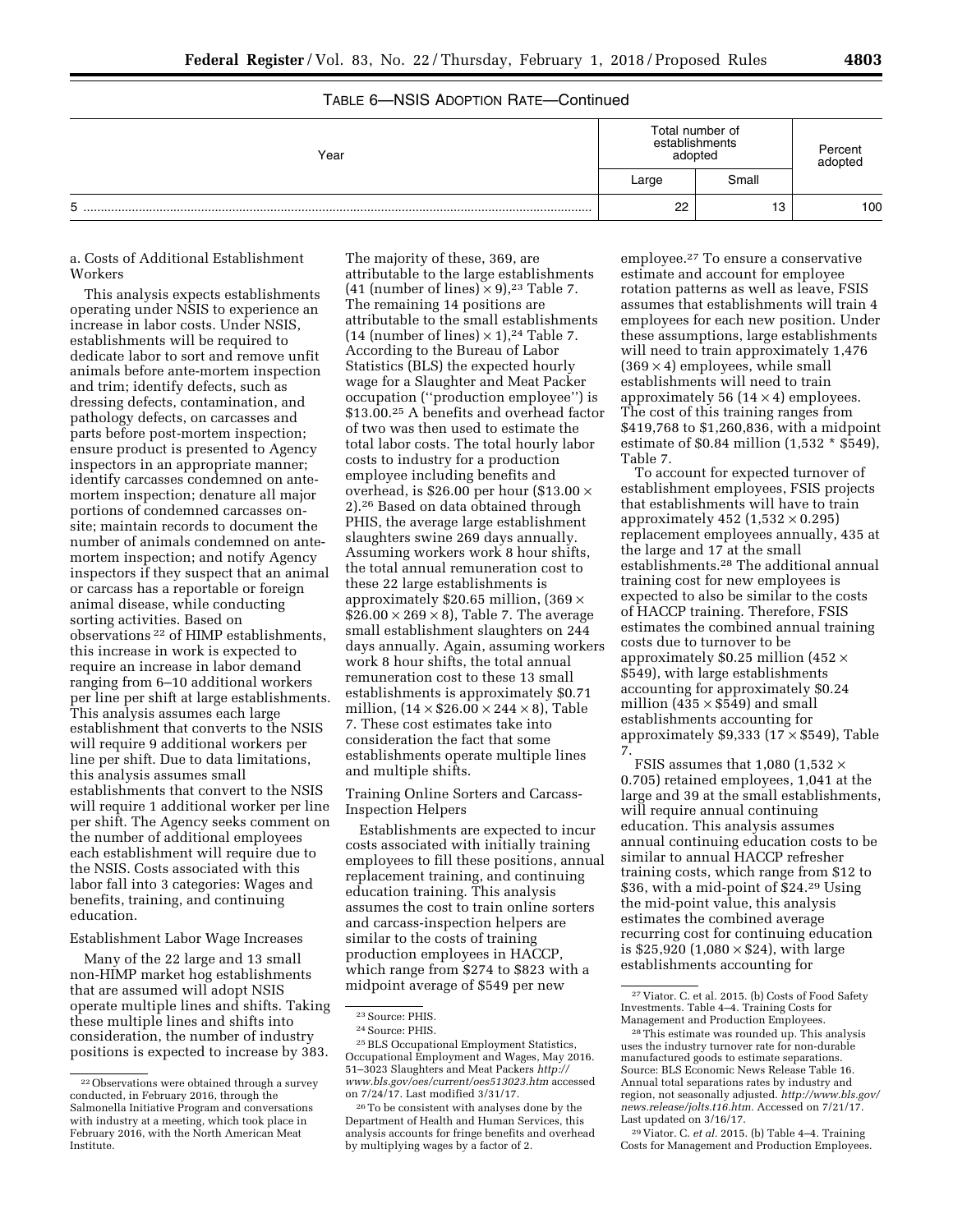TABLE 6—NSIS ADOPTION RATE—Continued

| Year | Total number of establishments adopted | | Percent adopted |
|---|---|---|---|
| | Large | Small | |
| 5 | 22 | 13 | 100 |

a. Costs of Additional Establishment Workers

This analysis expects establishments operating under NSIS to experience an increase in labor costs. Under NSIS, establishments will be required to dedicate labor to sort and remove unfit animals before ante-mortem inspection and trim; identify defects, such as dressing defects, contamination, and pathology defects, on carcasses and parts before post-mortem inspection; ensure product is presented to Agency inspectors in an appropriate manner; identify carcasses condemned on ante-mortem inspection; denature all major portions of condemned carcasses on-site; maintain records to document the number of animals condemned on ante-mortem inspection; and notify Agency inspectors if they suspect that an animal or carcass has a reportable or foreign animal disease, while conducting sorting activities. Based on observations [22] of HIMP establishments, this increase in work is expected to require an increase in labor demand ranging from 6–10 additional workers per line per shift at large establishments. This analysis assumes each large establishment that converts to the NSIS will require 9 additional workers per line per shift. Due to data limitations, this analysis assumes small establishments that convert to the NSIS will require 1 additional worker per line per shift. The Agency seeks comment on the number of additional employees each establishment will require due to the NSIS. Costs associated with this labor fall into 3 categories: Wages and benefits, training, and continuing education.

Establishment Labor Wage Increases

Many of the 22 large and 13 small non-HIMP market hog establishments that are assumed will adopt NSIS operate multiple lines and shifts. Taking these multiple lines and shifts into consideration, the number of industry positions is expected to increase by 383. The majority of these, 369, are attributable to the large establishments (41 (number of lines) × 9),[23] Table 7. The remaining 14 positions are attributable to the small establishments (14 (number of lines) × 1),[24] Table 7. According to the Bureau of Labor Statistics (BLS) the expected hourly wage for a Slaughter and Meat Packer occupation (''production employee'') is $13.00.[25] A benefits and overhead factor of two was then used to estimate the total labor costs. The total hourly labor costs to industry for a production employee including benefits and overhead, is $26.00 per hour ($13.00 × 2).[26] Based on data obtained through PHIS, the average large establishment slaughters swine 269 days annually. Assuming workers work 8 hour shifts, the total annual remuneration cost to these 22 large establishments is approximately $20.65 million, (369 × $26.00 × 269 × 8), Table 7. The average small establishment slaughters on 244 days annually. Again, assuming workers work 8 hour shifts, the total annual remuneration cost to these 13 small establishments is approximately $0.71 million, (14 × $26.00 × 244 × 8), Table 7. These cost estimates take into consideration the fact that some establishments operate multiple lines and multiple shifts.

Training Online Sorters and Carcass-Inspection Helpers

Establishments are expected to incur costs associated with initially training employees to fill these positions, annual replacement training, and continuing education training. This analysis assumes the cost to train online sorters and carcass-inspection helpers are similar to the costs of training production employees in HACCP, which range from $274 to $823 with a midpoint average of $549 per new employee.[27] To ensure a conservative estimate and account for employee rotation patterns as well as leave, FSIS assumes that establishments will train 4 employees for each new position. Under these assumptions, large establishments will need to train approximately 1,476 (369 × 4) employees, while small establishments will need to train approximately 56 (14 × 4) employees. The cost of this training ranges from $419,768 to $1,260,836, with a midpoint estimate of $0.84 million (1,532 * $549), Table 7.

To account for expected turnover of establishment employees, FSIS projects that establishments will have to train approximately 452 (1,532 × 0.295) replacement employees annually, 435 at the large and 17 at the small establishments.[28] The additional annual training cost for new employees is expected to also be similar to the costs of HACCP training. Therefore, FSIS estimates the combined annual training costs due to turnover to be approximately $0.25 million (452 × $549), with large establishments accounting for approximately $0.24 million (435 × $549) and small establishments accounting for approximately $9,333 (17 × $549), Table 7.

FSIS assumes that 1,080 (1,532 × 0.705) retained employees, 1,041 at the large and 39 at the small establishments, will require annual continuing education. This analysis assumes annual continuing education costs to be similar to annual HACCP refresher training costs, which range from $12 to $36, with a mid-point of $24.[29] Using the mid-point value, this analysis estimates the combined average recurring cost for continuing education is $25,920 (1,080 × $24), with large establishments accounting for

---

[22] Observations were obtained through a survey conducted, in February 2016, through the Salmonella Initiative Program and conversations with industry at a meeting, which took place in February 2016, with the North American Meat Institute.

[23] Source: PHIS.

[24] Source: PHIS.

[25] BLS Occupational Employment Statistics, Occupational Employment and Wages, May 2016. 51–3023 Slaughters and Meat Packers http://www.bls.gov/oes/current/oes513023.htm accessed on 7/24/17. Last modified 3/31/17.

[26] To be consistent with analyses done by the Department of Health and Human Services, this analysis accounts for fringe benefits and overhead by multiplying wages by a factor of 2.

[27] Viator. C. et al. 2015. (b) Costs of Food Safety Investments. Table 4–4. Training Costs for Management and Production Employees.

[28] This estimate was rounded up. This analysis uses the industry turnover rate for non-durable manufactured goods to estimate separations. Source: BLS Economic News Release Table 16. Annual total separations rates by industry and region, not seasonally adjusted. http://www.bls.gov/news.release/jolts.t16.htm. Accessed on 7/21/17. Last updated on 3/16/17.

[29] Viator. C. *et al.* 2015. (b) Table 4–4. Training Costs for Management and Production Employees.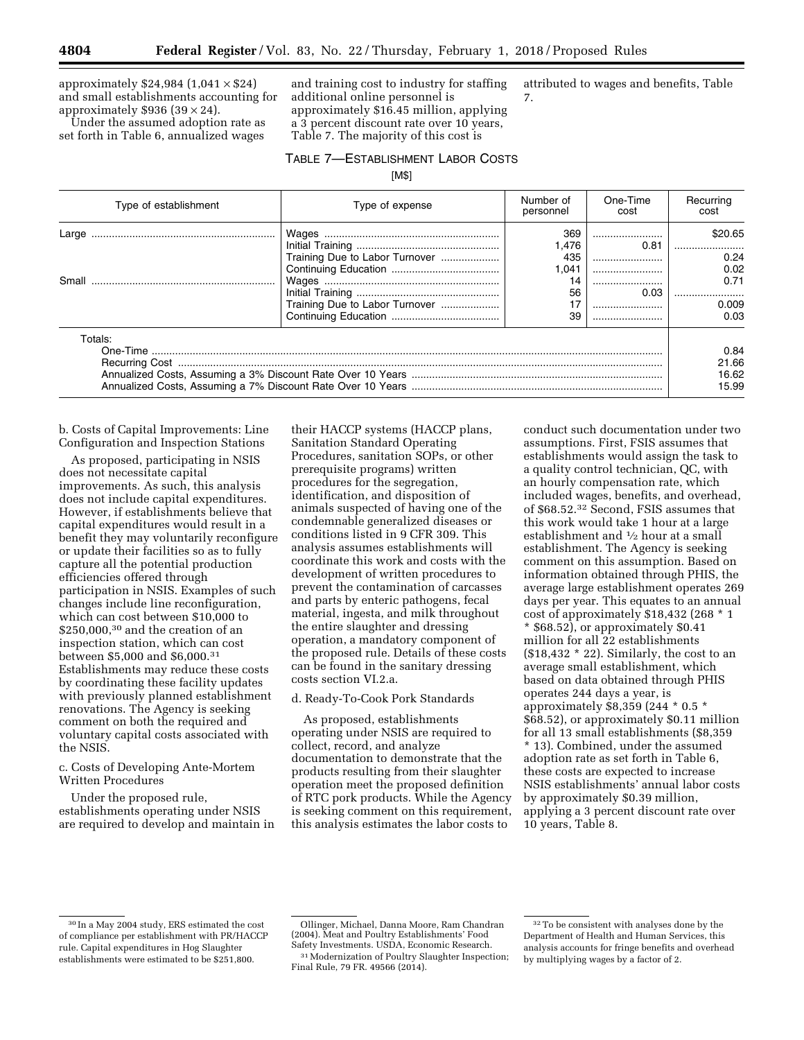approximately \$24,984 ($1,041 \times \$24$) and small establishments accounting for approximately \$936 ($39 \times 24$).

Under the assumed adoption rate as set forth in Table 6, annualized wages and training cost to industry for staffing additional online personnel is approximately \$16.45 million, applying a 3 percent discount rate over 10 years, Table 7. The majority of this cost is attributed to wages and benefits, Table 7.

TABLE 7—ESTABLISHMENT LABOR COSTS

[M\$]

| Type of establishment | Type of expense | Number of personnel | One-Time cost | Recurring cost |
|---|---|---|---|---|
| Large | Wages | 369 | | \$20.65 |
| | Initial Training | 1,476 | 0.81 | |
| | Training Due to Labor Turnover | 435 | | 0.24 |
| | Continuing Education | 1,041 | | 0.02 |
| Small | Wages | 14 | | 0.71 |
| | Initial Training | 56 | 0.03 | |
| | Training Due to Labor Turnover | 17 | | 0.009 |
| | Continuing Education | 39 | | 0.03 |
| Totals: | | | | |
| One-Time | | | | 0.84 |
| Recurring Cost | | | | 21.66 |
| Annualized Costs, Assuming a 3% Discount Rate Over 10 Years | | | | 16.62 |
| Annualized Costs, Assuming a 7% Discount Rate Over 10 Years | | | | 15.99 |

b. Costs of Capital Improvements: Line Configuration and Inspection Stations

As proposed, participating in NSIS does not necessitate capital improvements. As such, this analysis does not include capital expenditures. However, if establishments believe that capital expenditures would result in a benefit they may voluntarily reconfigure or update their facilities so as to fully capture all the potential production efficiencies offered through participation in NSIS. Examples of such changes include line reconfiguration, which can cost between \$10,000 to \$250,000,[30] and the creation of an inspection station, which can cost between \$5,000 and \$6,000.[31] Establishments may reduce these costs by coordinating these facility updates with previously planned establishment renovations. The Agency is seeking comment on both the required and voluntary capital costs associated with the NSIS.

c. Costs of Developing Ante-Mortem Written Procedures

Under the proposed rule, establishments operating under NSIS are required to develop and maintain in their HACCP systems (HACCP plans, Sanitation Standard Operating Procedures, sanitation SOPs, or other prerequisite programs) written procedures for the segregation, identification, and disposition of animals suspected of having one of the condemnable generalized diseases or conditions listed in 9 CFR 309. This analysis assumes establishments will coordinate this work and costs with the development of written procedures to prevent the contamination of carcasses and parts by enteric pathogens, fecal material, ingesta, and milk throughout the entire slaughter and dressing operation, a mandatory component of the proposed rule. Details of these costs can be found in the sanitary dressing costs section VI.2.a.

d. Ready-To-Cook Pork Standards

As proposed, establishments operating under NSIS are required to collect, record, and analyze documentation to demonstrate that the products resulting from their slaughter operation meet the proposed definition of RTC pork products. While the Agency is seeking comment on this requirement, this analysis estimates the labor costs to conduct such documentation under two assumptions. First, FSIS assumes that establishments would assign the task to a quality control technician, QC, with an hourly compensation rate, which included wages, benefits, and overhead, of \$68.52.[32] Second, FSIS assumes that this work would take 1 hour at a large establishment and ½ hour at a small establishment. The Agency is seeking comment on this assumption. Based on information obtained through PHIS, the average large establishment operates 269 days per year. This equates to an annual cost of approximately \$18,432 (268 * 1 * \$68.52), or approximately \$0.41 million for all 22 establishments (\$18,432 * 22). Similarly, the cost to an average small establishment, which based on data obtained through PHIS operates 244 days a year, is approximately \$8,359 (244 * 0.5 * \$68.52), or approximately \$0.11 million for all 13 small establishments (\$8,359 * 13). Combined, under the assumed adoption rate as set forth in Table 6, these costs are expected to increase NSIS establishments' annual labor costs by approximately \$0.39 million, applying a 3 percent discount rate over 10 years, Table 8.

[30] In a May 2004 study, ERS estimated the cost of compliance per establishment with PR/HACCP rule. Capital expenditures in Hog Slaughter establishments were estimated to be \$251,800. Ollinger, Michael, Danna Moore, Ram Chandran (2004). Meat and Poultry Establishments' Food Safety Investments. USDA, Economic Research.

[31] Modernization of Poultry Slaughter Inspection; Final Rule, 79 FR. 49566 (2014).

[32] To be consistent with analyses done by the Department of Health and Human Services, this analysis accounts for fringe benefits and overhead by multiplying wages by a factor of 2.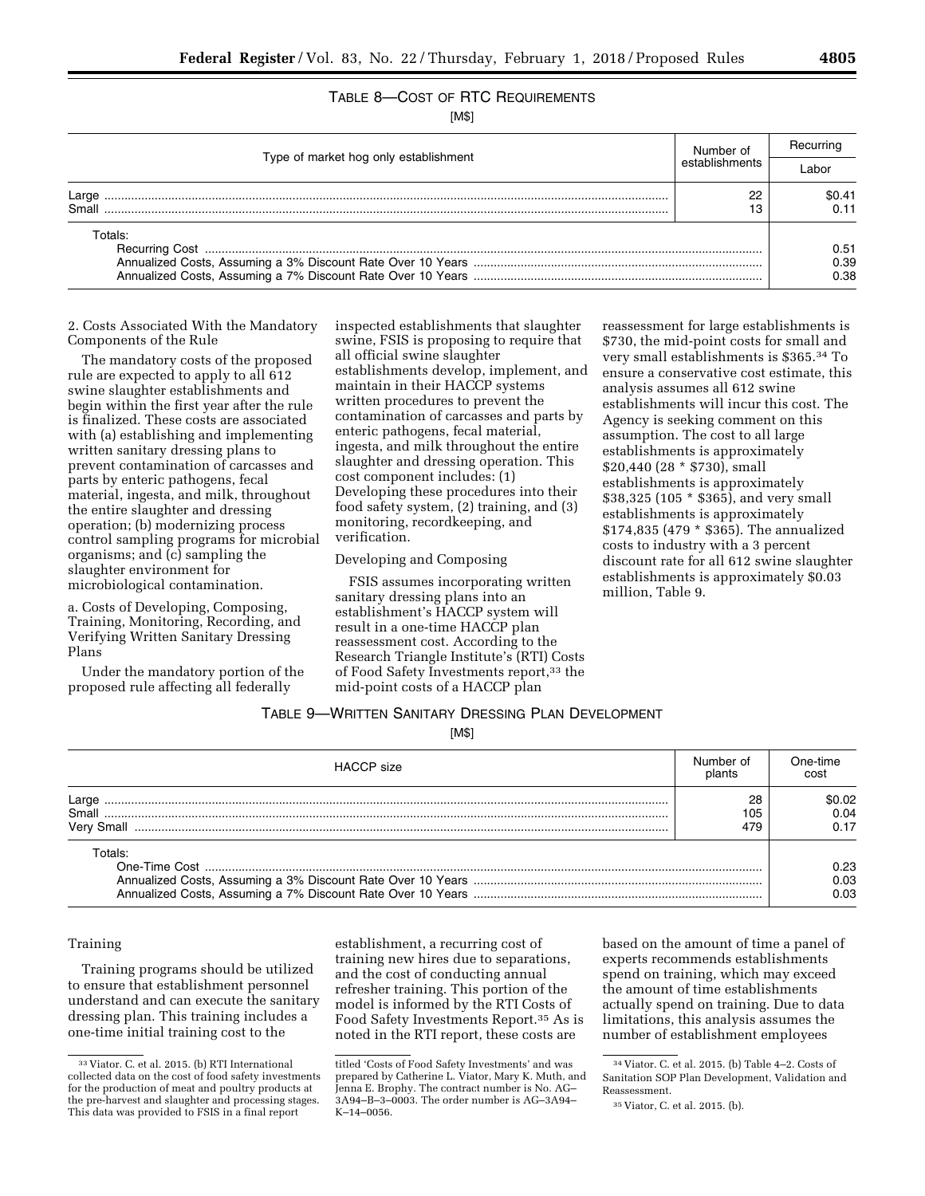TABLE 8—COST OF RTC REQUIREMENTS

[M$]

| Type of market hog only establishment | Number of establishments | Recurring |
|---|---|---|
| | | Labor |
| Large | 22 | $0.41 |
| Small | 13 | 0.11 |
| Totals: | | |
| Recurring Cost | | 0.51 |
| Annualized Costs, Assuming a 3% Discount Rate Over 10 Years | | 0.39 |
| Annualized Costs, Assuming a 7% Discount Rate Over 10 Years | | 0.38 |

2. Costs Associated With the Mandatory Components of the Rule

The mandatory costs of the proposed rule are expected to apply to all 612 swine slaughter establishments and begin within the first year after the rule is finalized. These costs are associated with (a) establishing and implementing written sanitary dressing plans to prevent contamination of carcasses and parts by enteric pathogens, fecal material, ingesta, and milk, throughout the entire slaughter and dressing operation; (b) modernizing process control sampling programs for microbial organisms; and (c) sampling the slaughter environment for microbiological contamination.

a. Costs of Developing, Composing, Training, Monitoring, Recording, and Verifying Written Sanitary Dressing Plans

Under the mandatory portion of the proposed rule affecting all federally inspected establishments that slaughter swine, FSIS is proposing to require that all official swine slaughter establishments develop, implement, and maintain in their HACCP systems written procedures to prevent the contamination of carcasses and parts by enteric pathogens, fecal material, ingesta, and milk throughout the entire slaughter and dressing operation. This cost component includes: (1) Developing these procedures into their food safety system, (2) training, and (3) monitoring, recordkeeping, and verification.

Developing and Composing

FSIS assumes incorporating written sanitary dressing plans into an establishment's HACCP system will result in a one-time HACCP plan reassessment cost. According to the Research Triangle Institute's (RTI) Costs of Food Safety Investments report,[33] the mid-point costs of a HACCP plan reassessment for large establishments is $730, the mid-point costs for small and very small establishments is $365.[34] To ensure a conservative cost estimate, this analysis assumes all 612 swine establishments will incur this cost. The Agency is seeking comment on this assumption. The cost to all large establishments is approximately $20,440 (28 * $730), small establishments is approximately $38,325 (105 * $365), and very small establishments is approximately $174,835 (479 * $365). The annualized costs to industry with a 3 percent discount rate for all 612 swine slaughter establishments is approximately $0.03 million, Table 9.

TABLE 9—WRITTEN SANITARY DRESSING PLAN DEVELOPMENT

[M$]

| HACCP size | Number of plants | One-time cost |
|---|---|---|
| Large | 28 | $0.02 |
| Small | 105 | 0.04 |
| Very Small | 479 | 0.17 |
| Totals: | | |
| One-Time Cost | | 0.23 |
| Annualized Costs, Assuming a 3% Discount Rate Over 10 Years | | 0.03 |
| Annualized Costs, Assuming a 7% Discount Rate Over 10 Years | | 0.03 |

Training

Training programs should be utilized to ensure that establishment personnel understand and can execute the sanitary dressing plan. This training includes a one-time initial training cost to the establishment, a recurring cost of training new hires due to separations, and the cost of conducting annual refresher training. This portion of the model is informed by the RTI Costs of Food Safety Investments Report.[35] As is noted in the RTI report, these costs are based on the amount of time a panel of experts recommends establishments spend on training, which may exceed the amount of time establishments actually spend on training. Due to data limitations, this analysis assumes the number of establishment employees

[33] Viator. C. et al. 2015. (b) RTI International collected data on the cost of food safety investments for the production of meat and poultry products at the pre-harvest and slaughter and processing stages. This data was provided to FSIS in a final report titled 'Costs of Food Safety Investments' and was prepared by Catherine L. Viator, Mary K. Muth, and Jenna E. Brophy. The contract number is No. AG–3A94–B–3–0003. The order number is AG–3A94–K–14–0056.

[34] Viator. C. et al. 2015. (b) Table 4–2. Costs of Sanitation SOP Plan Development, Validation and Reassessment.

[35] Viator, C. et al. 2015. (b).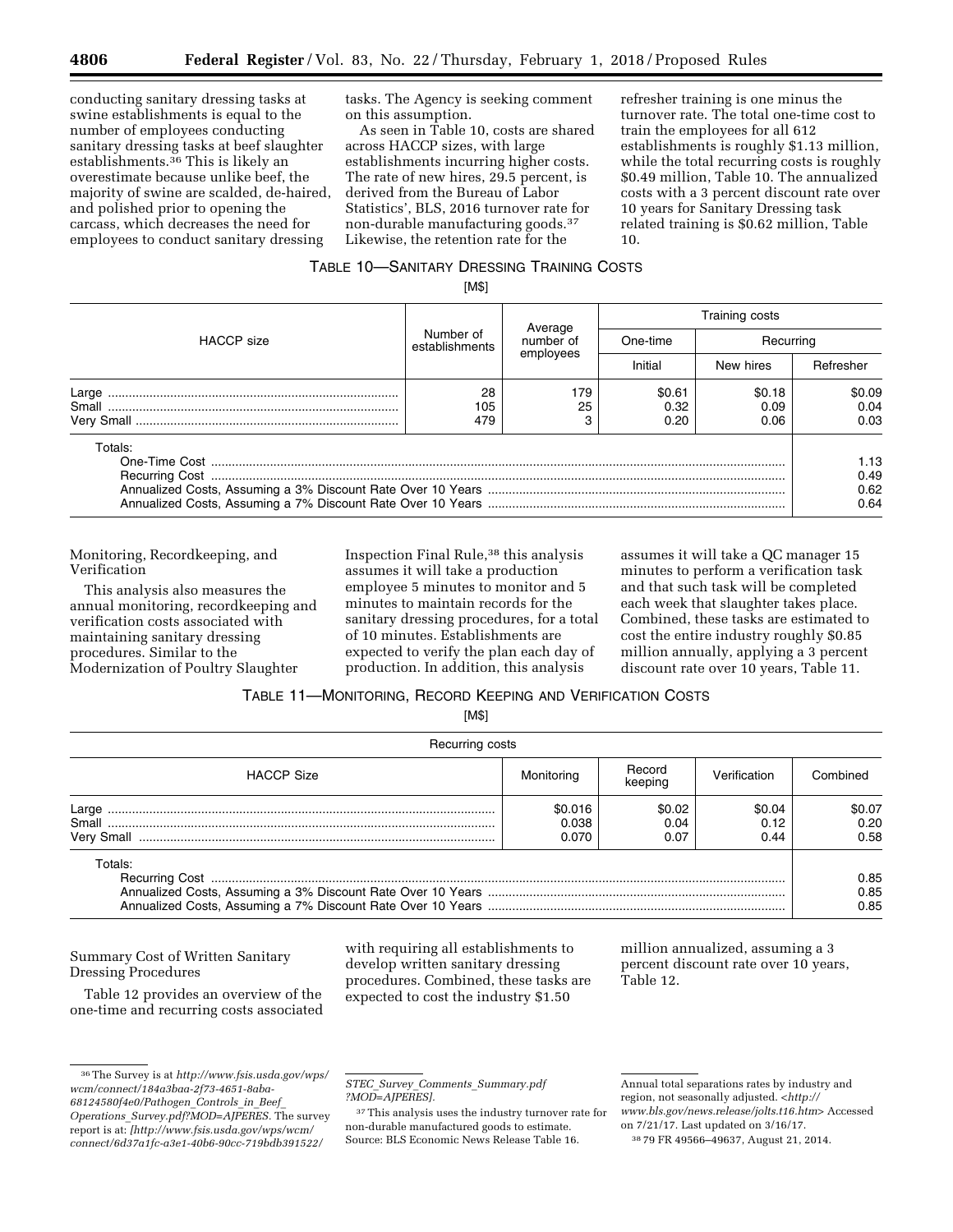conducting sanitary dressing tasks at swine establishments is equal to the number of employees conducting sanitary dressing tasks at beef slaughter establishments.[36] This is likely an overestimate because unlike beef, the majority of swine are scalded, de-haired, and polished prior to opening the carcass, which decreases the need for employees to conduct sanitary dressing tasks. The Agency is seeking comment on this assumption.

As seen in Table 10, costs are shared across HACCP sizes, with large establishments incurring higher costs. The rate of new hires, 29.5 percent, is derived from the Bureau of Labor Statistics', BLS, 2016 turnover rate for non-durable manufacturing goods.[37] Likewise, the retention rate for the refresher training is one minus the turnover rate. The total one-time cost to train the employees for all 612 establishments is roughly $1.13 million, while the total recurring costs is roughly $0.49 million, Table 10. The annualized costs with a 3 percent discount rate over 10 years for Sanitary Dressing task related training is $0.62 million, Table 10.

TABLE 10—SANITARY DRESSING TRAINING COSTS

[M$]

| HACCP size | Number of establishments | Average number of employees | Training costs | | |
|---|---|---|---|---|---|
| | | | One-time | Recurring | |
| | | | Initial | New hires | Refresher |
| Large | 28 | 179 | $0.61 | $0.18 | $0.09 |
| Small | 105 | 25 | 0.32 | 0.09 | 0.04 |
| Very Small | 479 | 3 | 0.20 | 0.06 | 0.03 |
| Totals: | | | | | |
| One-Time Cost | | | | | 1.13 |
| Recurring Cost | | | | | 0.49 |
| Annualized Costs, Assuming a 3% Discount Rate Over 10 Years | | | | | 0.62 |
| Annualized Costs, Assuming a 7% Discount Rate Over 10 Years | | | | | 0.64 |

Monitoring, Recordkeeping, and Verification

This analysis also measures the annual monitoring, recordkeeping and verification costs associated with maintaining sanitary dressing procedures. Similar to the Modernization of Poultry Slaughter Inspection Final Rule,[38] this analysis assumes it will take a production employee 5 minutes to monitor and 5 minutes to maintain records for the sanitary dressing procedures, for a total of 10 minutes. Establishments are expected to verify the plan each day of production. In addition, this analysis assumes it will take a QC manager 15 minutes to perform a verification task and that such task will be completed each week that slaughter takes place. Combined, these tasks are estimated to cost the entire industry roughly $0.85 million annually, applying a 3 percent discount rate over 10 years, Table 11.

TABLE 11—MONITORING, RECORD KEEPING AND VERIFICATION COSTS

[M$]

| Recurring costs | | | | |
|---|---|---|---|---|
| HACCP Size | Monitoring | Record keeping | Verification | Combined |
| Large | $0.016 | $0.02 | $0.04 | $0.07 |
| Small | 0.038 | 0.04 | 0.12 | 0.20 |
| Very Small | 0.070 | 0.07 | 0.44 | 0.58 |
| Totals: | | | | |
| Recurring Cost | | | | 0.85 |
| Annualized Costs, Assuming a 3% Discount Rate Over 10 Years | | | | 0.85 |
| Annualized Costs, Assuming a 7% Discount Rate Over 10 Years | | | | 0.85 |

Summary Cost of Written Sanitary Dressing Procedures

Table 12 provides an overview of the one-time and recurring costs associated with requiring all establishments to develop written sanitary dressing procedures. Combined, these tasks are expected to cost the industry $1.50 million annualized, assuming a 3 percent discount rate over 10 years, Table 12.

---

[36] The Survey is at *http://www.fsis.usda.gov/wps/wcm/connect/184a3baa-2f73-4651-8aba-68124580f4e0/Pathogen_Controls_in_Beef_Operations_Survey.pdf?MOD=AJPERES.* The survey report is at: *[http://www.fsis.usda.gov/wps/wcm/connect/6d37a1fc-a3e1-40b6-90cc-719bdb391522/STEC_Survey_Comments_Summary.pdf?MOD=AJPERES].*

[37] This analysis uses the industry turnover rate for non-durable manufactured goods to estimate. Source: BLS Economic News Release Table 16. Annual total separations rates by industry and region, not seasonally adjusted. <*http://www.bls.gov/news.release/jolts.t16.htm*> Accessed on 7/21/17. Last updated on 3/16/17.

[38] 79 FR 49566–49637, August 21, 2014.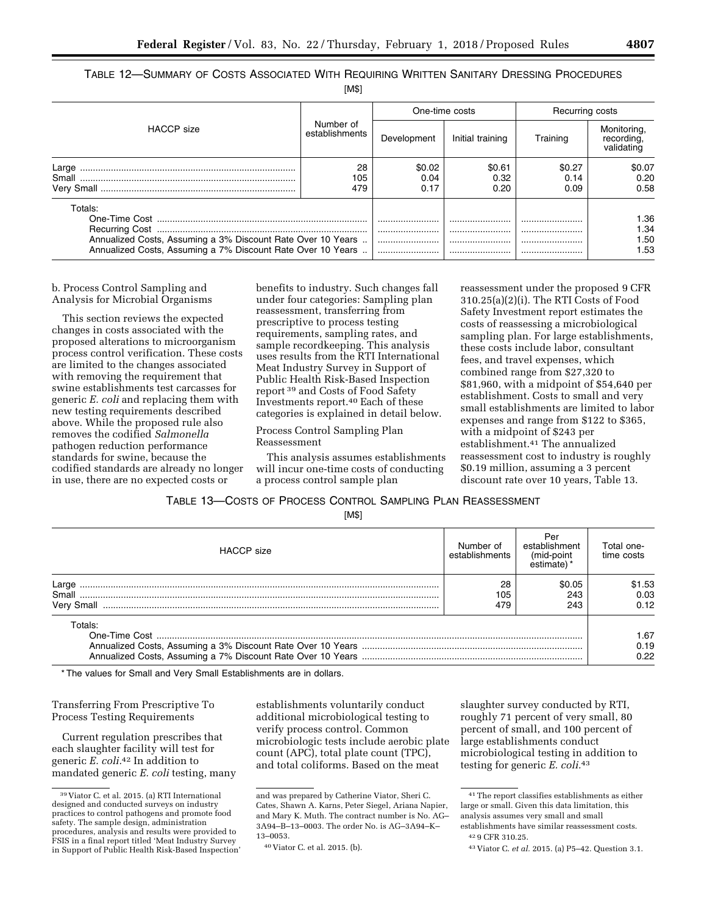TABLE 12—SUMMARY OF COSTS ASSOCIATED WITH REQUIRING WRITTEN SANITARY DRESSING PROCEDURES

[M$]

| HACCP size | Number of establishments | One-time costs | | Recurring costs | |
|---|---|---|---|---|---|
| | | Development | Initial training | Training | Monitoring, recording, validating |
| Large | 28 | $0.02 | $0.61 | $0.27 | $0.07 |
| Small | 105 | 0.04 | 0.32 | 0.14 | 0.20 |
| Very Small | 479 | 0.17 | 0.20 | 0.09 | 0.58 |
| Totals: | | | | | |
| One-Time Cost | | | | | 1.36 |
| Recurring Cost | | | | | 1.34 |
| Annualized Costs, Assuming a 3% Discount Rate Over 10 Years | | | | | 1.50 |
| Annualized Costs, Assuming a 7% Discount Rate Over 10 Years | | | | | 1.53 |

b. Process Control Sampling and Analysis for Microbial Organisms

This section reviews the expected changes in costs associated with the proposed alterations to microorganism process control verification. These costs are limited to the changes associated with removing the requirement that swine establishments test carcasses for generic *E. coli* and replacing them with new testing requirements described above. While the proposed rule also removes the codified *Salmonella* pathogen reduction performance standards for swine, because the codified standards are already no longer in use, there are no expected costs or benefits to industry. Such changes fall under four categories: Sampling plan reassessment, transferring from prescriptive to process testing requirements, sampling rates, and sample recordkeeping. This analysis uses results from the RTI International Meat Industry Survey in Support of Public Health Risk-Based Inspection report [39] and Costs of Food Safety Investments report.[40] Each of these categories is explained in detail below.

Process Control Sampling Plan Reassessment

This analysis assumes establishments will incur one-time costs of conducting a process control sample plan reassessment under the proposed 9 CFR 310.25(a)(2)(i). The RTI Costs of Food Safety Investment report estimates the costs of reassessing a microbiological sampling plan. For large establishments, these costs include labor, consultant fees, and travel expenses, which combined range from $27,320 to $81,960, with a midpoint of $54,640 per establishment. Costs to small and very small establishments are limited to labor expenses and range from $122 to $365, with a midpoint of $243 per establishment.[41] The annualized reassessment cost to industry is roughly $0.19 million, assuming a 3 percent discount rate over 10 years, Table 13.

TABLE 13—COSTS OF PROCESS CONTROL SAMPLING PLAN REASSESSMENT

[M$]

| HACCP size | Number of establishments | Per establishment (mid-point estimate) * | Total one-time costs |
|---|---|---|---|
| Large | 28 | $0.05 | $1.53 |
| Small | 105 | 243 | 0.03 |
| Very Small | 479 | 243 | 0.12 |
| Totals: | | | |
| One-Time Cost | | | 1.67 |
| Annualized Costs, Assuming a 3% Discount Rate Over 10 Years | | | 0.19 |
| Annualized Costs, Assuming a 7% Discount Rate Over 10 Years | | | 0.22 |

\* The values for Small and Very Small Establishments are in dollars.

Transferring From Prescriptive To Process Testing Requirements

Current regulation prescribes that each slaughter facility will test for generic *E. coli*.[42] In addition to mandated generic *E. coli* testing, many establishments voluntarily conduct additional microbiological testing to verify process control. Common microbiologic tests include aerobic plate count (APC), total plate count (TPC), and total coliforms. Based on the meat slaughter survey conducted by RTI, roughly 71 percent of very small, 80 percent of small, and 100 percent of large establishments conduct microbiological testing in addition to testing for generic *E. coli*.[43]

[39] Viator C. et al. 2015. (a) RTI International designed and conducted surveys on industry practices to control pathogens and promote food safety. The sample design, administration procedures, analysis and results were provided to FSIS in a final report titled 'Meat Industry Survey in Support of Public Health Risk-Based Inspection' and was prepared by Catherine Viator, Sheri C. Cates, Shawn A. Karns, Peter Siegel, Ariana Napier, and Mary K. Muth. The contract number is No. AG–3A94–B–13–0003. The order No. is AG–3A94–K–13–0053.

[40] Viator C. et al. 2015. (b).

[41] The report classifies establishments as either large or small. Given this data limitation, this analysis assumes very small and small establishments have similar reassessment costs.

[42] 9 CFR 310.25.

[43] Viator C. *et al.* 2015. (a) P5–42. Question 3.1.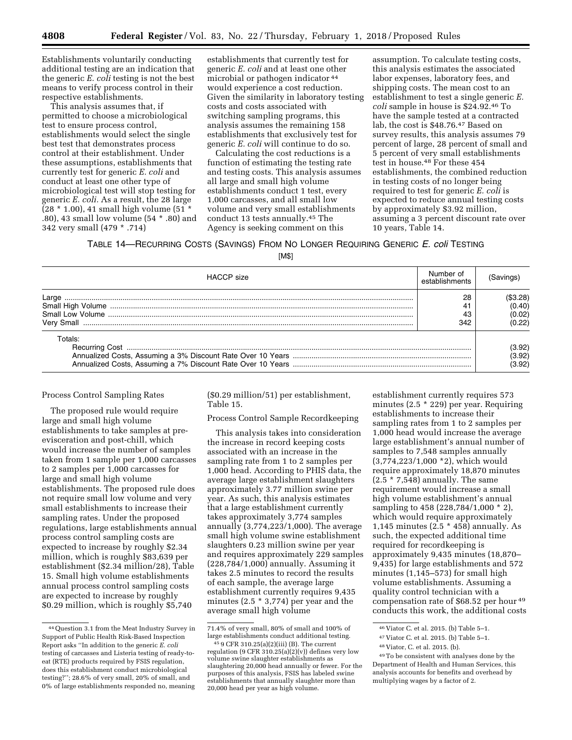Establishments voluntarily conducting additional testing are an indication that the generic *E. coli* testing is not the best means to verify process control in their respective establishments.

This analysis assumes that, if permitted to choose a microbiological test to ensure process control, establishments would select the single best test that demonstrates process control at their establishment. Under these assumptions, establishments that currently test for generic *E. coli* and conduct at least one other type of microbiological test will stop testing for generic *E. coli*. As a result, the 28 large (28 * 1.00), 41 small high volume (51 * .80), 43 small low volume (54 * .80) and 342 very small (479 * .714) establishments that currently test for generic *E. coli* and at least one other microbial or pathogen indicator [44] would experience a cost reduction. Given the similarity in laboratory testing costs and costs associated with switching sampling programs, this analysis assumes the remaining 158 establishments that exclusively test for generic *E. coli* will continue to do so.

Calculating the cost reductions is a function of estimating the testing rate and testing costs. This analysis assumes all large and small high volume establishments conduct 1 test, every 1,000 carcasses, and all small low volume and very small establishments conduct 13 tests annually.[45] The Agency is seeking comment on this assumption. To calculate testing costs, this analysis estimates the associated labor expenses, laboratory fees, and shipping costs. The mean cost to an establishment to test a single generic *E. coli* sample in house is $24.92.[46] To have the sample tested at a contracted lab, the cost is $48.76.[47] Based on survey results, this analysis assumes 79 percent of large, 28 percent of small and 5 percent of very small establishments test in house.[48] For these 454 establishments, the combined reduction in testing costs of no longer being required to test for generic *E. coli* is expected to reduce annual testing costs by approximately $3.92 million, assuming a 3 percent discount rate over 10 years, Table 14.

TABLE 14—RECURRING COSTS (SAVINGS) FROM NO LONGER REQUIRING GENERIC *E. coli* TESTING

[M$]

| HACCP size | Number of establishments | (Savings) |
|---|---|---|
| Large | 28 | ($3.28) |
| Small High Volume | 41 | (0.40) |
| Small Low Volume | 43 | (0.02) |
| Very Small | 342 | (0.22) |
| Totals: | | |
| Recurring Cost | | (3.92) |
| Annualized Costs, Assuming a 3% Discount Rate Over 10 Years | | (3.92) |
| Annualized Costs, Assuming a 7% Discount Rate Over 10 Years | | (3.92) |

Process Control Sampling Rates

The proposed rule would require large and small high volume establishments to take samples at pre-evisceration and post-chill, which would increase the number of samples taken from 1 sample per 1,000 carcasses to 2 samples per 1,000 carcasses for large and small high volume establishments. The proposed rule does not require small low volume and very small establishments to increase their sampling rates. Under the proposed regulations, large establishments annual process control sampling costs are expected to increase by roughly $2.34 million, which is roughly $83,639 per establishment ($2.34 million/28), Table 15. Small high volume establishments annual process control sampling costs are expected to increase by roughly $0.29 million, which is roughly $5,740 ($0.29 million/51) per establishment, Table 15.

Process Control Sample Recordkeeping

This analysis takes into consideration the increase in record keeping costs associated with an increase in the sampling rate from 1 to 2 samples per 1,000 head. According to PHIS data, the average large establishment slaughters approximately 3.77 million swine per year. As such, this analysis estimates that a large establishment currently takes approximately 3,774 samples annually (3,774,223/1,000). The average small high volume swine establishment slaughters 0.23 million swine per year and requires approximately 229 samples (228,784/1,000) annually. Assuming it takes 2.5 minutes to record the results of each sample, the average large establishment currently requires 9,435 minutes (2.5 * 3,774) per year and the average small high volume establishment currently requires 573 minutes (2.5 * 229) per year. Requiring establishments to increase their sampling rates from 1 to 2 samples per 1,000 head would increase the average large establishment's annual number of samples to 7,548 samples annually (3,774,223/1,000 *2), which would require approximately 18,870 minutes (2.5 * 7,548) annually. The same requirement would increase a small high volume establishment's annual sampling to 458 (228,784/1,000 * 2), which would require approximately 1,145 minutes (2.5 * 458) annually. As such, the expected additional time required for recordkeeping is approximately 9,435 minutes (18,870–9,435) for large establishments and 572 minutes (1,145–573) for small high volume establishments. Assuming a quality control technician with a compensation rate of $68.52 per hour [49] conducts this work, the additional costs

---

[44] Question 3.1 from the Meat Industry Survey in Support of Public Health Risk-Based Inspection Report asks "In addition to the generic *E. coli* testing of carcasses and Listeria testing of ready-to-eat (RTE) products required by FSIS regulation, does this establishment conduct microbiological testing?"; 28.6% of very small, 20% of small, and 0% of large establishments responded no, meaning 71.4% of very small, 80% of small and 100% of large establishments conduct additional testing.

[45] 9 CFR 310.25(a)(2)(iii) (B). The current regulation (9 CFR 310.25(a)(2)(v)) defines very low volume swine slaughter establishments as slaughtering 20,000 head annually or fewer. For the purposes of this analysis, FSIS has labeled swine establishments that annually slaughter more than 20,000 head per year as high volume.

[46] Viator C. et al. 2015. (b) Table 5–1.

[47] Viator C. et al. 2015. (b) Table 5–1.

[48] Viator, C. et al. 2015. (b).

[49] To be consistent with analyses done by the Department of Health and Human Services, this analysis accounts for benefits and overhead by multiplying wages by a factor of 2.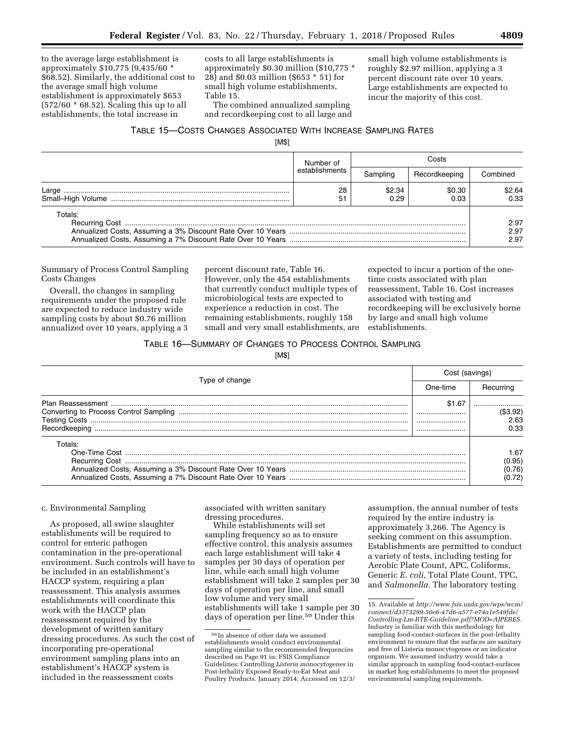to the average large establishment is approximately $10,775 (9,435/60 * $68.52). Similarly, the additional cost to the average small high volume establishment is approximately $653 (572/60 * 68.52). Scaling this up to all establishments, the total increase in costs to all large establishments is approximately $0.30 million ($10,775 * 28) and $0.03 million ($653 * 51) for small high volume establishments, Table 15.

The combined annualized sampling and recordkeeping cost to all large and small high volume establishments is roughly $2.97 million, applying a 3 percent discount rate over 10 years. Large establishments are expected to incur the majority of this cost.

TABLE 15—COSTS CHANGES ASSOCIATED WITH INCREASE SAMPLING RATES

[M$]

| | Number of establishments | Costs | | |
|---|---|---|---|---|
| | | Sampling | Recordkeeping | Combined |
| Large | 28 | $2.34 | $0.30 | $2.64 |
| Small–High Volume | 51 | 0.29 | 0.03 | 0.33 |
| Totals: | | | | |
| Recurring Cost | | | | 2.97 |
| Annualized Costs, Assuming a 3% Discount Rate Over 10 Years | | | | 2.97 |
| Annualized Costs, Assuming a 7% Discount Rate Over 10 Years | | | | 2.97 |

Summary of Process Control Sampling Costs Changes

Overall, the changes in sampling requirements under the proposed rule are expected to reduce industry wide sampling costs by about $0.76 million annualized over 10 years, applying a 3 percent discount rate, Table 16. However, only the 454 establishments that currently conduct multiple types of microbiological tests are expected to experience a reduction in cost. The remaining establishments, roughly 158 small and very small establishments, are expected to incur a portion of the one-time costs associated with plan reassessment, Table 16. Cost increases associated with testing and recordkeeping will be exclusively borne by large and small high volume establishments.

TABLE 16—SUMMARY OF CHANGES TO PROCESS CONTROL SAMPLING

[M$]

| Type of change | Cost (savings) | |
|---|---|---|
| | One-time | Recurring |
| Plan Reassessment | $1.67 | |
| Converting to Process Control Sampling | | ($3.92) |
| Testing Costs | | 2.63 |
| Recordkeeping | | 0.33 |
| Totals: | | |
| One-Time Cost | | 1.67 |
| Recurring Cost | | (0.95) |
| Annualized Costs, Assuming a 3% Discount Rate Over 10 Years | | (0.76) |
| Annualized Costs, Assuming a 7% Discount Rate Over 10 Years | | (0.72) |

c. Environmental Sampling

As proposed, all swine slaughter establishments will be required to control for enteric pathogen contamination in the pre-operational environment. Such controls will have to be included in an establishment's HACCP system, requiring a plan reassessment. This analysis assumes establishments will coordinate this work with the HACCP plan reassessment required by the development of written sanitary dressing procedures. As such the cost of incorporating pre-operational environment sampling plans into an establishment's HACCP system is included in the reassessment costs associated with written sanitary dressing procedures.

While establishments will set sampling frequency so as to ensure effective control, this analysis assumes each large establishment will take 4 samples per 30 days of operation per line, while each small high volume establishment will take 2 samples per 30 days of operation per line, and small low volume and very small establishments will take 1 sample per 30 days of operation per line.[50] Under this assumption, the annual number of tests required by the entire industry is approximately 3,266. The Agency is seeking comment on this assumption. Establishments are permitted to conduct a variety of tests, including testing for Aerobic Plate Count, APC, Coliforms, Generic *E. coli,* Total Plate Count, TPC, and *Salmonella.* The laboratory testing

[50] In absence of other data we assumed establishments would conduct environmental sampling similar to the recommended frequencies described on Page 91 in: FSIS Compliance Guidelines: Controlling *Listeria monocytogenes* in Post-lethality Exposed Ready-to-Eat Meat and Poultry Products. January 2014. Accessed on 12/3/15. Available at *http://www.fsis.usda.gov/wps/wcm/connect/d3373299-50e6-47d6-a577-e74a1e549fde/Controlling-Lm-RTE-Guideline.pdf?MOD=AJPERES.* Industry is familiar with this methodology for sampling food-contact-surfaces in the post-lethality environment to ensure that the surfaces are sanitary and free of Listeria monocytogenes or an indicator organism. We assumed industry would take a similar approach in sampling food-contact-surfaces in market hog establishments to meet the proposed environmental sampling requirements.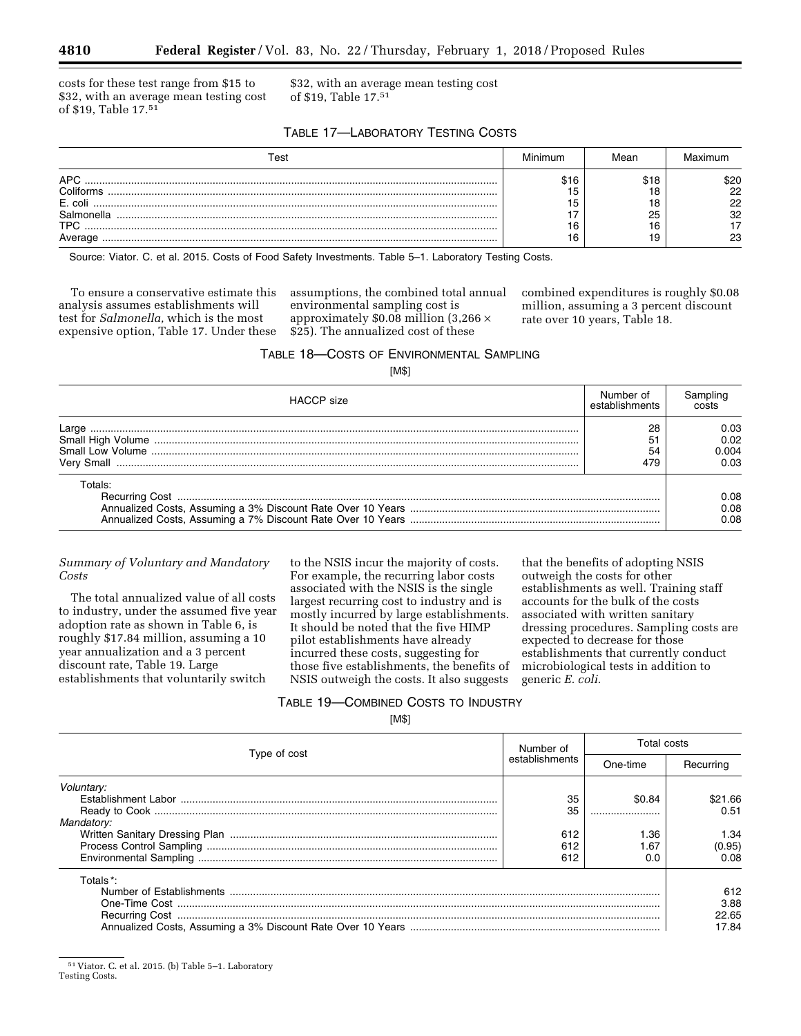costs for these test range from $15 to $32, with an average mean testing cost of $19, Table 17.[51]

$32, with an average mean testing cost of $19, Table 17.[51]

TABLE 17—LABORATORY TESTING COSTS

| Test | Minimum | Mean | Maximum |
|---|---|---|---|
| APC | $16 | $18 | $20 |
| Coliforms | 15 | 18 | 22 |
| E. coli | 15 | 18 | 22 |
| Salmonella | 17 | 25 | 32 |
| TPC | 16 | 16 | 17 |
| Average | 16 | 19 | 23 |

Source: Viator. C. et al. 2015. Costs of Food Safety Investments. Table 5–1. Laboratory Testing Costs.

To ensure a conservative estimate this analysis assumes establishments will test for *Salmonella,* which is the most expensive option, Table 17. Under these assumptions, the combined total annual environmental sampling cost is approximately $0.08 million (3,266 × $25). The annualized cost of these combined expenditures is roughly $0.08 million, assuming a 3 percent discount rate over 10 years, Table 18.

TABLE 18—COSTS OF ENVIRONMENTAL SAMPLING

[M$]

| HACCP size | Number of establishments | Sampling costs |
|---|---|---|
| Large | 28 | 0.03 |
| Small High Volume | 51 | 0.02 |
| Small Low Volume | 54 | 0.004 |
| Very Small | 479 | 0.03 |
| Totals: | | |
| Recurring Cost | | 0.08 |
| Annualized Costs, Assuming a 3% Discount Rate Over 10 Years | | 0.08 |
| Annualized Costs, Assuming a 7% Discount Rate Over 10 Years | | 0.08 |

*Summary of Voluntary and Mandatory Costs*

The total annualized value of all costs to industry, under the assumed five year adoption rate as shown in Table 6, is roughly $17.84 million, assuming a 10 year annualization and a 3 percent discount rate, Table 19. Large establishments that voluntarily switch to the NSIS incur the majority of costs. For example, the recurring labor costs associated with the NSIS is the single largest recurring cost to industry and is mostly incurred by large establishments. It should be noted that the five HIMP pilot establishments have already incurred these costs, suggesting for those five establishments, the benefits of NSIS outweigh the costs. It also suggests that the benefits of adopting NSIS outweigh the costs for other establishments as well. Training staff accounts for the bulk of the costs associated with written sanitary dressing procedures. Sampling costs are expected to decrease for those establishments that currently conduct microbiological tests in addition to generic *E. coli.*

TABLE 19—COMBINED COSTS TO INDUSTRY

[M$]

| Type of cost | Number of establishments | Total costs | |
|---|---|---|---|
| | | One-time | Recurring |
| *Voluntary:* | | | |
| Establishment Labor | 35 | $0.84 | $21.66 |
| Ready to Cook | 35 | | 0.51 |
| *Mandatory:* | | | |
| Written Sanitary Dressing Plan | 612 | 1.36 | 1.34 |
| Process Control Sampling | 612 | 1.67 | (0.95) |
| Environmental Sampling | 612 | 0.0 | 0.08 |
| Totals*: | | | |
| Number of Establishments | | | 612 |
| One-Time Cost | | | 3.88 |
| Recurring Cost | | | 22.65 |
| Annualized Costs, Assuming a 3% Discount Rate Over 10 Years | | | 17.84 |

[51] Viator. C. et al. 2015. (b) Table 5–1. Laboratory Testing Costs.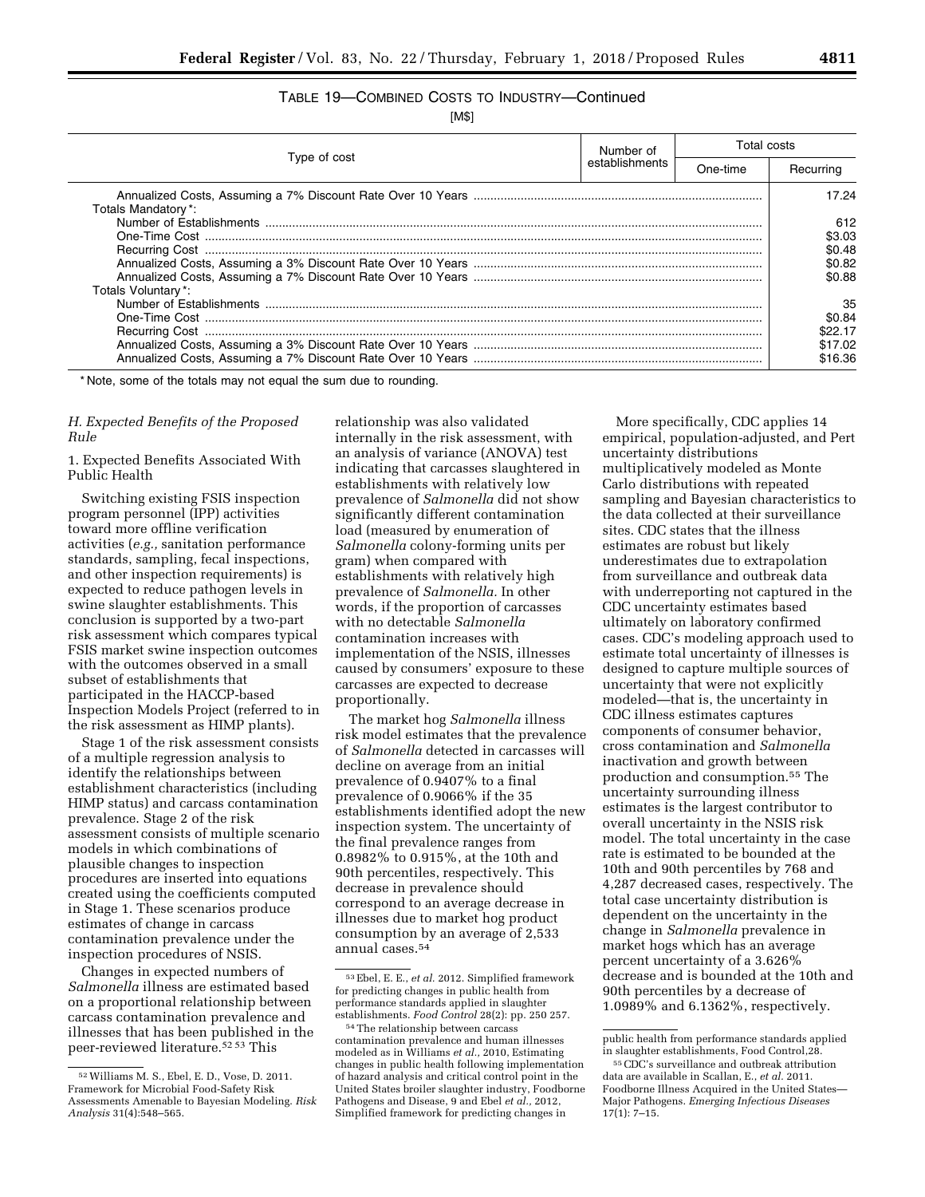### TABLE 19—COMBINED COSTS TO INDUSTRY—Continued

[M$]

| Type of cost | Number of establishments | Total costs | |
|---|---|---|---|
| | | One-time | Recurring |
| Annualized Costs, Assuming a 7% Discount Rate Over 10 Years | | | 17.24 |
| Totals Mandatory*: | | | |
| Number of Establishments | | | 612 |
| One-Time Cost | | | $3.03 |
| Recurring Cost | | | $0.48 |
| Annualized Costs, Assuming a 3% Discount Rate Over 10 Years | | | $0.82 |
| Annualized Costs, Assuming a 7% Discount Rate Over 10 Years | | | $0.88 |
| Totals Voluntary*: | | | |
| Number of Establishments | | | 35 |
| One-Time Cost | | | $0.84 |
| Recurring Cost | | | $22.17 |
| Annualized Costs, Assuming a 3% Discount Rate Over 10 Years | | | $17.02 |
| Annualized Costs, Assuming a 7% Discount Rate Over 10 Years | | | $16.36 |

* Note, some of the totals may not equal the sum due to rounding.

## H. Expected Benefits of the Proposed Rule

### 1. Expected Benefits Associated With Public Health

Switching existing FSIS inspection program personnel (IPP) activities toward more offline verification activities (*e.g.,* sanitation performance standards, sampling, fecal inspections, and other inspection requirements) is expected to reduce pathogen levels in swine slaughter establishments. This conclusion is supported by a two-part risk assessment which compares typical FSIS market swine inspection outcomes with the outcomes observed in a small subset of establishments that participated in the HACCP-based Inspection Models Project (referred to in the risk assessment as HIMP plants).

Stage 1 of the risk assessment consists of a multiple regression analysis to identify the relationships between establishment characteristics (including HIMP status) and carcass contamination prevalence. Stage 2 of the risk assessment consists of multiple scenario models in which combinations of plausible changes to inspection procedures are inserted into equations created using the coefficients computed in Stage 1. These scenarios produce estimates of change in carcass contamination prevalence under the inspection procedures of NSIS.

Changes in expected numbers of *Salmonella* illness are estimated based on a proportional relationship between carcass contamination prevalence and illnesses that has been published in the peer-reviewed literature.[52] [53] This relationship was also validated internally in the risk assessment, with an analysis of variance (ANOVA) test indicating that carcasses slaughtered in establishments with relatively low prevalence of *Salmonella* did not show significantly different contamination load (measured by enumeration of *Salmonella* colony-forming units per gram) when compared with establishments with relatively high prevalence of *Salmonella.* In other words, if the proportion of carcasses with no detectable *Salmonella* contamination increases with implementation of the NSIS, illnesses caused by consumers' exposure to these carcasses are expected to decrease proportionally.

The market hog *Salmonella* illness risk model estimates that the prevalence of *Salmonella* detected in carcasses will decline on average from an initial prevalence of 0.9407% to a final prevalence of 0.9066% if the 35 establishments identified adopt the new inspection system. The uncertainty of the final prevalence ranges from 0.8982% to 0.915%, at the 10th and 90th percentiles, respectively. This decrease in prevalence should correspond to an average decrease in illnesses due to market hog product consumption by an average of 2,533 annual cases.[54]

More specifically, CDC applies 14 empirical, population-adjusted, and Pert uncertainty distributions multiplicatively modeled as Monte Carlo distributions with repeated sampling and Bayesian characteristics to the data collected at their surveillance sites. CDC states that the illness estimates are robust but likely underestimates due to extrapolation from surveillance and outbreak data with underreporting not captured in the CDC uncertainty estimates based ultimately on laboratory confirmed cases. CDC's modeling approach used to estimate total uncertainty of illnesses is designed to capture multiple sources of uncertainty that were not explicitly modeled—that is, the uncertainty in CDC illness estimates captures components of consumer behavior, cross contamination and *Salmonella* inactivation and growth between production and consumption.[55] The uncertainty surrounding illness estimates is the largest contributor to overall uncertainty in the NSIS risk model. The total uncertainty in the case rate is estimated to be bounded at the 10th and 90th percentiles by 768 and 4,287 decreased cases, respectively. The total case uncertainty distribution is dependent on the uncertainty in the change in *Salmonella* prevalence in market hogs which has an average percent uncertainty of a 3.626% decrease and is bounded at the 10th and 90th percentiles by a decrease of 1.0989% and 6.1362%, respectively.

---

[52] Williams M. S., Ebel, E. D., Vose, D. 2011. Framework for Microbial Food-Safety Risk Assessments Amenable to Bayesian Modeling. *Risk Analysis* 31(4):548–565.

[53] Ebel, E. E., *et al.* 2012. Simplified framework for predicting changes in public health from performance standards applied in slaughter establishments. *Food Control* 28(2): pp. 250 257.

[54] The relationship between carcass contamination prevalence and human illnesses modeled as in Williams *et al.,* 2010, Estimating changes in public health following implementation of hazard analysis and critical control point in the United States broiler slaughter industry, Foodborne Pathogens and Disease, 9 and Ebel *et al.,* 2012, Simplified framework for predicting changes in public health from performance standards applied in slaughter establishments, Food Control,28.

[55] CDC's surveillance and outbreak attribution data are available in Scallan, E., *et al.* 2011. Foodborne Illness Acquired in the United States—Major Pathogens. *Emerging Infectious Diseases* 17(1): 7–15.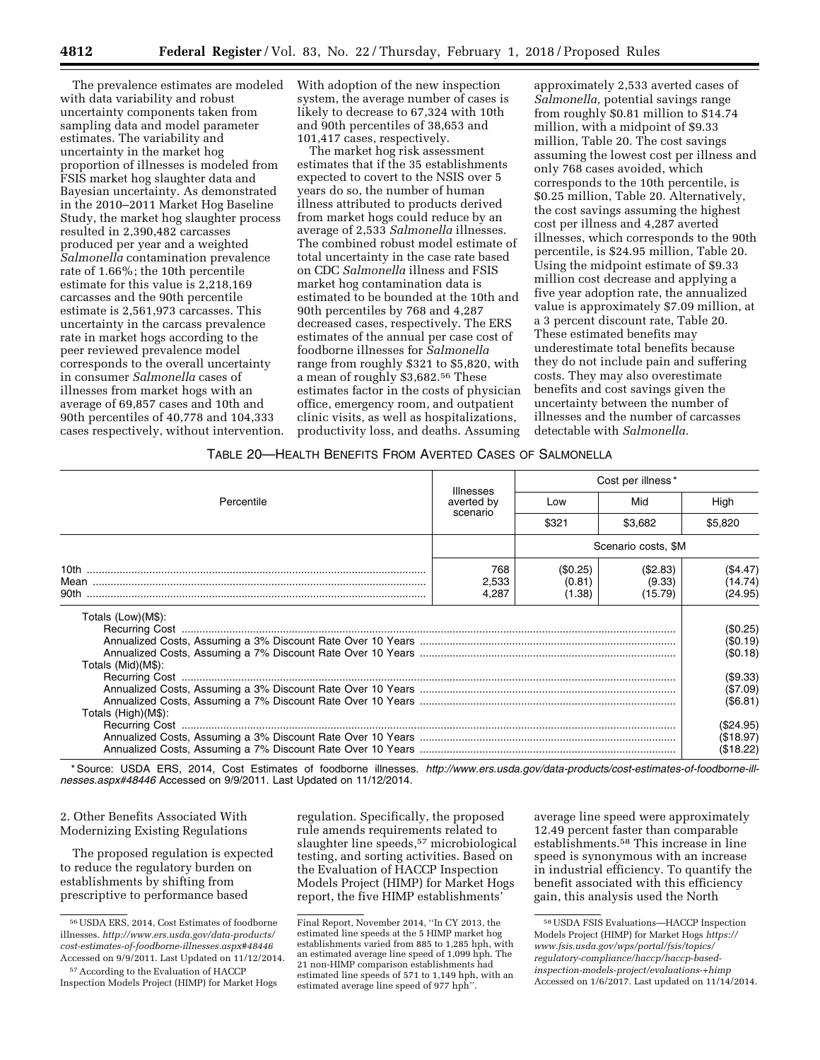The prevalence estimates are modeled with data variability and robust uncertainty components taken from sampling data and model parameter estimates. The variability and uncertainty in the market hog proportion of illnesses is modeled from FSIS market hog slaughter data and Bayesian uncertainty. As demonstrated in the 2010–2011 Market Hog Baseline Study, the market hog slaughter process resulted in 2,390,482 carcasses produced per year and a weighted *Salmonella* contamination prevalence rate of 1.66%; the 10th percentile estimate for this value is 2,218,169 carcasses and the 90th percentile estimate is 2,561,973 carcasses. This uncertainty in the carcass prevalence rate in market hogs according to the peer reviewed prevalence model corresponds to the overall uncertainty in consumer *Salmonella* cases of illnesses from market hogs with an average of 69,857 cases and 10th and 90th percentiles of 40,778 and 104,333 cases respectively, without intervention. With adoption of the new inspection system, the average number of cases is likely to decrease to 67,324 with 10th and 90th percentiles of 38,653 and 101,417 cases, respectively.

The market hog risk assessment estimates that if the 35 establishments expected to covert to the NSIS over 5 years do so, the number of human illness attributed to products derived from market hogs could reduce by an average of 2,533 *Salmonella* illnesses. The combined robust model estimate of total uncertainty in the case rate based on CDC *Salmonella* illness and FSIS market hog contamination data is estimated to be bounded at the 10th and 90th percentiles by 768 and 4,287 decreased cases, respectively. The ERS estimates of the annual per case cost of foodborne illnesses for *Salmonella* range from roughly $321 to $5,820, with a mean of roughly $3,682.[56] These estimates factor in the costs of physician office, emergency room, and outpatient clinic visits, as well as hospitalizations, productivity loss, and deaths. Assuming approximately 2,533 averted cases of *Salmonella,* potential savings range from roughly $0.81 million to $14.74 million, with a midpoint of $9.33 million, Table 20. The cost savings assuming the lowest cost per illness and only 768 cases avoided, which corresponds to the 10th percentile, is $0.25 million, Table 20. Alternatively, the cost savings assuming the highest cost per illness and 4,287 averted illnesses, which corresponds to the 90th percentile, is $24.95 million, Table 20. Using the midpoint estimate of $9.33 million cost decrease and applying a five year adoption rate, the annualized value is approximately $7.09 million, at a 3 percent discount rate, Table 20. These estimated benefits may underestimate total benefits because they do not include pain and suffering costs. They may also overestimate benefits and cost savings given the uncertainty between the number of illnesses and the number of carcasses detectable with *Salmonella.*

TABLE 20—HEALTH BENEFITS FROM AVERTED CASES OF SALMONELLA

| Percentile | Illnesses averted by scenario | Cost per illness* | | |
|---|---|---|---|---|
| | | Low | Mid | High |
| | | $321 | $3,682 | $5,820 |
| | | Scenario costs, $M | | |
| 10th | 768 | ($0.25) | ($2.83) | ($4.47) |
| Mean | 2,533 | (0.81) | (9.33) | (14.74) |
| 90th | 4,287 | (1.38) | (15.79) | (24.95) |
| Totals (Low)(M$): | | | | |
| Recurring Cost | | | | ($0.25) |
| Annualized Costs, Assuming a 3% Discount Rate Over 10 Years | | | | ($0.19) |
| Annualized Costs, Assuming a 7% Discount Rate Over 10 Years | | | | ($0.18) |
| Totals (Mid)(M$): | | | | |
| Recurring Cost | | | | ($9.33) |
| Annualized Costs, Assuming a 3% Discount Rate Over 10 Years | | | | ($7.09) |
| Annualized Costs, Assuming a 7% Discount Rate Over 10 Years | | | | ($6.81) |
| Totals (High)(M$): | | | | |
| Recurring Cost | | | | ($24.95) |
| Annualized Costs, Assuming a 3% Discount Rate Over 10 Years | | | | ($18.97) |
| Annualized Costs, Assuming a 7% Discount Rate Over 10 Years | | | | ($18.22) |

* Source: USDA ERS, 2014, Cost Estimates of foodborne illnesses. *http://www.ers.usda.gov/data-products/cost-estimates-of-foodborne-illnesses.aspx#48446* Accessed on 9/9/2011. Last Updated on 11/12/2014.

2. Other Benefits Associated With Modernizing Existing Regulations

The proposed regulation is expected to reduce the regulatory burden on establishments by shifting from prescriptive to performance based regulation. Specifically, the proposed rule amends requirements related to slaughter line speeds,[57] microbiological testing, and sorting activities. Based on the Evaluation of HACCP Inspection Models Project (HIMP) for Market Hogs report, the five HIMP establishments' average line speed were approximately 12.49 percent faster than comparable establishments.[58] This increase in line speed is synonymous with an increase in industrial efficiency. To quantify the benefit associated with this efficiency gain, this analysis used the North

[56] USDA ERS, 2014, Cost Estimates of foodborne illnesses. *http://www.ers.usda.gov/data-products/cost-estimates-of-foodborne-illnesses.aspx#48446* Accessed on 9/9/2011. Last Updated on 11/12/2014.

[57] According to the Evaluation of HACCP Inspection Models Project (HIMP) for Market Hogs Final Report, November 2014, "In CY 2013, the estimated line speeds at the 5 HIMP market hog establishments varied from 885 to 1,285 hph, with an estimated average line speed of 1,099 hph. The 21 non-HIMP comparison establishments had estimated line speeds of 571 to 1,149 hph, with an estimated average line speed of 977 hph".

[58] USDA FSIS Evaluations—HACCP Inspection Models Project (HIMP) for Market Hogs *https://www.fsis.usda.gov/wps/portal/fsis/topics/regulatory-compliance/haccp/haccp-based-inspection-models-project/evaluations-+himp* Accessed on 1/6/2017. Last updated on 11/14/2014.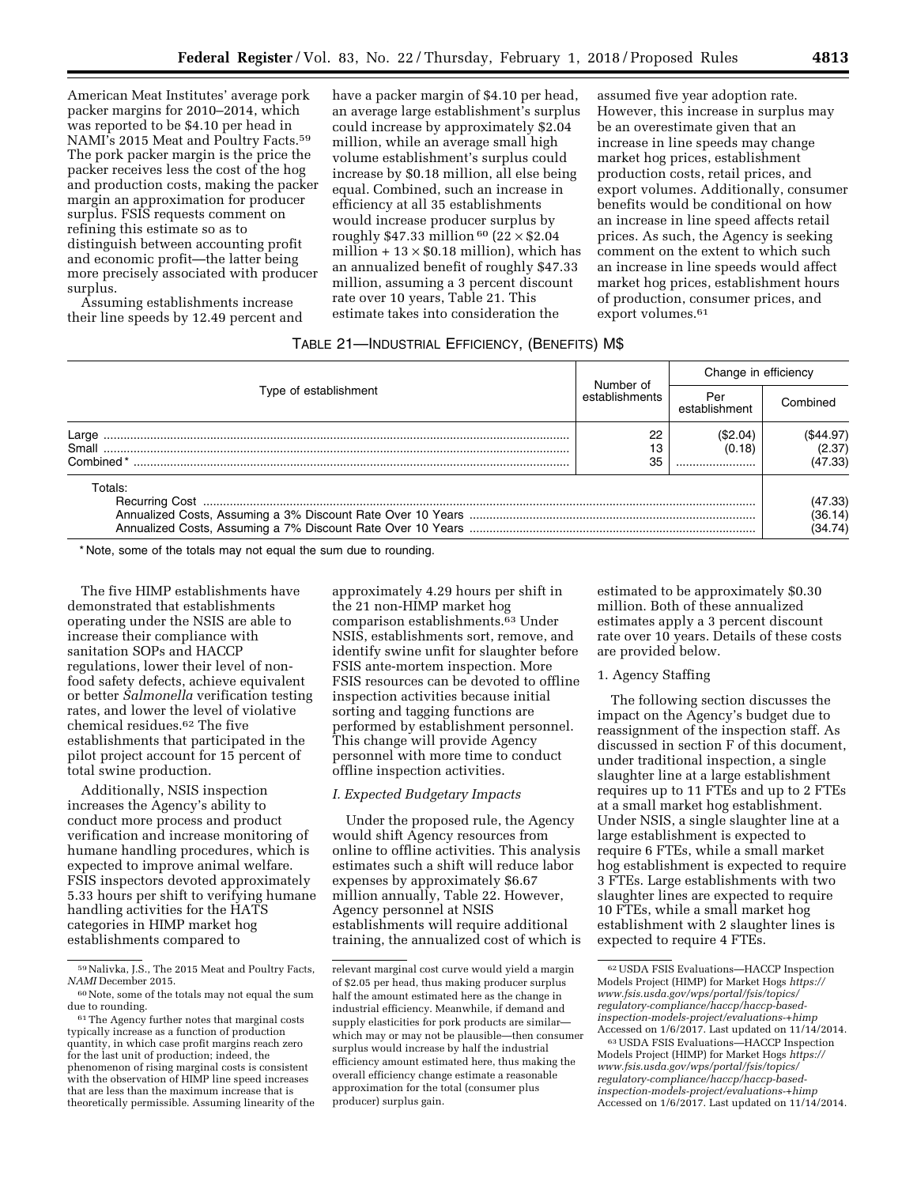American Meat Institutes' average pork packer margins for 2010–2014, which was reported to be $4.10 per head in NAMI's 2015 Meat and Poultry Facts.[59] The pork packer margin is the price the packer receives less the cost of the hog and production costs, making the packer margin an approximation for producer surplus. FSIS requests comment on refining this estimate so as to distinguish between accounting profit and economic profit—the latter being more precisely associated with producer surplus.

Assuming establishments increase their line speeds by 12.49 percent and have a packer margin of $4.10 per head, an average large establishment's surplus could increase by approximately $2.04 million, while an average small high volume establishment's surplus could increase by $0.18 million, all else being equal. Combined, such an increase in efficiency at all 35 establishments would increase producer surplus by roughly $47.33 million[60] (22 × $2.04 million + 13 × $0.18 million), which has an annualized benefit of roughly $47.33 million, assuming a 3 percent discount rate over 10 years, Table 21. This estimate takes into consideration the assumed five year adoption rate. However, this increase in surplus may be an overestimate given that an increase in line speeds may change market hog prices, establishment production costs, retail prices, and export volumes. Additionally, consumer benefits would be conditional on how an increase in line speed affects retail prices. As such, the Agency is seeking comment on the extent to which such an increase in line speeds would affect market hog prices, establishment hours of production, consumer prices, and export volumes.[61]

TABLE 21—INDUSTRIAL EFFICIENCY, (BENEFITS) M$

| Type of establishment | Number of establishments | Change in efficiency | |
|---|---|---|---|
| | | Per establishment | Combined |
| Large | 22 | ($2.04) | ($44.97) |
| Small | 13 | (0.18) | (2.37) |
| Combined* | 35 | | (47.33) |
| Totals: | | | |
| Recurring Cost | | | (47.33) |
| Annualized Costs, Assuming a 3% Discount Rate Over 10 Years | | | (36.14) |
| Annualized Costs, Assuming a 7% Discount Rate Over 10 Years | | | (34.74) |

\* Note, some of the totals may not equal the sum due to rounding.

The five HIMP establishments have demonstrated that establishments operating under the NSIS are able to increase their compliance with sanitation SOPs and HACCP regulations, lower their level of non-food safety defects, achieve equivalent or better *Salmonella* verification testing rates, and lower the level of violative chemical residues.[62] The five establishments that participated in the pilot project account for 15 percent of total swine production.

Additionally, NSIS inspection increases the Agency's ability to conduct more process and product verification and increase monitoring of humane handling procedures, which is expected to improve animal welfare. FSIS inspectors devoted approximately 5.33 hours per shift to verifying humane handling activities for the HATS categories in HIMP market hog establishments compared to approximately 4.29 hours per shift in the 21 non-HIMP market hog comparison establishments.[63] Under NSIS, establishments sort, remove, and identify swine unfit for slaughter before FSIS ante-mortem inspection. More FSIS resources can be devoted to offline inspection activities because initial sorting and tagging functions are performed by establishment personnel. This change will provide Agency personnel with more time to conduct offline inspection activities.

### *I. Expected Budgetary Impacts*

Under the proposed rule, the Agency would shift Agency resources from online to offline activities. This analysis estimates such a shift will reduce labor expenses by approximately $6.67 million annually, Table 22. However, Agency personnel at NSIS establishments will require additional training, the annualized cost of which is estimated to be approximately $0.30 million. Both of these annualized estimates apply a 3 percent discount rate over 10 years. Details of these costs are provided below.

#### 1. Agency Staffing

The following section discusses the impact on the Agency's budget due to reassignment of the inspection staff. As discussed in section F of this document, under traditional inspection, a single slaughter line at a large establishment requires up to 11 FTEs and up to 2 FTEs at a small market hog establishment. Under NSIS, a single slaughter line at a large establishment is expected to require 6 FTEs, while a small market hog establishment is expected to require 3 FTEs. Large establishments with two slaughter lines are expected to require 10 FTEs, while a small market hog establishment with 2 slaughter lines is expected to require 4 FTEs.

---

[59] Nalivka, J.S., The 2015 Meat and Poultry Facts, *NAMI* December 2015.

[60] Note, some of the totals may not equal the sum due to rounding.

[61] The Agency further notes that marginal costs typically increase as a function of production quantity, in which case profit margins reach zero for the last unit of production; indeed, the phenomenon of rising marginal costs is consistent with the observation of HIMP line speed increases that are less than the maximum increase that is theoretically permissible. Assuming linearity of the relevant marginal cost curve would yield a margin of $2.05 per head, thus making producer surplus half the amount estimated here as the change in industrial efficiency. Meanwhile, if demand and supply elasticities for pork products are similar—which may or may not be plausible—then consumer surplus would increase by half the industrial efficiency amount estimated here, thus making the overall efficiency change estimate a reasonable approximation for the total (consumer plus producer) surplus gain.

[62] USDA FSIS Evaluations—HACCP Inspection Models Project (HIMP) for Market Hogs *https://www.fsis.usda.gov/wps/portal/fsis/topics/regulatory-compliance/haccp/haccp-based-inspection-models-project/evaluations-+himp* Accessed on 1/6/2017. Last updated on 11/14/2014.

[63] USDA FSIS Evaluations—HACCP Inspection Models Project (HIMP) for Market Hogs *https://www.fsis.usda.gov/wps/portal/fsis/topics/regulatory-compliance/haccp/haccp-based-inspection-models-project/evaluations-+himp* Accessed on 1/6/2017. Last updated on 11/14/2014.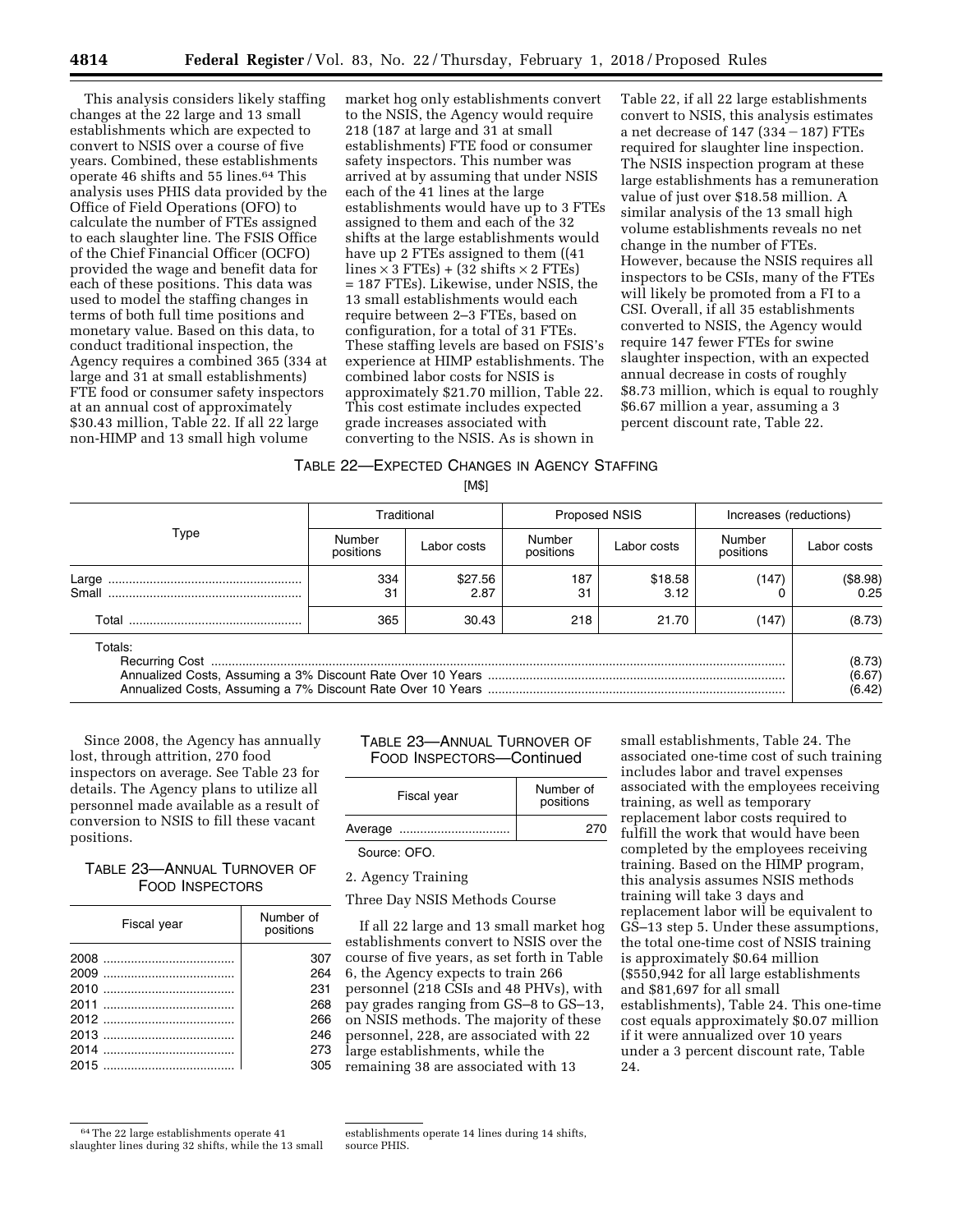This analysis considers likely staffing changes at the 22 large and 13 small establishments which are expected to convert to NSIS over a course of five years. Combined, these establishments operate 46 shifts and 55 lines.[64] This analysis uses PHIS data provided by the Office of Field Operations (OFO) to calculate the number of FTEs assigned to each slaughter line. The FSIS Office of the Chief Financial Officer (OCFO) provided the wage and benefit data for each of these positions. This data was used to model the staffing changes in terms of both full time positions and monetary value. Based on this data, to conduct traditional inspection, the Agency requires a combined 365 (334 at large and 31 at small establishments) FTE food or consumer safety inspectors at an annual cost of approximately $30.43 million, Table 22. If all 22 large non-HIMP and 13 small high volume market hog only establishments convert to the NSIS, the Agency would require 218 (187 at large and 31 at small establishments) FTE food or consumer safety inspectors. This number was arrived at by assuming that under NSIS each of the 41 lines at the large establishments would have up to 3 FTEs assigned to them and each of the 32 shifts at the large establishments would have up 2 FTEs assigned to them ((41 lines × 3 FTEs) + (32 shifts × 2 FTEs) = 187 FTEs). Likewise, under NSIS, the 13 small establishments would each require between 2–3 FTEs, based on configuration, for a total of 31 FTEs. These staffing levels are based on FSIS's experience at HIMP establishments. The combined labor costs for NSIS is approximately $21.70 million, Table 22. This cost estimate includes expected grade increases associated with converting to the NSIS. As is shown in Table 22, if all 22 large establishments convert to NSIS, this analysis estimates a net decrease of 147 (334 − 187) FTEs required for slaughter line inspection. The NSIS inspection program at these large establishments has a remuneration value of just over $18.58 million. A similar analysis of the 13 small high volume establishments reveals no net change in the number of FTEs. However, because the NSIS requires all inspectors to be CSIs, many of the FTEs will likely be promoted from a FI to a CSI. Overall, if all 35 establishments converted to NSIS, the Agency would require 147 fewer FTEs for swine slaughter inspection, with an expected annual decrease in costs of roughly $8.73 million, which is equal to roughly $6.67 million a year, assuming a 3 percent discount rate, Table 22.

TABLE 22—EXPECTED CHANGES IN AGENCY STAFFING

[M$]

| Type | Traditional | | Proposed NSIS | | Increases (reductions) | |
|---|---|---|---|---|---|---|
| | Number positions | Labor costs | Number positions | Labor costs | Number positions | Labor costs |
| Large | 334 | $27.56 | 187 | $18.58 | (147) | ($8.98) |
| Small | 31 | 2.87 | 31 | 3.12 | 0 | 0.25 |
| Total | 365 | 30.43 | 218 | 21.70 | (147) | (8.73) |
| Totals: | | | | | | |
| Recurring Cost | | | | | | (8.73) |
| Annualized Costs, Assuming a 3% Discount Rate Over 10 Years | | | | | | (6.67) |
| Annualized Costs, Assuming a 7% Discount Rate Over 10 Years | | | | | | (6.42) |

Since 2008, the Agency has annually lost, through attrition, 270 food inspectors on average. See Table 23 for details. The Agency plans to utilize all personnel made available as a result of conversion to NSIS to fill these vacant positions.

TABLE 23—ANNUAL TURNOVER OF FOOD INSPECTORS

| Fiscal year | Number of positions |
|---|---|
| 2008 | 307 |
| 2009 | 264 |
| 2010 | 231 |
| 2011 | 268 |
| 2012 | 266 |
| 2013 | 246 |
| 2014 | 273 |
| 2015 | 305 |
| Average | 270 |

Source: OFO.

2. Agency Training

Three Day NSIS Methods Course

If all 22 large and 13 small market hog establishments convert to NSIS over the course of five years, as set forth in Table 6, the Agency expects to train 266 personnel (218 CSIs and 48 PHVs), with pay grades ranging from GS–8 to GS–13, on NSIS methods. The majority of these personnel, 228, are associated with 22 large establishments, while the remaining 38 are associated with 13 small establishments, Table 24. The associated one-time cost of such training includes labor and travel expenses associated with the employees receiving training, as well as temporary replacement labor costs required to fulfill the work that would have been completed by the employees receiving training. Based on the HIMP program, this analysis assumes NSIS methods training will take 3 days and replacement labor will be equivalent to GS–13 step 5. Under these assumptions, the total one-time cost of NSIS training is approximately $0.64 million ($550,942 for all large establishments and $81,697 for all small establishments), Table 24. This one-time cost equals approximately $0.07 million if it were annualized over 10 years under a 3 percent discount rate, Table 24.

[64] The 22 large establishments operate 41 slaughter lines during 32 shifts, while the 13 small establishments operate 14 lines during 14 shifts, source PHIS.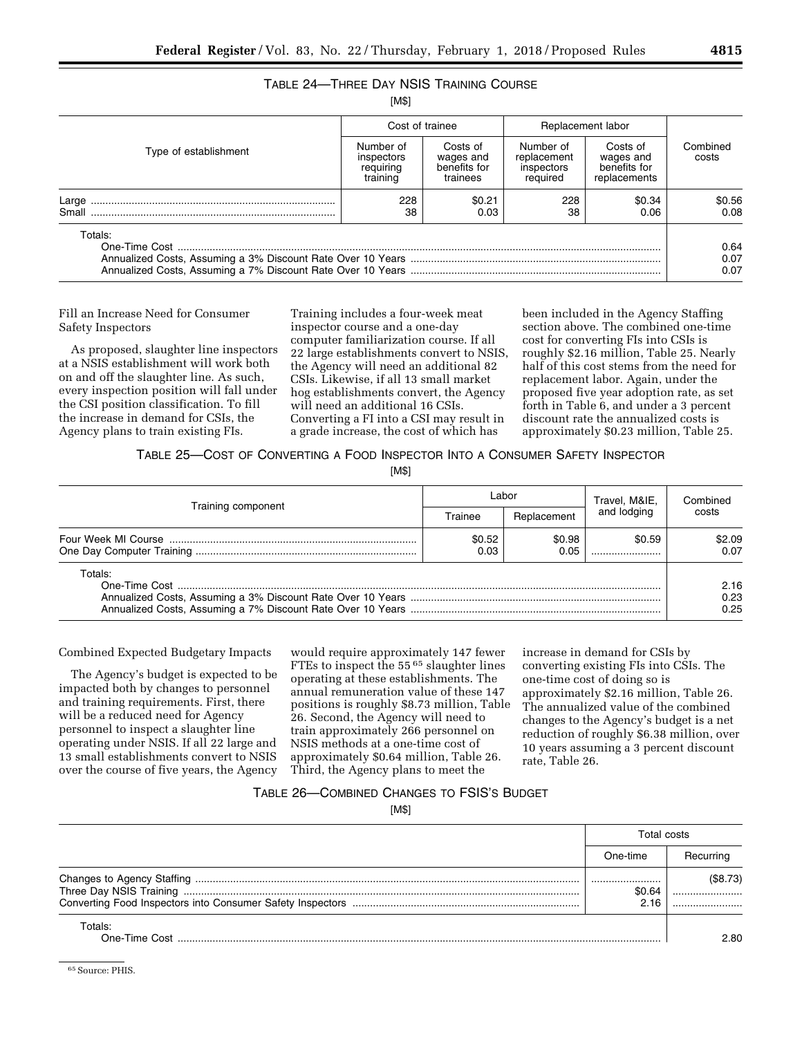TABLE 24—THREE DAY NSIS TRAINING COURSE

[M$]

| Type of establishment | Cost of trainee | | Replacement labor | | Combined costs |
|---|---|---|---|---|---|
| | Number of inspectors requiring training | Costs of wages and benefits for trainees | Number of replacement inspectors required | Costs of wages and benefits for replacements | |
| Large | 228 | $0.21 | 228 | $0.34 | $0.56 |
| Small | 38 | 0.03 | 38 | 0.06 | 0.08 |
| Totals: | | | | | |
| One-Time Cost | | | | | 0.64 |
| Annualized Costs, Assuming a 3% Discount Rate Over 10 Years | | | | | 0.07 |
| Annualized Costs, Assuming a 7% Discount Rate Over 10 Years | | | | | 0.07 |

Fill an Increase Need for Consumer Safety Inspectors

As proposed, slaughter line inspectors at a NSIS establishment will work both on and off the slaughter line. As such, every inspection position will fall under the CSI position classification. To fill the increase in demand for CSIs, the Agency plans to train existing FIs. Training includes a four-week meat inspector course and a one-day computer familiarization course. If all 22 large establishments convert to NSIS, the Agency will need an additional 82 CSIs. Likewise, if all 13 small market hog establishments convert, the Agency will need an additional 16 CSIs. Converting a FI into a CSI may result in a grade increase, the cost of which has been included in the Agency Staffing section above. The combined one-time cost for converting FIs into CSIs is roughly $2.16 million, Table 25. Nearly half of this cost stems from the need for replacement labor. Again, under the proposed five year adoption rate, as set forth in Table 6, and under a 3 percent discount rate the annualized costs is approximately $0.23 million, Table 25.

TABLE 25—COST OF CONVERTING A FOOD INSPECTOR INTO A CONSUMER SAFETY INSPECTOR

[M$]

| Training component | Labor | | Travel, M&IE, and lodging | Combined costs |
|---|---|---|---|---|
| | Trainee | Replacement | | |
| Four Week MI Course | $0.52 | $0.98 | $0.59 | $2.09 |
| One Day Computer Training | 0.03 | 0.05 | | 0.07 |
| Totals: | | | | |
| One-Time Cost | | | | 2.16 |
| Annualized Costs, Assuming a 3% Discount Rate Over 10 Years | | | | 0.23 |
| Annualized Costs, Assuming a 7% Discount Rate Over 10 Years | | | | 0.25 |

Combined Expected Budgetary Impacts

The Agency's budget is expected to be impacted both by changes to personnel and training requirements. First, there will be a reduced need for Agency personnel to inspect a slaughter line operating under NSIS. If all 22 large and 13 small establishments convert to NSIS over the course of five years, the Agency would require approximately 147 fewer FTEs to inspect the 55 [65] slaughter lines operating at these establishments. The annual remuneration value of these 147 positions is roughly $8.73 million, Table 26. Second, the Agency will need to train approximately 266 personnel on NSIS methods at a one-time cost of approximately $0.64 million, Table 26. Third, the Agency plans to meet the increase in demand for CSIs by converting existing FIs into CSIs. The one-time cost of doing so is approximately $2.16 million, Table 26. The annualized value of the combined changes to the Agency's budget is a net reduction of roughly $6.38 million, over 10 years assuming a 3 percent discount rate, Table 26.

TABLE 26—COMBINED CHANGES TO FSIS'S BUDGET

[M$]

| | Total costs | |
|---|---|---|
| | One-time | Recurring |
| Changes to Agency Staffing | | ($8.73) |
| Three Day NSIS Training | $0.64 | |
| Converting Food Inspectors into Consumer Safety Inspectors | 2.16 | |
| Totals: | | |
| One-Time Cost | | 2.80 |

[65] Source: PHIS.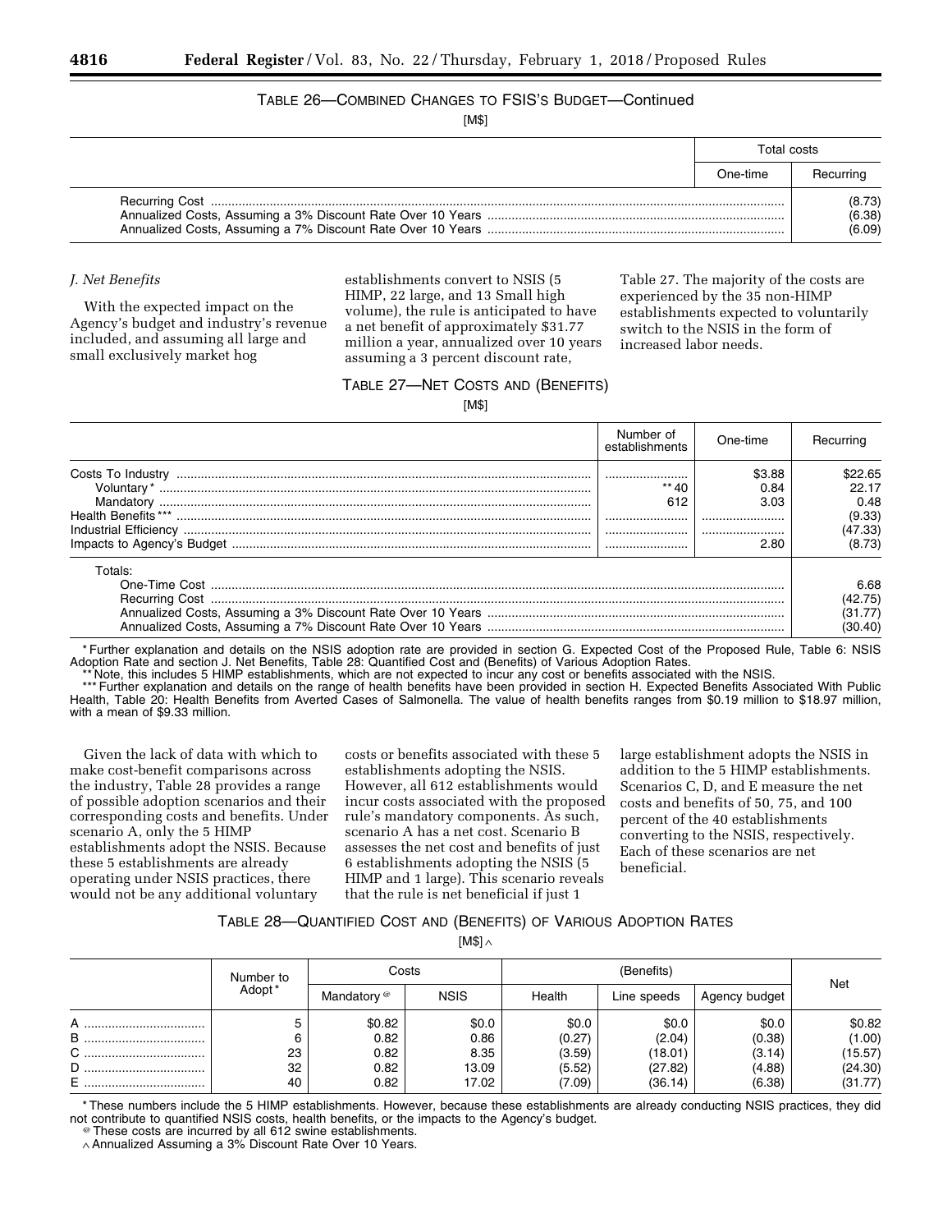TABLE 26—COMBINED CHANGES TO FSIS'S BUDGET—Continued

[M$]

| | Total costs | |
|---|---|---|
| | One-time | Recurring |
| Recurring Cost | | (8.73) |
| Annualized Costs, Assuming a 3% Discount Rate Over 10 Years | | (6.38) |
| Annualized Costs, Assuming a 7% Discount Rate Over 10 Years | | (6.09) |

### *J. Net Benefits*

With the expected impact on the Agency's budget and industry's revenue included, and assuming all large and small exclusively market hog establishments convert to NSIS (5 HIMP, 22 large, and 13 Small high volume), the rule is anticipated to have a net benefit of approximately $31.77 million a year, annualized over 10 years assuming a 3 percent discount rate, Table 27. The majority of the costs are experienced by the 35 non-HIMP establishments expected to voluntarily switch to the NSIS in the form of increased labor needs.

TABLE 27—NET COSTS AND (BENEFITS)

[M$]

| | Number of establishments | One-time | Recurring |
|---|---|---|---|
| Costs To Industry | | $3.88 | $22.65 |
| Voluntary * | ** 40 | 0.84 | 22.17 |
| Mandatory | 612 | 3.03 | 0.48 |
| Health Benefits *** | | | (9.33) |
| Industrial Efficiency | | | (47.33) |
| Impacts to Agency's Budget | | 2.80 | (8.73) |
| Totals: | | | |
| One-Time Cost | | | 6.68 |
| Recurring Cost | | | (42.75) |
| Annualized Costs, Assuming a 3% Discount Rate Over 10 Years | | | (31.77) |
| Annualized Costs, Assuming a 7% Discount Rate Over 10 Years | | | (30.40) |

\* Further explanation and details on the NSIS adoption rate are provided in section G. Expected Cost of the Proposed Rule, Table 6: NSIS Adoption Rate and section J. Net Benefits, Table 28: Quantified Cost and (Benefits) of Various Adoption Rates.

\*\* Note, this includes 5 HIMP establishments, which are not expected to incur any cost or benefits associated with the NSIS.

\*\*\* Further explanation and details on the range of health benefits have been provided in section H. Expected Benefits Associated With Public Health, Table 20: Health Benefits from Averted Cases of Salmonella. The value of health benefits ranges from $0.19 million to $18.97 million, with a mean of $9.33 million.

Given the lack of data with which to make cost-benefit comparisons across the industry, Table 28 provides a range of possible adoption scenarios and their corresponding costs and benefits. Under scenario A, only the 5 HIMP establishments adopt the NSIS. Because these 5 establishments are already operating under NSIS practices, there would not be any additional voluntary costs or benefits associated with these 5 establishments adopting the NSIS. However, all 612 establishments would incur costs associated with the proposed rule's mandatory components. As such, scenario A has a net cost. Scenario B assesses the net cost and benefits of just 6 establishments adopting the NSIS (5 HIMP and 1 large). This scenario reveals that the rule is net beneficial if just 1 large establishment adopts the NSIS in addition to the 5 HIMP establishments. Scenarios C, D, and E measure the net costs and benefits of 50, 75, and 100 percent of the 40 establishments converting to the NSIS, respectively. Each of these scenarios are net beneficial.

TABLE 28—QUANTIFIED COST AND (BENEFITS) OF VARIOUS ADOPTION RATES

[M$] ^

| | Number to Adopt * | Costs | | (Benefits) | | | Net |
|---|---|---|---|---|---|---|---|
| | | Mandatory @ | NSIS | Health | Line speeds | Agency budget | |
| A | 5 | $0.82 | $0.0 | $0.0 | $0.0 | $0.0 | $0.82 |
| B | 6 | 0.82 | 0.86 | (0.27) | (2.04) | (0.38) | (1.00) |
| C | 23 | 0.82 | 8.35 | (3.59) | (18.01) | (3.14) | (15.57) |
| D | 32 | 0.82 | 13.09 | (5.52) | (27.82) | (4.88) | (24.30) |
| E | 40 | 0.82 | 17.02 | (7.09) | (36.14) | (6.38) | (31.77) |

\* These numbers include the 5 HIMP establishments. However, because these establishments are already conducting NSIS practices, they did not contribute to quantified NSIS costs, health benefits, or the impacts to the Agency's budget.

@ These costs are incurred by all 612 swine establishments.

^ Annualized Assuming a 3% Discount Rate Over 10 Years.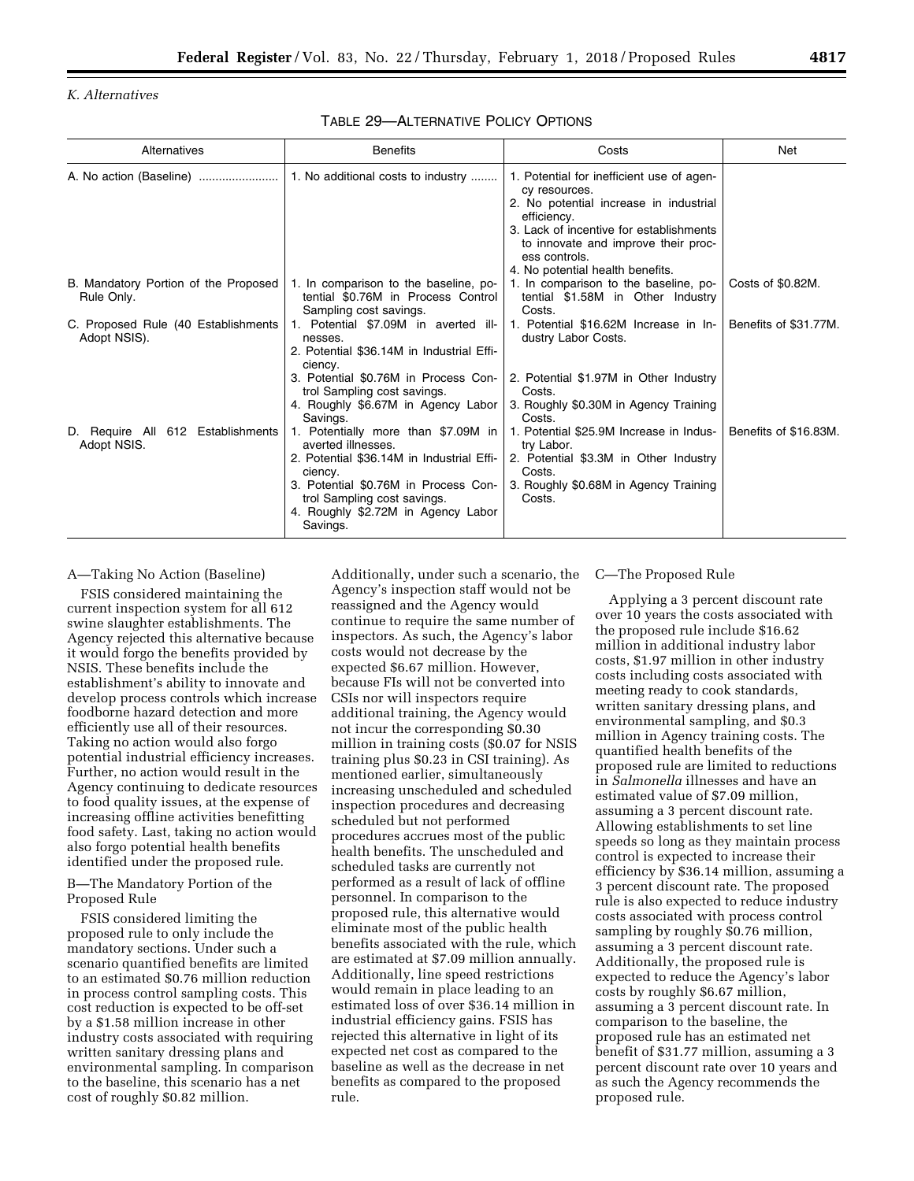### K. Alternatives

TABLE 29—ALTERNATIVE POLICY OPTIONS

| Alternatives | Benefits | Costs | Net |
| --- | --- | --- | --- |
| A. No action (Baseline) | 1. No additional costs to industry | 1. Potential for inefficient use of agency resources.<br>2. No potential increase in industrial efficiency.<br>3. Lack of incentive for establishments to innovate and improve their process controls.<br>4. No potential health benefits. | |
| B. Mandatory Portion of the Proposed Rule Only. | 1. In comparison to the baseline, potential $0.76M in Process Control Sampling cost savings. | 1. In comparison to the baseline, potential $1.58M in Other Industry Costs. | Costs of $0.82M. |
| C. Proposed Rule (40 Establishments Adopt NSIS). | 1. Potential $7.09M in averted illnesses.<br>2. Potential $36.14M in Industrial Efficiency.<br>3. Potential $0.76M in Process Control Sampling cost savings.<br>4. Roughly $6.67M in Agency Labor Savings. | 1. Potential $16.62M Increase in Industry Labor Costs.<br>2. Potential $1.97M in Other Industry Costs.<br>3. Roughly $0.30M in Agency Training Costs. | Benefits of $31.77M. |
| D. Require All 612 Establishments Adopt NSIS. | 1. Potentially more than $7.09M in averted illnesses.<br>2. Potential $36.14M in Industrial Efficiency.<br>3. Potential $0.76M in Process Control Sampling cost savings.<br>4. Roughly $2.72M in Agency Labor Savings. | 1. Potential $25.9M Increase in Industry Labor.<br>2. Potential $3.3M in Other Industry Costs.<br>3. Roughly $0.68M in Agency Training Costs. | Benefits of $16.83M. |

A—Taking No Action (Baseline)

FSIS considered maintaining the current inspection system for all 612 swine slaughter establishments. The Agency rejected this alternative because it would forgo the benefits provided by NSIS. These benefits include the establishment's ability to innovate and develop process controls which increase foodborne hazard detection and more efficiently use all of their resources. Taking no action would also forgo potential industrial efficiency increases. Further, no action would result in the Agency continuing to dedicate resources to food quality issues, at the expense of increasing offline activities benefitting food safety. Last, taking no action would also forgo potential health benefits identified under the proposed rule.

B—The Mandatory Portion of the Proposed Rule

FSIS considered limiting the proposed rule to only include the mandatory sections. Under such a scenario quantified benefits are limited to an estimated $0.76 million reduction in process control sampling costs. This cost reduction is expected to be off-set by a $1.58 million increase in other industry costs associated with requiring written sanitary dressing plans and environmental sampling. In comparison to the baseline, this scenario has a net cost of roughly $0.82 million. Additionally, under such a scenario, the Agency's inspection staff would not be reassigned and the Agency would continue to require the same number of inspectors. As such, the Agency's labor costs would not decrease by the expected $6.67 million. However, because FIs will not be converted into CSIs nor will inspectors require additional training, the Agency would not incur the corresponding $0.30 million in training costs ($0.07 for NSIS training plus $0.23 in CSI training). As mentioned earlier, simultaneously increasing unscheduled and scheduled inspection procedures and decreasing scheduled but not performed procedures accrues most of the public health benefits. The unscheduled and scheduled tasks are currently not performed as a result of lack of offline personnel. In comparison to the proposed rule, this alternative would eliminate most of the public health benefits associated with the rule, which are estimated at $7.09 million annually. Additionally, line speed restrictions would remain in place leading to an estimated loss of over $36.14 million in industrial efficiency gains. FSIS has rejected this alternative in light of its expected net cost as compared to the baseline as well as the decrease in net benefits as compared to the proposed rule.

C—The Proposed Rule

Applying a 3 percent discount rate over 10 years the costs associated with the proposed rule include $16.62 million in additional industry labor costs, $1.97 million in other industry costs including costs associated with meeting ready to cook standards, written sanitary dressing plans, and environmental sampling, and $0.3 million in Agency training costs. The quantified health benefits of the proposed rule are limited to reductions in *Salmonella* illnesses and have an estimated value of $7.09 million, assuming a 3 percent discount rate. Allowing establishments to set line speeds so long as they maintain process control is expected to increase their efficiency by $36.14 million, assuming a 3 percent discount rate. The proposed rule is also expected to reduce industry costs associated with process control sampling by roughly $0.76 million, assuming a 3 percent discount rate. Additionally, the proposed rule is expected to reduce the Agency's labor costs by roughly $6.67 million, assuming a 3 percent discount rate. In comparison to the baseline, the proposed rule has an estimated net benefit of $31.77 million, assuming a 3 percent discount rate over 10 years and as such the Agency recommends the proposed rule.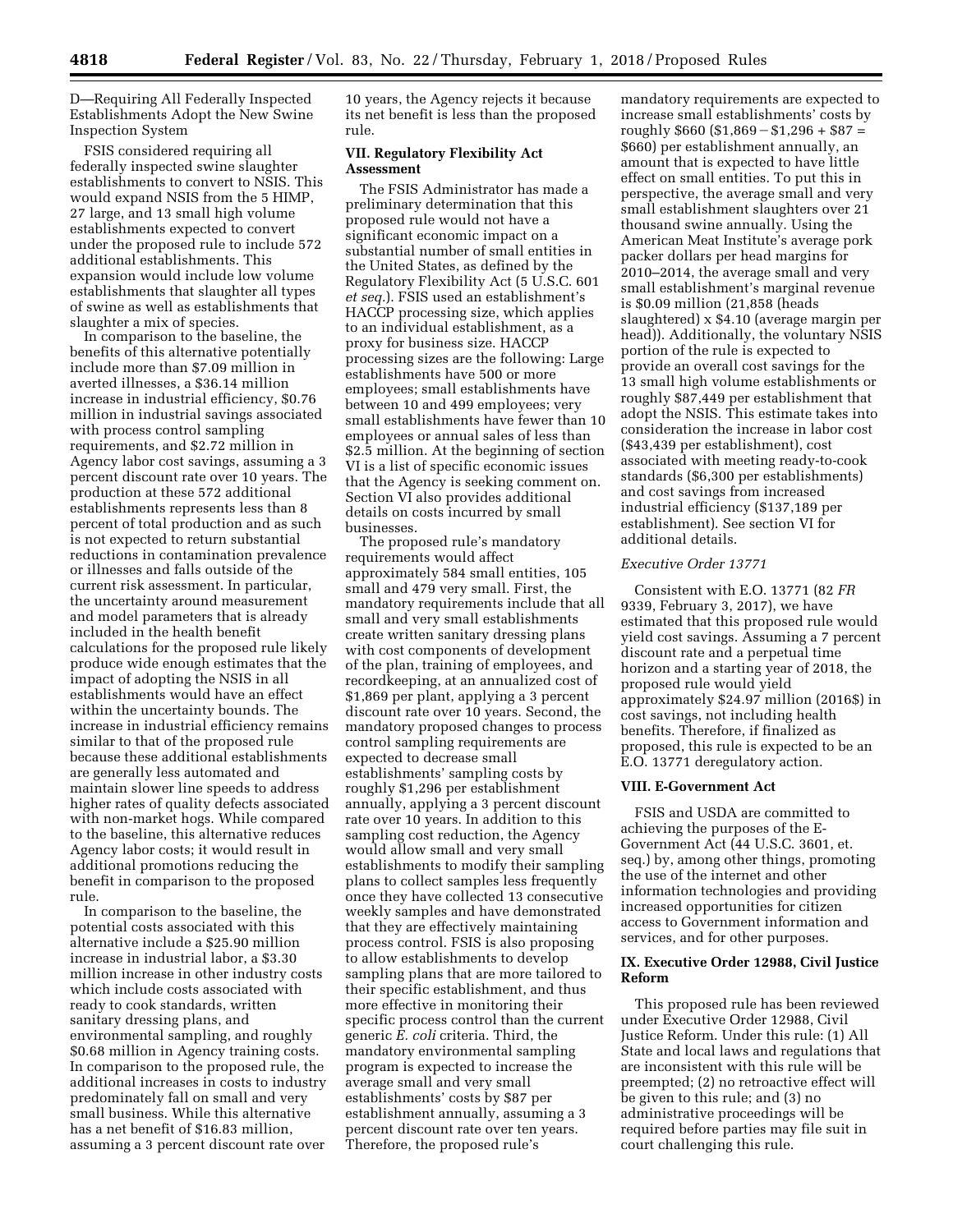D—Requiring All Federally Inspected Establishments Adopt the New Swine Inspection System

FSIS considered requiring all federally inspected swine slaughter establishments to convert to NSIS. This would expand NSIS from the 5 HIMP, 27 large, and 13 small high volume establishments expected to convert under the proposed rule to include 572 additional establishments. This expansion would include low volume establishments that slaughter all types of swine as well as establishments that slaughter a mix of species.

In comparison to the baseline, the benefits of this alternative potentially include more than $7.09 million in averted illnesses, a $36.14 million increase in industrial efficiency, $0.76 million in industrial savings associated with process control sampling requirements, and $2.72 million in Agency labor cost savings, assuming a 3 percent discount rate over 10 years. The production at these 572 additional establishments represents less than 8 percent of total production and as such is not expected to return substantial reductions in contamination prevalence or illnesses and falls outside of the current risk assessment. In particular, the uncertainty around measurement and model parameters that is already included in the health benefit calculations for the proposed rule likely produce wide enough estimates that the impact of adopting the NSIS in all establishments would have an effect within the uncertainty bounds. The increase in industrial efficiency remains similar to that of the proposed rule because these additional establishments are generally less automated and maintain slower line speeds to address higher rates of quality defects associated with non-market hogs. While compared to the baseline, this alternative reduces Agency labor costs; it would result in additional promotions reducing the benefit in comparison to the proposed rule.

In comparison to the baseline, the potential costs associated with this alternative include a $25.90 million increase in industrial labor, a $3.30 million increase in other industry costs which include costs associated with ready to cook standards, written sanitary dressing plans, and environmental sampling, and roughly $0.68 million in Agency training costs. In comparison to the proposed rule, the additional increases in costs to industry predominately fall on small and very small business. While this alternative has a net benefit of $16.83 million, assuming a 3 percent discount rate over 10 years, the Agency rejects it because its net benefit is less than the proposed rule.

## VII. Regulatory Flexibility Act Assessment

The FSIS Administrator has made a preliminary determination that this proposed rule would not have a significant economic impact on a substantial number of small entities in the United States, as defined by the Regulatory Flexibility Act (5 U.S.C. 601 *et seq.*). FSIS used an establishment's HACCP processing size, which applies to an individual establishment, as a proxy for business size. HACCP processing sizes are the following: Large establishments have 500 or more employees; small establishments have between 10 and 499 employees; very small establishments have fewer than 10 employees or annual sales of less than $2.5 million. At the beginning of section VI is a list of specific economic issues that the Agency is seeking comment on. Section VI also provides additional details on costs incurred by small businesses.

The proposed rule's mandatory requirements would affect approximately 584 small entities, 105 small and 479 very small. First, the mandatory requirements include that all small and very small establishments create written sanitary dressing plans with cost components of development of the plan, training of employees, and recordkeeping, at an annualized cost of $1,869 per plant, applying a 3 percent discount rate over 10 years. Second, the mandatory proposed changes to process control sampling requirements are expected to decrease small establishments' sampling costs by roughly $1,296 per establishment annually, applying a 3 percent discount rate over 10 years. In addition to this sampling cost reduction, the Agency would allow small and very small establishments to modify their sampling plans to collect samples less frequently once they have collected 13 consecutive weekly samples and have demonstrated that they are effectively maintaining process control. FSIS is also proposing to allow establishments to develop sampling plans that are more tailored to their specific establishment, and thus more effective in monitoring their specific process control than the current generic *E. coli* criteria. Third, the mandatory environmental sampling program is expected to increase the average small and very small establishments' costs by $87 per establishment annually, assuming a 3 percent discount rate over ten years. Therefore, the proposed rule's mandatory requirements are expected to increase small establishments' costs by roughly $660 ($1,869 − $1,296 + $87 = $660) per establishment annually, an amount that is expected to have little effect on small entities. To put this in perspective, the average small and very small establishment slaughters over 21 thousand swine annually. Using the American Meat Institute's average pork packer dollars per head margins for 2010–2014, the average small and very small establishment's marginal revenue is $0.09 million (21,858 (heads slaughtered) x $4.10 (average margin per head)). Additionally, the voluntary NSIS portion of the rule is expected to provide an overall cost savings for the 13 small high volume establishments or roughly $87,449 per establishment that adopt the NSIS. This estimate takes into consideration the increase in labor cost ($43,439 per establishment), cost associated with meeting ready-to-cook standards ($6,300 per establishments) and cost savings from increased industrial efficiency ($137,189 per establishment). See section VI for additional details.

### *Executive Order 13771*

Consistent with E.O. 13771 (82 *FR* 9339, February 3, 2017), we have estimated that this proposed rule would yield cost savings. Assuming a 7 percent discount rate and a perpetual time horizon and a starting year of 2018, the proposed rule would yield approximately $24.97 million (2016$) in cost savings, not including health benefits. Therefore, if finalized as proposed, this rule is expected to be an E.O. 13771 deregulatory action.

## VIII. E-Government Act

FSIS and USDA are committed to achieving the purposes of the E-Government Act (44 U.S.C. 3601, et. seq.) by, among other things, promoting the use of the internet and other information technologies and providing increased opportunities for citizen access to Government information and services, and for other purposes.

## IX. Executive Order 12988, Civil Justice Reform

This proposed rule has been reviewed under Executive Order 12988, Civil Justice Reform. Under this rule: (1) All State and local laws and regulations that are inconsistent with this rule will be preempted; (2) no retroactive effect will be given to this rule; and (3) no administrative proceedings will be required before parties may file suit in court challenging this rule.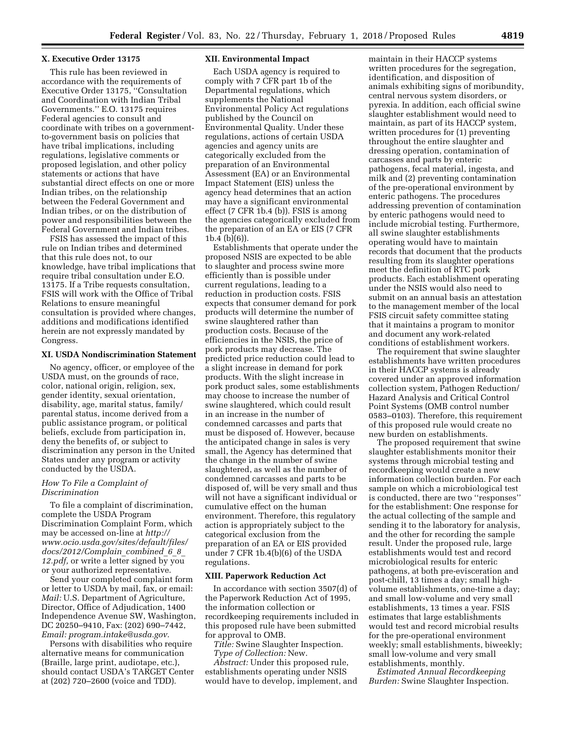### X. Executive Order 13175

This rule has been reviewed in accordance with the requirements of Executive Order 13175, ''Consultation and Coordination with Indian Tribal Governments.'' E.O. 13175 requires Federal agencies to consult and coordinate with tribes on a government-to-government basis on policies that have tribal implications, including regulations, legislative comments or proposed legislation, and other policy statements or actions that have substantial direct effects on one or more Indian tribes, on the relationship between the Federal Government and Indian tribes, or on the distribution of power and responsibilities between the Federal Government and Indian tribes.

FSIS has assessed the impact of this rule on Indian tribes and determined that this rule does not, to our knowledge, have tribal implications that require tribal consultation under E.O. 13175. If a Tribe requests consultation, FSIS will work with the Office of Tribal Relations to ensure meaningful consultation is provided where changes, additions and modifications identified herein are not expressly mandated by Congress.

### XI. USDA Nondiscrimination Statement

No agency, officer, or employee of the USDA must, on the grounds of race, color, national origin, religion, sex, gender identity, sexual orientation, disability, age, marital status, family/parental status, income derived from a public assistance program, or political beliefs, exclude from participation in, deny the benefits of, or subject to discrimination any person in the United States under any program or activity conducted by the USDA.

#### *How To File a Complaint of Discrimination*

To file a complaint of discrimination, complete the USDA Program Discrimination Complaint Form, which may be accessed on-line at *http://www.ocio.usda.gov/sites/default/files/docs/2012/Complain_combined_6_8_12.pdf,* or write a letter signed by you or your authorized representative.

Send your completed complaint form or letter to USDA by mail, fax, or email: *Mail:* U.S. Department of Agriculture, Director, Office of Adjudication, 1400 Independence Avenue SW, Washington, DC 20250–9410, Fax: (202) 690–7442, *Email: program.intake@usda.gov.*

Persons with disabilities who require alternative means for communication (Braille, large print, audiotape, etc.), should contact USDA's TARGET Center at (202) 720–2600 (voice and TDD).

### XII. Environmental Impact

Each USDA agency is required to comply with 7 CFR part 1b of the Departmental regulations, which supplements the National Environmental Policy Act regulations published by the Council on Environmental Quality. Under these regulations, actions of certain USDA agencies and agency units are categorically excluded from the preparation of an Environmental Assessment (EA) or an Environmental Impact Statement (EIS) unless the agency head determines that an action may have a significant environmental effect (7 CFR 1b.4 (b)). FSIS is among the agencies categorically excluded from the preparation of an EA or EIS (7 CFR 1b.4 (b)(6)).

Establishments that operate under the proposed NSIS are expected to be able to slaughter and process swine more efficiently than is possible under current regulations, leading to a reduction in production costs. FSIS expects that consumer demand for pork products will determine the number of swine slaughtered rather than production costs. Because of the efficiencies in the NSIS, the price of pork products may decrease. The predicted price reduction could lead to a slight increase in demand for pork products. With the slight increase in pork product sales, some establishments may choose to increase the number of swine slaughtered, which could result in an increase in the number of condemned carcasses and parts that must be disposed of. However, because the anticipated change in sales is very small, the Agency has determined that the change in the number of swine slaughtered, as well as the number of condemned carcasses and parts to be disposed of, will be very small and thus will not have a significant individual or cumulative effect on the human environment. Therefore, this regulatory action is appropriately subject to the categorical exclusion from the preparation of an EA or EIS provided under 7 CFR 1b.4(b)(6) of the USDA regulations.

### XIII. Paperwork Reduction Act

In accordance with section 3507(d) of the Paperwork Reduction Act of 1995, the information collection or recordkeeping requirements included in this proposed rule have been submitted for approval to OMB.

*Title:* Swine Slaughter Inspection.

*Type of Collection:* New.

*Abstract:* Under this proposed rule, establishments operating under NSIS would have to develop, implement, and maintain in their HACCP systems written procedures for the segregation, identification, and disposition of animals exhibiting signs of moribundity, central nervous system disorders, or pyrexia. In addition, each official swine slaughter establishment would need to maintain, as part of its HACCP system, written procedures for (1) preventing throughout the entire slaughter and dressing operation, contamination of carcasses and parts by enteric pathogens, fecal material, ingesta, and milk and (2) preventing contamination of the pre-operational environment by enteric pathogens. The procedures addressing prevention of contamination by enteric pathogens would need to include microbial testing. Furthermore, all swine slaughter establishments operating would have to maintain records that document that the products resulting from its slaughter operations meet the definition of RTC pork products. Each establishment operating under the NSIS would also need to submit on an annual basis an attestation to the management member of the local FSIS circuit safety committee stating that it maintains a program to monitor and document any work-related conditions of establishment workers.

The requirement that swine slaughter establishments have written procedures in their HACCP systems is already covered under an approved information collection system, Pathogen Reduction/Hazard Analysis and Critical Control Point Systems (OMB control number 0583–0103). Therefore, this requirement of this proposed rule would create no new burden on establishments.

The proposed requirement that swine slaughter establishments monitor their systems through microbial testing and recordkeeping would create a new information collection burden. For each sample on which a microbiological test is conducted, there are two ''responses'' for the establishment: One response for the actual collecting of the sample and sending it to the laboratory for analysis, and the other for recording the sample result. Under the proposed rule, large establishments would test and record microbiological results for enteric pathogens, at both pre-evisceration and post-chill, 13 times a day; small high-volume establishments, one-time a day; and small low-volume and very small establishments, 13 times a year. FSIS estimates that large establishments would test and record microbial results for the pre-operational environment weekly; small establishments, biweekly; small low-volume and very small establishments, monthly.

*Estimated Annual Recordkeeping Burden:* Swine Slaughter Inspection.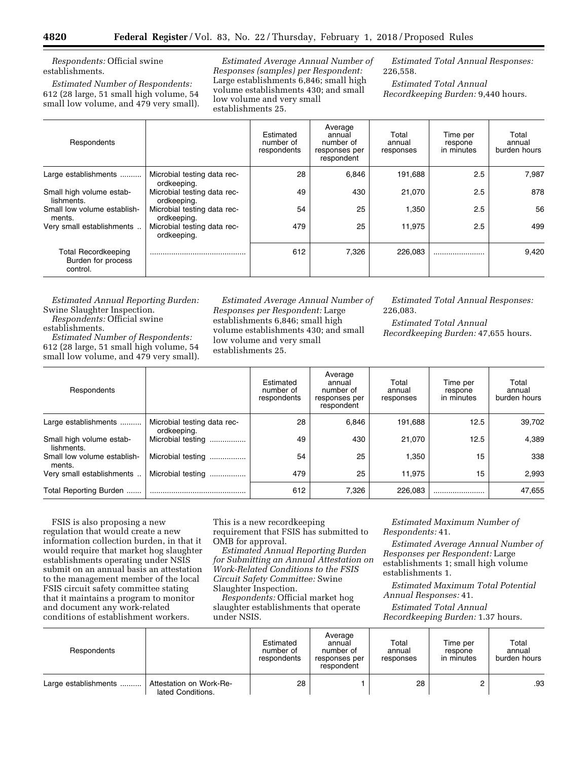*Respondents:* Official swine establishments.

*Estimated Number of Respondents:* 612 (28 large, 51 small high volume, 54 small low volume, and 479 very small).

*Estimated Average Annual Number of Responses (samples) per Respondent:* Large establishments 6,846; small high volume establishments 430; and small low volume and very small establishments 25.

*Estimated Total Annual Responses:* 226,558.

*Estimated Total Annual Recordkeeping Burden:* 9,440 hours.

| Respondents | | Estimated number of respondents | Average annual number of responses per respondent | Total annual responses | Time per respone in minutes | Total annual burden hours |
|---|---|---|---|---|---|---|
| Large establishments .......... | Microbial testing data recordkeeping. | 28 | 6,846 | 191,688 | 2.5 | 7,987 |
| Small high volume establishments. | Microbial testing data recordkeeping. | 49 | 430 | 21,070 | 2.5 | 878 |
| Small low volume establishments. | Microbial testing data recordkeeping. | 54 | 25 | 1,350 | 2.5 | 56 |
| Very small establishments .. | Microbial testing data recordkeeping. | 479 | 25 | 11,975 | 2.5 | 499 |
| Total Recordkeeping Burden for process control. | ............................................ | 612 | 7,326 | 226,083 | ........................ | 9,420 |

*Estimated Annual Reporting Burden:* Swine Slaughter Inspection.

*Respondents:* Official swine establishments.

*Estimated Number of Respondents:* 612 (28 large, 51 small high volume, 54 small low volume, and 479 very small).

*Estimated Average Annual Number of Responses per Respondent:* Large establishments 6,846; small high volume establishments 430; and small low volume and very small establishments 25.

*Estimated Total Annual Responses:* 226,083.

*Estimated Total Annual Recordkeeping Burden:* 47,655 hours.

| Respondents | | Estimated number of respondents | Average annual number of responses per respondent | Total annual responses | Time per respone in minutes | Total annual burden hours |
|---|---|---|---|---|---|---|
| Large establishments .......... | Microbial testing data recordkeeping. | 28 | 6,846 | 191,688 | 12.5 | 39,702 |
| Small high volume establishments. | Microbial testing ................ | 49 | 430 | 21,070 | 12.5 | 4,389 |
| Small low volume establishments. | Microbial testing ................ | 54 | 25 | 1,350 | 15 | 338 |
| Very small establishments .. | Microbial testing ................ | 479 | 25 | 11,975 | 15 | 2,993 |
| Total Reporting Burden ....... | ............................................ | 612 | 7,326 | 226,083 | ........................ | 47,655 |

FSIS is also proposing a new regulation that would create a new information collection burden, in that it would require that market hog slaughter establishments operating under NSIS submit on an annual basis an attestation to the management member of the local FSIS circuit safety committee stating that it maintains a program to monitor and document any work-related conditions of establishment workers. This is a new recordkeeping requirement that FSIS has submitted to OMB for approval.

*Estimated Annual Reporting Burden for Submitting an Annual Attestation on Work-Related Conditions to the FSIS Circuit Safety Committee:* Swine Slaughter Inspection.

*Respondents:* Official market hog slaughter establishments that operate under NSIS.

*Estimated Maximum Number of Respondents:* 41.

*Estimated Average Annual Number of Responses per Respondent:* Large establishments 1; small high volume establishments 1.

*Estimated Maximum Total Potential Annual Responses:* 41.

*Estimated Total Annual Recordkeeping Burden:* 1.37 hours.

| Respondents | | Estimated number of respondents | Average annual number of responses per respondent | Total annual responses | Time per respone in minutes | Total annual burden hours |
|---|---|---|---|---|---|---|
| Large establishments .......... | Attestation on Work-Related Conditions. | 28 | 1 | 28 | 2 | .93 |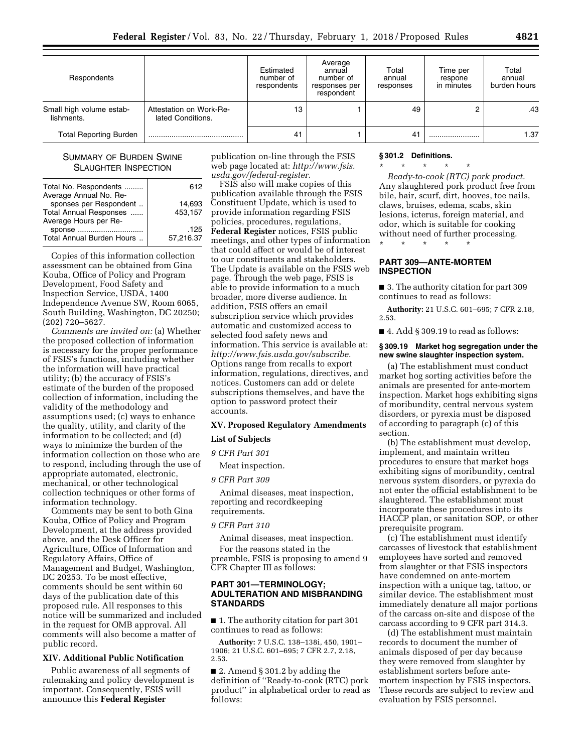| Respondents | | Estimated number of respondents | Average annual number of responses per respondent | Total annual responses | Time per respone in minutes | Total annual burden hours |
|---|---|---|---|---|---|---|
| Small high volume establishments. | Attestation on Work-Related Conditions. | 13 | 1 | 49 | 2 | .43 |
| Total Reporting Burden | ............................................ | 41 | 1 | 41 | ........................ | 1.37 |

SUMMARY OF BURDEN SWINE SLAUGHTER INSPECTION

| | |
|---|---|
| Total No. Respondents ......... | 612 |
| Average Annual No. Responses per Respondent .. | 14,693 |
| Total Annual Responses ...... | 453,157 |
| Average Hours per Response .............................. | .125 |
| Total Annual Burden Hours .. | 57,216.37 |

Copies of this information collection assessment can be obtained from Gina Kouba, Office of Policy and Program Development, Food Safety and Inspection Service, USDA, 1400 Independence Avenue SW, Room 6065, South Building, Washington, DC 20250; (202) 720–5627.

*Comments are invited on:* (a) Whether the proposed collection of information is necessary for the proper performance of FSIS's functions, including whether the information will have practical utility; (b) the accuracy of FSIS's estimate of the burden of the proposed collection of information, including the validity of the methodology and assumptions used; (c) ways to enhance the quality, utility, and clarity of the information to be collected; and (d) ways to minimize the burden of the information collection on those who are to respond, including through the use of appropriate automated, electronic, mechanical, or other technological collection techniques or other forms of information technology.

Comments may be sent to both Gina Kouba, Office of Policy and Program Development, at the address provided above, and the Desk Officer for Agriculture, Office of Information and Regulatory Affairs, Office of Management and Budget, Washington, DC 20253. To be most effective, comments should be sent within 60 days of the publication date of this proposed rule. All responses to this notice will be summarized and included in the request for OMB approval. All comments will also become a matter of public record.

## XIV. Additional Public Notification

Public awareness of all segments of rulemaking and policy development is important. Consequently, FSIS will announce this **Federal Register** publication on-line through the FSIS web page located at: *http://www.fsis.usda.gov/federal-register.*

FSIS also will make copies of this publication available through the FSIS Constituent Update, which is used to provide information regarding FSIS policies, procedures, regulations, **Federal Register** notices, FSIS public meetings, and other types of information that could affect or would be of interest to our constituents and stakeholders. The Update is available on the FSIS web page. Through the web page, FSIS is able to provide information to a much broader, more diverse audience. In addition, FSIS offers an email subscription service which provides automatic and customized access to selected food safety news and information. This service is available at: *http://www.fsis.usda.gov/subscribe.* Options range from recalls to export information, regulations, directives, and notices. Customers can add or delete subscriptions themselves, and have the option to password protect their accounts.

## XV. Proposed Regulatory Amendments

### List of Subjects

*9 CFR Part 301*

Meat inspection.

*9 CFR Part 309*

Animal diseases, meat inspection, reporting and recordkeeping requirements.

*9 CFR Part 310*

Animal diseases, meat inspection.

For the reasons stated in the preamble, FSIS is proposing to amend 9 CFR Chapter III as follows:

## PART 301—TERMINOLOGY; ADULTERATION AND MISBRANDING STANDARDS

■ 1. The authority citation for part 301 continues to read as follows:

**Authority:** 7 U.S.C. 138–138i, 450, 1901–1906; 21 U.S.C. 601–695; 7 CFR 2.7, 2.18, 2.53.

■ 2. Amend § 301.2 by adding the definition of ''Ready-to-cook (RTC) pork product'' in alphabetical order to read as follows:

**§ 301.2 Definitions.**

\* \* \* \* \*

*Ready-to-cook (RTC) pork product.* Any slaughtered pork product free from bile, hair, scurf, dirt, hooves, toe nails, claws, bruises, edema, scabs, skin lesions, icterus, foreign material, and odor, which is suitable for cooking without need of further processing.

\* \* \* \* \*

## PART 309—ANTE-MORTEM INSPECTION

■ 3. The authority citation for part 309 continues to read as follows:

**Authority:** 21 U.S.C. 601–695; 7 CFR 2.18, 2.53.

■ 4. Add § 309.19 to read as follows:

**§ 309.19 Market hog segregation under the new swine slaughter inspection system.**

(a) The establishment must conduct market hog sorting activities before the animals are presented for ante-mortem inspection. Market hogs exhibiting signs of moribundity, central nervous system disorders, or pyrexia must be disposed of according to paragraph (c) of this section.

(b) The establishment must develop, implement, and maintain written procedures to ensure that market hogs exhibiting signs of moribundity, central nervous system disorders, or pyrexia do not enter the official establishment to be slaughtered. The establishment must incorporate these procedures into its HACCP plan, or sanitation SOP, or other prerequisite program.

(c) The establishment must identify carcasses of livestock that establishment employees have sorted and removed from slaughter or that FSIS inspectors have condemned on ante-mortem inspection with a unique tag, tattoo, or similar device. The establishment must immediately denature all major portions of the carcass on-site and dispose of the carcass according to 9 CFR part 314.3.

(d) The establishment must maintain records to document the number of animals disposed of per day because they were removed from slaughter by establishment sorters before ante-mortem inspection by FSIS inspectors. These records are subject to review and evaluation by FSIS personnel.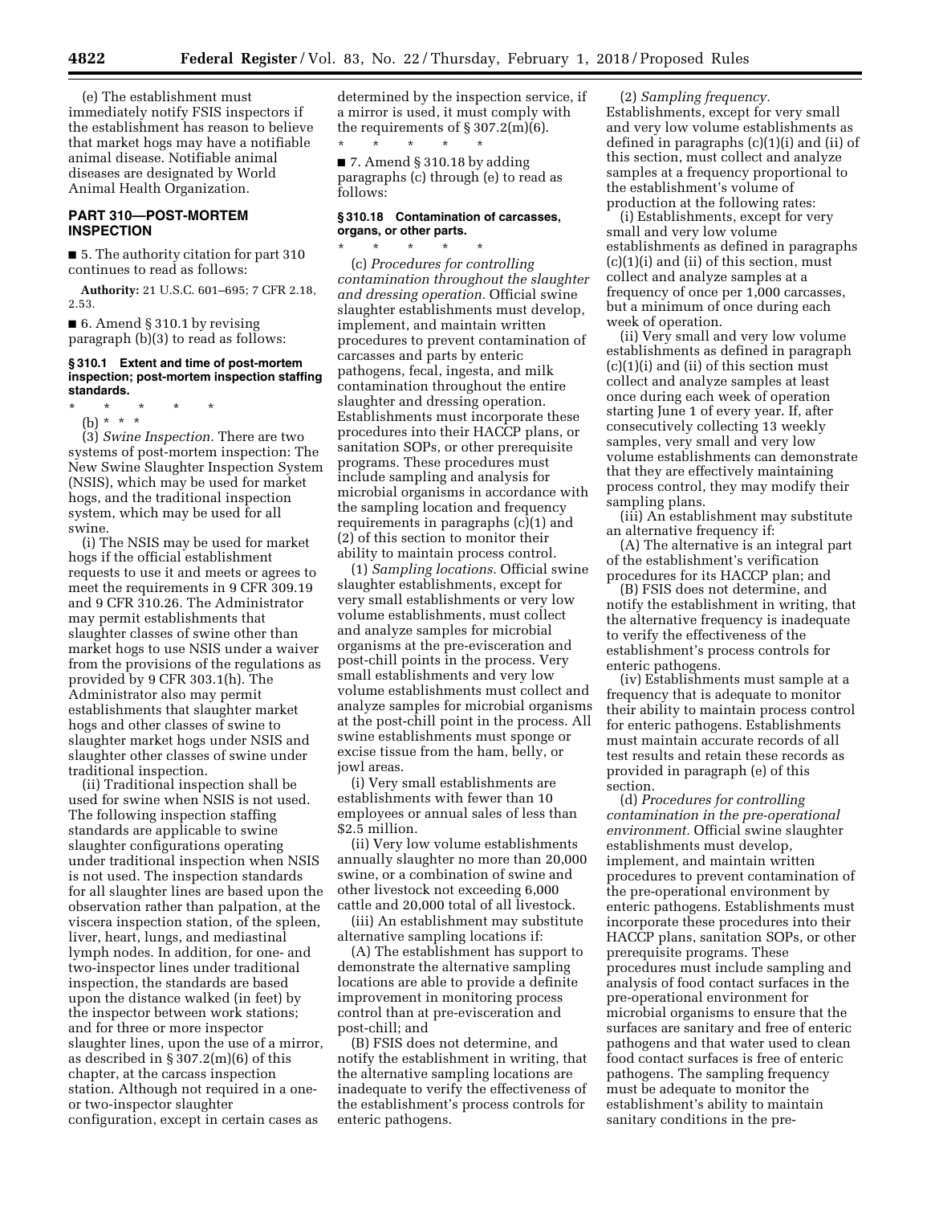(e) The establishment must immediately notify FSIS inspectors if the establishment has reason to believe that market hogs may have a notifiable animal disease. Notifiable animal diseases are designated by World Animal Health Organization.

## PART 310—POST-MORTEM INSPECTION

■ 5. The authority citation for part 310 continues to read as follows:

**Authority:** 21 U.S.C. 601–695; 7 CFR 2.18, 2.53.

■ 6. Amend § 310.1 by revising paragraph (b)(3) to read as follows:

### § 310.1 Extent and time of post-mortem inspection; post-mortem inspection staffing standards.

\* \* \* \* \*

(b) \* \* \*

(3) *Swine Inspection.* There are two systems of post-mortem inspection: The New Swine Slaughter Inspection System (NSIS), which may be used for market hogs, and the traditional inspection system, which may be used for all swine.

(i) The NSIS may be used for market hogs if the official establishment requests to use it and meets or agrees to meet the requirements in 9 CFR 309.19 and 9 CFR 310.26. The Administrator may permit establishments that slaughter classes of swine other than market hogs to use NSIS under a waiver from the provisions of the regulations as provided by 9 CFR 303.1(h). The Administrator also may permit establishments that slaughter market hogs and other classes of swine to slaughter market hogs under NSIS and slaughter other classes of swine under traditional inspection.

(ii) Traditional inspection shall be used for swine when NSIS is not used. The following inspection staffing standards are applicable to swine slaughter configurations operating under traditional inspection when NSIS is not used. The inspection standards for all slaughter lines are based upon the observation rather than palpation, at the viscera inspection station, of the spleen, liver, heart, lungs, and mediastinal lymph nodes. In addition, for one- and two-inspector lines under traditional inspection, the standards are based upon the distance walked (in feet) by the inspector between work stations; and for three or more inspector slaughter lines, upon the use of a mirror, as described in § 307.2(m)(6) of this chapter, at the carcass inspection station. Although not required in a one- or two-inspector slaughter configuration, except in certain cases as determined by the inspection service, if a mirror is used, it must comply with the requirements of § 307.2(m)(6).

\* \* \* \* \*

■ 7. Amend § 310.18 by adding paragraphs (c) through (e) to read as follows:

### § 310.18 Contamination of carcasses, organs, or other parts.

\* \* \* \* \*

(c) *Procedures for controlling contamination throughout the slaughter and dressing operation.* Official swine slaughter establishments must develop, implement, and maintain written procedures to prevent contamination of carcasses and parts by enteric pathogens, fecal, ingesta, and milk contamination throughout the entire slaughter and dressing operation. Establishments must incorporate these procedures into their HACCP plans, or sanitation SOPs, or other prerequisite programs. These procedures must include sampling and analysis for microbial organisms in accordance with the sampling location and frequency requirements in paragraphs (c)(1) and (2) of this section to monitor their ability to maintain process control.

(1) *Sampling locations.* Official swine slaughter establishments, except for very small establishments or very low volume establishments, must collect and analyze samples for microbial organisms at the pre-evisceration and post-chill points in the process. Very small establishments and very low volume establishments must collect and analyze samples for microbial organisms at the post-chill point in the process. All swine establishments must sponge or excise tissue from the ham, belly, or jowl areas.

(i) Very small establishments are establishments with fewer than 10 employees or annual sales of less than $2.5 million.

(ii) Very low volume establishments annually slaughter no more than 20,000 swine, or a combination of swine and other livestock not exceeding 6,000 cattle and 20,000 total of all livestock.

(iii) An establishment may substitute alternative sampling locations if:

(A) The establishment has support to demonstrate the alternative sampling locations are able to provide a definite improvement in monitoring process control than at pre-evisceration and post-chill; and

(B) FSIS does not determine, and notify the establishment in writing, that the alternative sampling locations are inadequate to verify the effectiveness of the establishment's process controls for enteric pathogens.

(2) *Sampling frequency.* Establishments, except for very small and very low volume establishments as defined in paragraphs (c)(1)(i) and (ii) of this section, must collect and analyze samples at a frequency proportional to the establishment's volume of production at the following rates:

(i) Establishments, except for very small and very low volume establishments as defined in paragraphs (c)(1)(i) and (ii) of this section, must collect and analyze samples at a frequency of once per 1,000 carcasses, but a minimum of once during each week of operation.

(ii) Very small and very low volume establishments as defined in paragraph (c)(1)(i) and (ii) of this section must collect and analyze samples at least once during each week of operation starting June 1 of every year. If, after consecutively collecting 13 weekly samples, very small and very low volume establishments can demonstrate that they are effectively maintaining process control, they may modify their sampling plans.

(iii) An establishment may substitute an alternative frequency if:

(A) The alternative is an integral part of the establishment's verification procedures for its HACCP plan; and

(B) FSIS does not determine, and notify the establishment in writing, that the alternative frequency is inadequate to verify the effectiveness of the establishment's process controls for enteric pathogens.

(iv) Establishments must sample at a frequency that is adequate to monitor their ability to maintain process control for enteric pathogens. Establishments must maintain accurate records of all test results and retain these records as provided in paragraph (e) of this section.

(d) *Procedures for controlling contamination in the pre-operational environment.* Official swine slaughter establishments must develop, implement, and maintain written procedures to prevent contamination of the pre-operational environment by enteric pathogens. Establishments must incorporate these procedures into their HACCP plans, sanitation SOPs, or other prerequisite programs. These procedures must include sampling and analysis of food contact surfaces in the pre-operational environment for microbial organisms to ensure that the surfaces are sanitary and free of enteric pathogens and that water used to clean food contact surfaces is free of enteric pathogens. The sampling frequency must be adequate to monitor the establishment's ability to maintain sanitary conditions in the pre-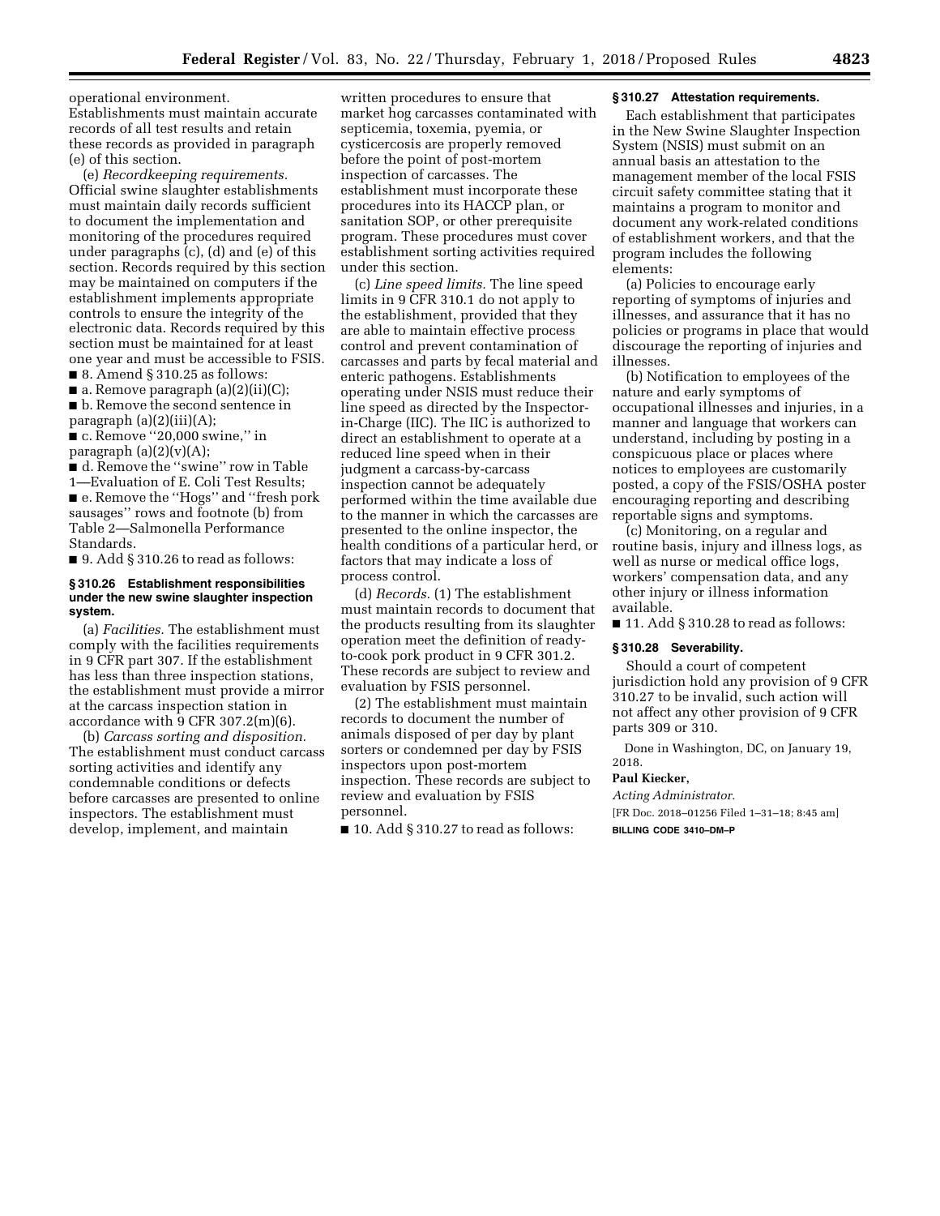operational environment. Establishments must maintain accurate records of all test results and retain these records as provided in paragraph (e) of this section.

(e) *Recordkeeping requirements.* Official swine slaughter establishments must maintain daily records sufficient to document the implementation and monitoring of the procedures required under paragraphs (c), (d) and (e) of this section. Records required by this section may be maintained on computers if the establishment implements appropriate controls to ensure the integrity of the electronic data. Records required by this section must be maintained for at least one year and must be accessible to FSIS.

■ 8. Amend § 310.25 as follows:

■ a. Remove paragraph (a)(2)(ii)(C);

■ b. Remove the second sentence in paragraph (a)(2)(iii)(A);

■ c. Remove ''20,000 swine,'' in paragraph (a)(2)(v)(A);

■ d. Remove the ''swine'' row in Table 1—Evaluation of E. Coli Test Results;

■ e. Remove the ''Hogs'' and ''fresh pork sausages'' rows and footnote (b) from Table 2—Salmonella Performance Standards.

■ 9. Add § 310.26 to read as follows:

### § 310.26 Establishment responsibilities under the new swine slaughter inspection system.

(a) *Facilities.* The establishment must comply with the facilities requirements in 9 CFR part 307. If the establishment has less than three inspection stations, the establishment must provide a mirror at the carcass inspection station in accordance with 9 CFR 307.2(m)(6).

(b) *Carcass sorting and disposition.* The establishment must conduct carcass sorting activities and identify any condemnable conditions or defects before carcasses are presented to online inspectors. The establishment must develop, implement, and maintain written procedures to ensure that market hog carcasses contaminated with septicemia, toxemia, pyemia, or cysticercosis are properly removed before the point of post-mortem inspection of carcasses. The establishment must incorporate these procedures into its HACCP plan, or sanitation SOP, or other prerequisite program. These procedures must cover establishment sorting activities required under this section.

(c) *Line speed limits.* The line speed limits in 9 CFR 310.1 do not apply to the establishment, provided that they are able to maintain effective process control and prevent contamination of carcasses and parts by fecal material and enteric pathogens. Establishments operating under NSIS must reduce their line speed as directed by the Inspector-in-Charge (IIC). The IIC is authorized to direct an establishment to operate at a reduced line speed when in their judgment a carcass-by-carcass inspection cannot be adequately performed within the time available due to the manner in which the carcasses are presented to the online inspector, the health conditions of a particular herd, or factors that may indicate a loss of process control.

(d) *Records.* (1) The establishment must maintain records to document that the products resulting from its slaughter operation meet the definition of ready-to-cook pork product in 9 CFR 301.2. These records are subject to review and evaluation by FSIS personnel.

(2) The establishment must maintain records to document the number of animals disposed of per day by plant sorters or condemned per day by FSIS inspectors upon post-mortem inspection. These records are subject to review and evaluation by FSIS personnel.

■ 10. Add § 310.27 to read as follows:

### § 310.27 Attestation requirements.

Each establishment that participates in the New Swine Slaughter Inspection System (NSIS) must submit on an annual basis an attestation to the management member of the local FSIS circuit safety committee stating that it maintains a program to monitor and document any work-related conditions of establishment workers, and that the program includes the following elements:

(a) Policies to encourage early reporting of symptoms of injuries and illnesses, and assurance that it has no policies or programs in place that would discourage the reporting of injuries and illnesses.

(b) Notification to employees of the nature and early symptoms of occupational illnesses and injuries, in a manner and language that workers can understand, including by posting in a conspicuous place or places where notices to employees are customarily posted, a copy of the FSIS/OSHA poster encouraging reporting and describing reportable signs and symptoms.

(c) Monitoring, on a regular and routine basis, injury and illness logs, as well as nurse or medical office logs, workers' compensation data, and any other injury or illness information available.

■ 11. Add § 310.28 to read as follows:

### § 310.28 Severability.

Should a court of competent jurisdiction hold any provision of 9 CFR 310.27 to be invalid, such action will not affect any other provision of 9 CFR parts 309 or 310.

Done in Washington, DC, on January 19, 2018.

**Paul Kiecker,**

*Acting Administrator.*

[FR Doc. 2018–01256 Filed 1–31–18; 8:45 am]

**BILLING CODE 3410–DM–P**